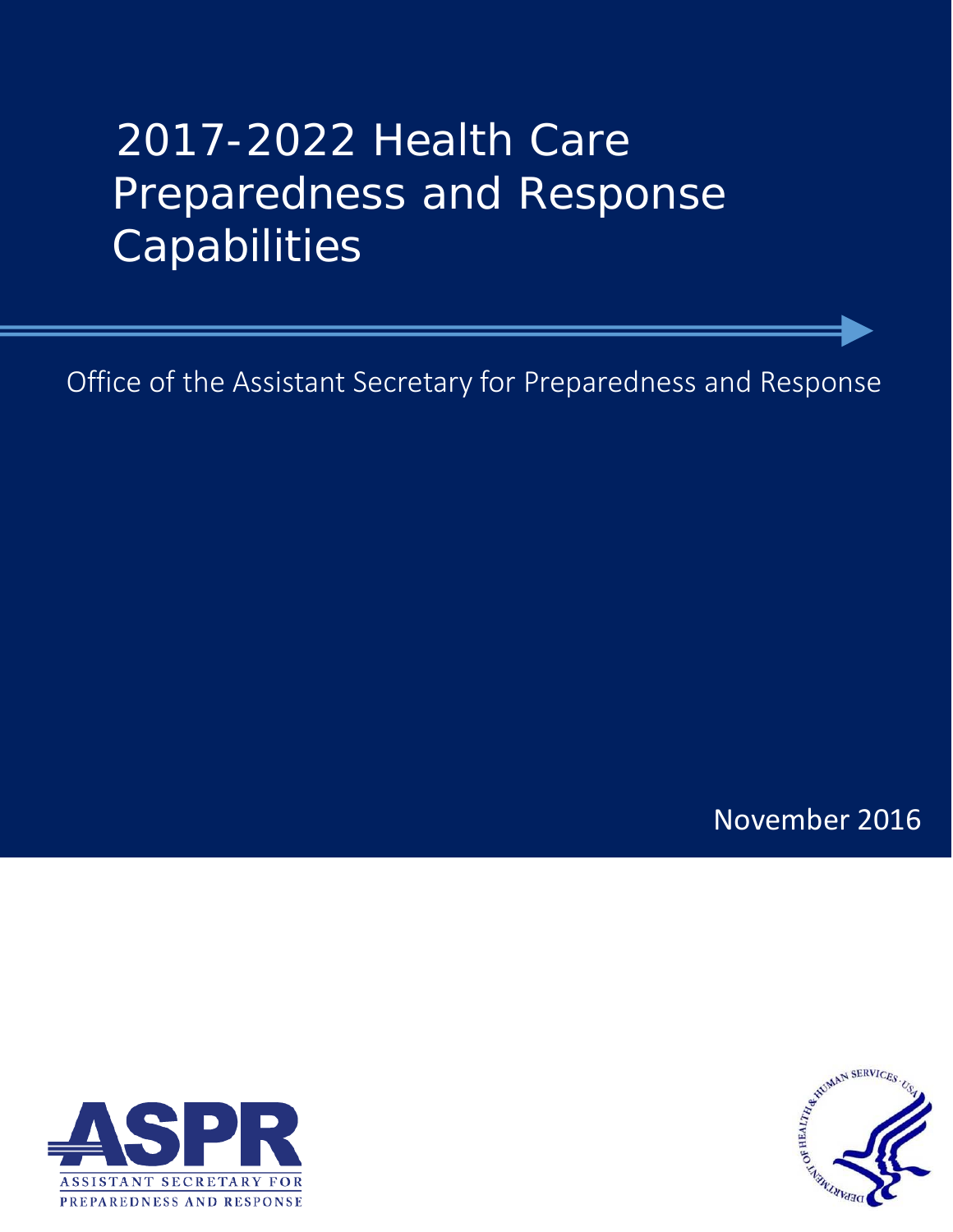# 2017-2022 Health Care Preparedness and Response Capabilities

Office of the Assistant Secretary for Preparedness and Response

November 2016

ASPR
ASSISTANT SECRETARY FOR
PREPAREDNESS AND RESPONSE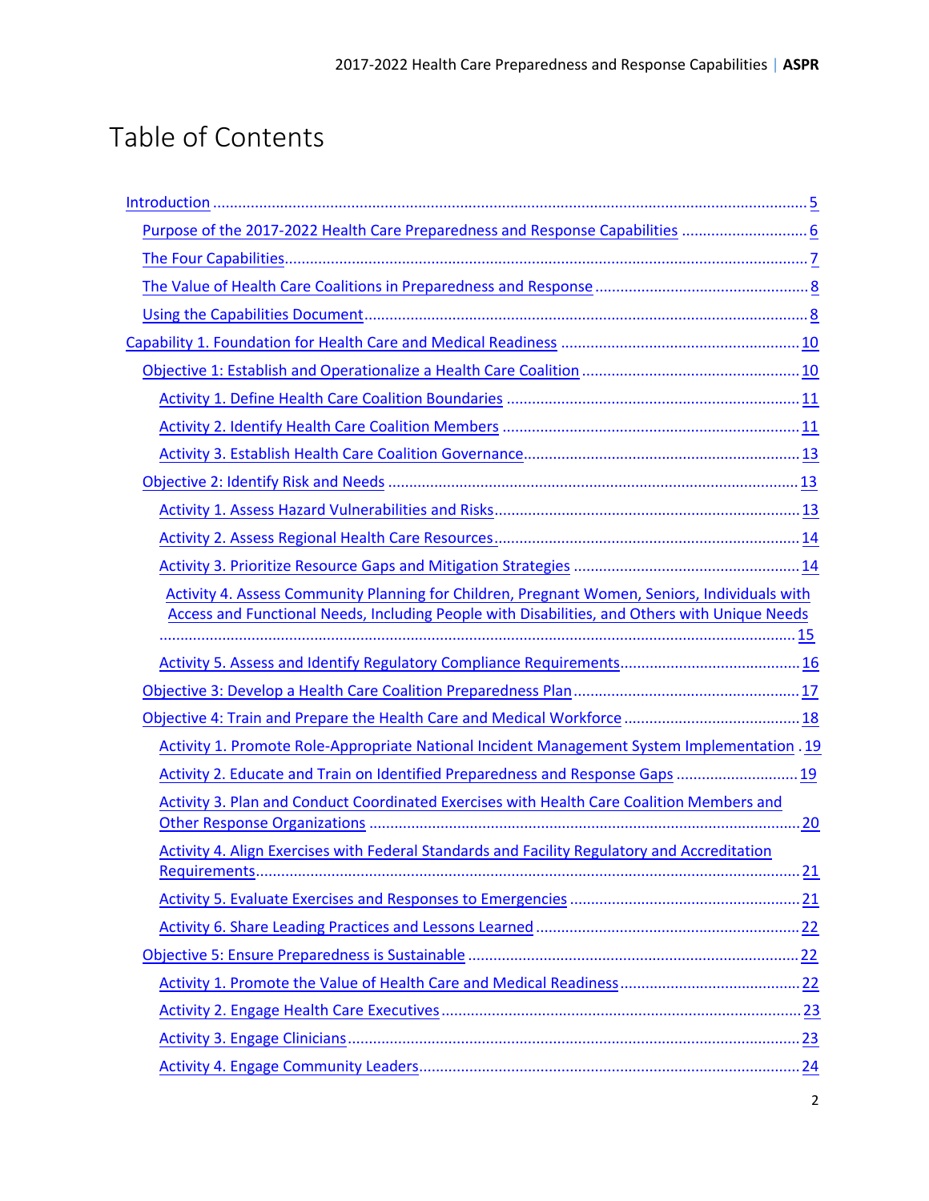# Table of Contents

- Introduction ..... 5
  - Purpose of the 2017-2022 Health Care Preparedness and Response Capabilities ..... 6
  - The Four Capabilities ..... 7
  - The Value of Health Care Coalitions in Preparedness and Response ..... 8
  - Using the Capabilities Document ..... 8
- Capability 1. Foundation for Health Care and Medical Readiness ..... 10
  - Objective 1: Establish and Operationalize a Health Care Coalition ..... 10
    - Activity 1. Define Health Care Coalition Boundaries ..... 11
    - Activity 2. Identify Health Care Coalition Members ..... 11
    - Activity 3. Establish Health Care Coalition Governance ..... 13
  - Objective 2: Identify Risk and Needs ..... 13
    - Activity 1. Assess Hazard Vulnerabilities and Risks ..... 13
    - Activity 2. Assess Regional Health Care Resources ..... 14
    - Activity 3. Prioritize Resource Gaps and Mitigation Strategies ..... 14
    - Activity 4. Assess Community Planning for Children, Pregnant Women, Seniors, Individuals with Access and Functional Needs, Including People with Disabilities, and Others with Unique Needs ..... 15
    - Activity 5. Assess and Identify Regulatory Compliance Requirements ..... 16
  - Objective 3: Develop a Health Care Coalition Preparedness Plan ..... 17
  - Objective 4: Train and Prepare the Health Care and Medical Workforce ..... 18
    - Activity 1. Promote Role-Appropriate National Incident Management System Implementation ..... 19
    - Activity 2. Educate and Train on Identified Preparedness and Response Gaps ..... 19
    - Activity 3. Plan and Conduct Coordinated Exercises with Health Care Coalition Members and Other Response Organizations ..... 20
    - Activity 4. Align Exercises with Federal Standards and Facility Regulatory and Accreditation Requirements ..... 21
    - Activity 5. Evaluate Exercises and Responses to Emergencies ..... 21
    - Activity 6. Share Leading Practices and Lessons Learned ..... 22
  - Objective 5: Ensure Preparedness is Sustainable ..... 22
    - Activity 1. Promote the Value of Health Care and Medical Readiness ..... 22
    - Activity 2. Engage Health Care Executives ..... 23
    - Activity 3. Engage Clinicians ..... 23
    - Activity 4. Engage Community Leaders ..... 24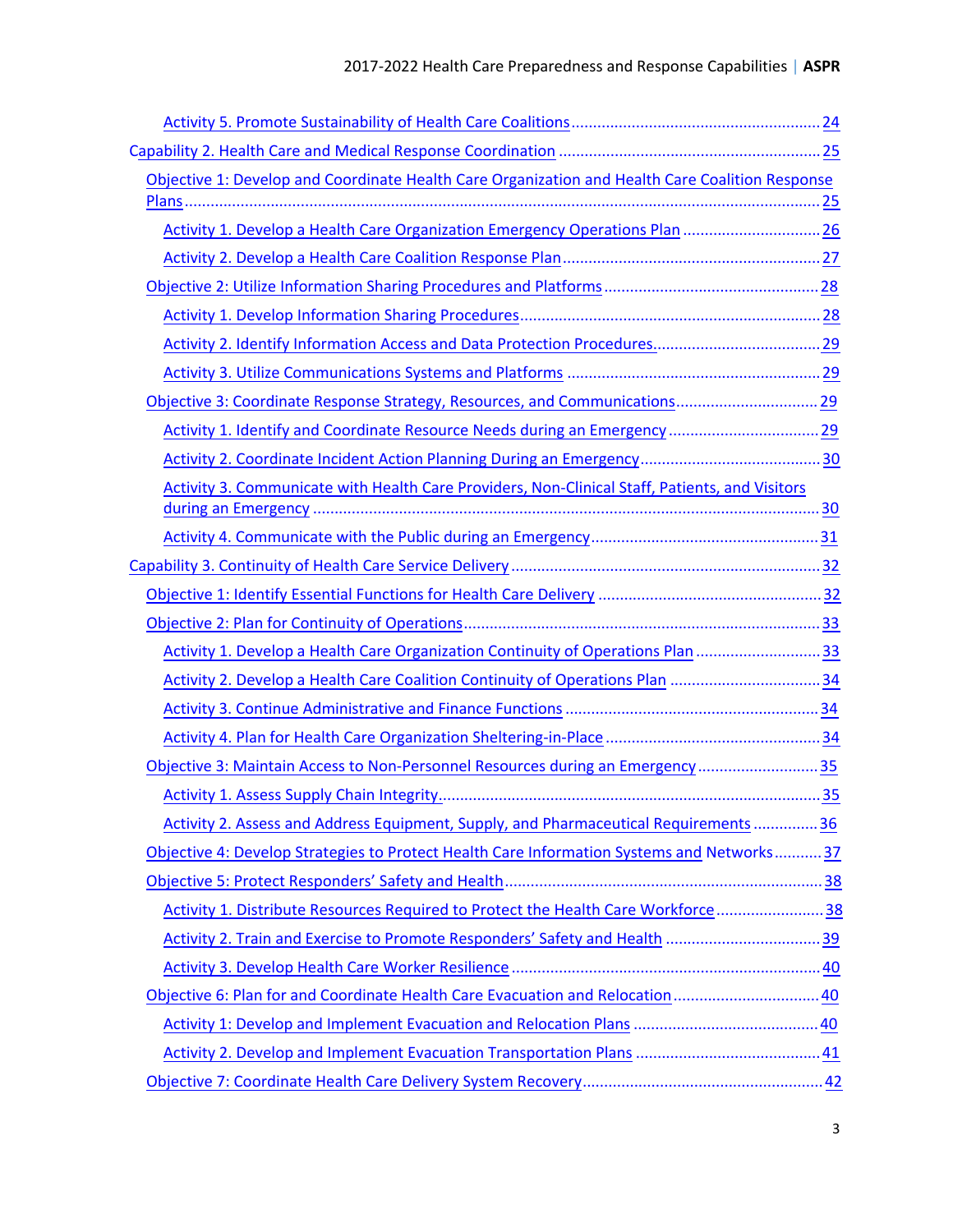Activity 5. Promote Sustainability of Health Care Coalitions ........ 24

Capability 2. Health Care and Medical Response Coordination ........ 25

Objective 1: Develop and Coordinate Health Care Organization and Health Care Coalition Response Plans ........ 25

Activity 1. Develop a Health Care Organization Emergency Operations Plan ........ 26

Activity 2. Develop a Health Care Coalition Response Plan ........ 27

Objective 2: Utilize Information Sharing Procedures and Platforms ........ 28

Activity 1. Develop Information Sharing Procedures ........ 28

Activity 2. Identify Information Access and Data Protection Procedures ........ 29

Activity 3. Utilize Communications Systems and Platforms ........ 29

Objective 3: Coordinate Response Strategy, Resources, and Communications ........ 29

Activity 1. Identify and Coordinate Resource Needs during an Emergency ........ 29

Activity 2. Coordinate Incident Action Planning During an Emergency ........ 30

Activity 3. Communicate with Health Care Providers, Non-Clinical Staff, Patients, and Visitors during an Emergency ........ 30

Activity 4. Communicate with the Public during an Emergency ........ 31

Capability 3. Continuity of Health Care Service Delivery ........ 32

Objective 1: Identify Essential Functions for Health Care Delivery ........ 32

Objective 2: Plan for Continuity of Operations ........ 33

Activity 1. Develop a Health Care Organization Continuity of Operations Plan ........ 33

Activity 2. Develop a Health Care Coalition Continuity of Operations Plan ........ 34

Activity 3. Continue Administrative and Finance Functions ........ 34

Activity 4. Plan for Health Care Organization Sheltering-in-Place ........ 34

Objective 3: Maintain Access to Non-Personnel Resources during an Emergency ........ 35

Activity 1. Assess Supply Chain Integrity ........ 35

Activity 2. Assess and Address Equipment, Supply, and Pharmaceutical Requirements ........ 36

Objective 4: Develop Strategies to Protect Health Care Information Systems and Networks ........ 37

Objective 5: Protect Responders' Safety and Health ........ 38

Activity 1. Distribute Resources Required to Protect the Health Care Workforce ........ 38

Activity 2. Train and Exercise to Promote Responders' Safety and Health ........ 39

Activity 3. Develop Health Care Worker Resilience ........ 40

Objective 6: Plan for and Coordinate Health Care Evacuation and Relocation ........ 40

Activity 1: Develop and Implement Evacuation and Relocation Plans ........ 40

Activity 2. Develop and Implement Evacuation Transportation Plans ........ 41

Objective 7: Coordinate Health Care Delivery System Recovery ........ 42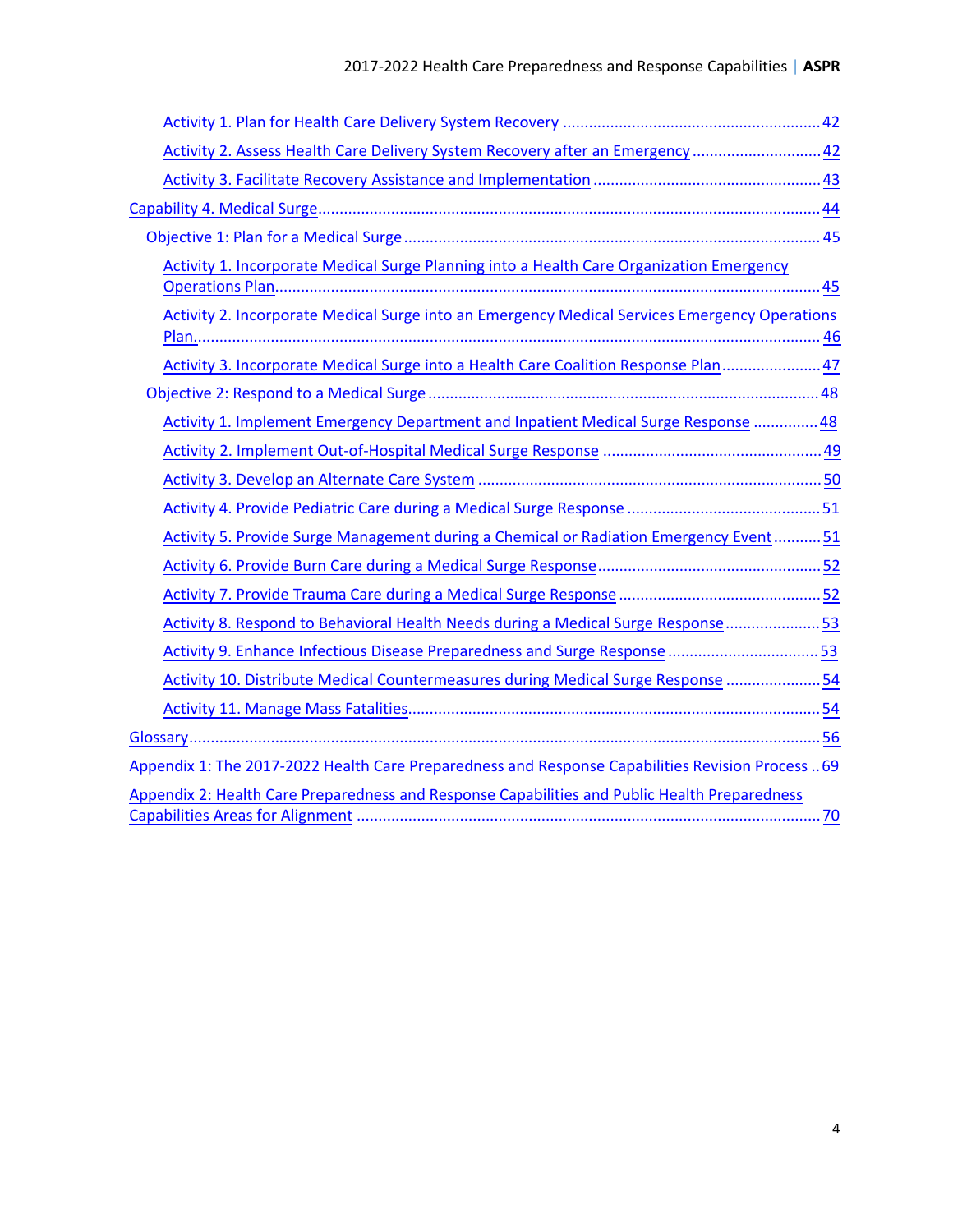- Activity 1. Plan for Health Care Delivery System Recovery ........................................................... 42
- Activity 2. Assess Health Care Delivery System Recovery after an Emergency ............................. 42
- Activity 3. Facilitate Recovery Assistance and Implementation .................................................... 43

Capability 4. Medical Surge ................................................................................................................ 44

- Objective 1: Plan for a Medical Surge ............................................................................................. 45
  - Activity 1. Incorporate Medical Surge Planning into a Health Care Organization Emergency Operations Plan ............................................................................................................................. 45
  - Activity 2. Incorporate Medical Surge into an Emergency Medical Services Emergency Operations Plan. .............................................................................................................................................. 46
  - Activity 3. Incorporate Medical Surge into a Health Care Coalition Response Plan ...................... 47
- Objective 2: Respond to a Medical Surge ......................................................................................... 48
  - Activity 1. Implement Emergency Department and Inpatient Medical Surge Response .............. 48
  - Activity 2. Implement Out-of-Hospital Medical Surge Response .................................................. 49
  - Activity 3. Develop an Alternate Care System ............................................................................... 50
  - Activity 4. Provide Pediatric Care during a Medical Surge Response ............................................ 51
  - Activity 5. Provide Surge Management during a Chemical or Radiation Emergency Event ........... 51
  - Activity 6. Provide Burn Care during a Medical Surge Response ................................................... 52
  - Activity 7. Provide Trauma Care during a Medical Surge Response .............................................. 52
  - Activity 8. Respond to Behavioral Health Needs during a Medical Surge Response ...................... 53
  - Activity 9. Enhance Infectious Disease Preparedness and Surge Response .................................. 53
  - Activity 10. Distribute Medical Countermeasures during Medical Surge Response ...................... 54
  - Activity 11. Manage Mass Fatalities ............................................................................................... 54

Glossary ................................................................................................................................................ 56

Appendix 1: The 2017-2022 Health Care Preparedness and Response Capabilities Revision Process .. 69

Appendix 2: Health Care Preparedness and Response Capabilities and Public Health Preparedness Capabilities Areas for Alignment ......................................................................................................... 70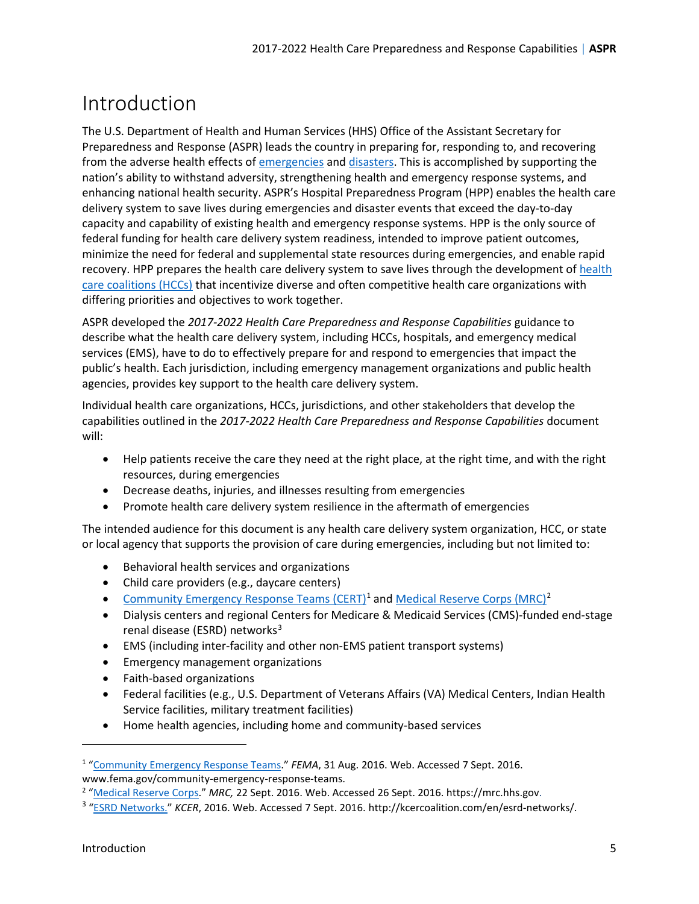# Introduction

The U.S. Department of Health and Human Services (HHS) Office of the Assistant Secretary for Preparedness and Response (ASPR) leads the country in preparing for, responding to, and recovering from the adverse health effects of emergencies and disasters. This is accomplished by supporting the nation's ability to withstand adversity, strengthening health and emergency response systems, and enhancing national health security. ASPR's Hospital Preparedness Program (HPP) enables the health care delivery system to save lives during emergencies and disaster events that exceed the day-to-day capacity and capability of existing health and emergency response systems. HPP is the only source of federal funding for health care delivery system readiness, intended to improve patient outcomes, minimize the need for federal and supplemental state resources during emergencies, and enable rapid recovery. HPP prepares the health care delivery system to save lives through the development of health care coalitions (HCCs) that incentivize diverse and often competitive health care organizations with differing priorities and objectives to work together.

ASPR developed the *2017-2022 Health Care Preparedness and Response Capabilities* guidance to describe what the health care delivery system, including HCCs, hospitals, and emergency medical services (EMS), have to do to effectively prepare for and respond to emergencies that impact the public's health. Each jurisdiction, including emergency management organizations and public health agencies, provides key support to the health care delivery system.

Individual health care organizations, HCCs, jurisdictions, and other stakeholders that develop the capabilities outlined in the *2017-2022 Health Care Preparedness and Response Capabilities* document will:

- Help patients receive the care they need at the right place, at the right time, and with the right resources, during emergencies
- Decrease deaths, injuries, and illnesses resulting from emergencies
- Promote health care delivery system resilience in the aftermath of emergencies

The intended audience for this document is any health care delivery system organization, HCC, or state or local agency that supports the provision of care during emergencies, including but not limited to:

- Behavioral health services and organizations
- Child care providers (e.g., daycare centers)
- Community Emergency Response Teams (CERT)[1] and Medical Reserve Corps (MRC)[2]
- Dialysis centers and regional Centers for Medicare & Medicaid Services (CMS)-funded end-stage renal disease (ESRD) networks[3]
- EMS (including inter-facility and other non-EMS patient transport systems)
- Emergency management organizations
- Faith-based organizations
- Federal facilities (e.g., U.S. Department of Veterans Affairs (VA) Medical Centers, Indian Health Service facilities, military treatment facilities)
- Home health agencies, including home and community-based services

---

[1] "Community Emergency Response Teams." *FEMA*, 31 Aug. 2016. Web. Accessed 7 Sept. 2016. www.fema.gov/community-emergency-response-teams.

[2] "Medical Reserve Corps." *MRC,* 22 Sept. 2016. Web. Accessed 26 Sept. 2016. https://mrc.hhs.gov.

[3] "ESRD Networks." *KCER*, 2016. Web. Accessed 7 Sept. 2016. http://kcercoalition.com/en/esrd-networks/.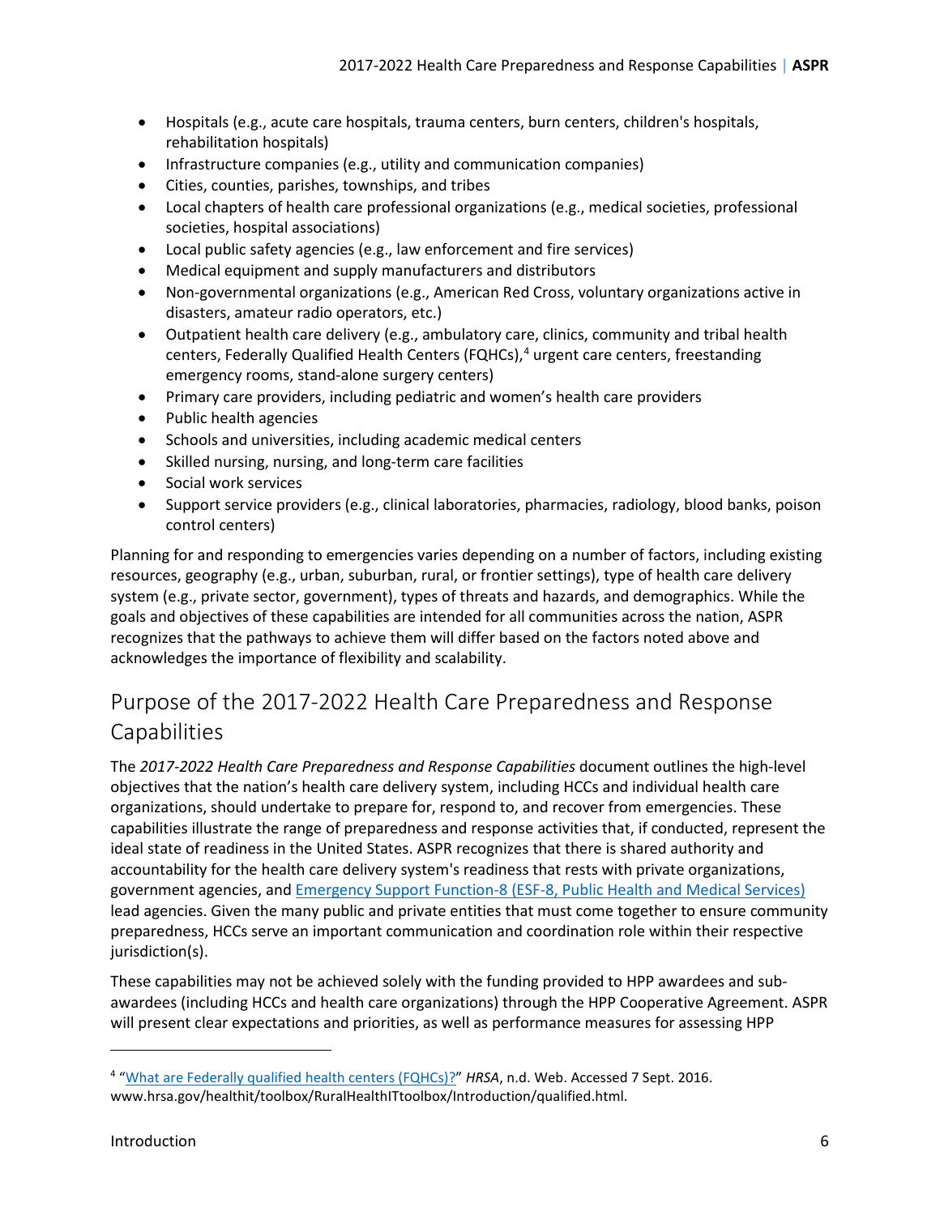- Hospitals (e.g., acute care hospitals, trauma centers, burn centers, children's hospitals, rehabilitation hospitals)
- Infrastructure companies (e.g., utility and communication companies)
- Cities, counties, parishes, townships, and tribes
- Local chapters of health care professional organizations (e.g., medical societies, professional societies, hospital associations)
- Local public safety agencies (e.g., law enforcement and fire services)
- Medical equipment and supply manufacturers and distributors
- Non-governmental organizations (e.g., American Red Cross, voluntary organizations active in disasters, amateur radio operators, etc.)
- Outpatient health care delivery (e.g., ambulatory care, clinics, community and tribal health centers, Federally Qualified Health Centers (FQHCs),[4] urgent care centers, freestanding emergency rooms, stand-alone surgery centers)
- Primary care providers, including pediatric and women's health care providers
- Public health agencies
- Schools and universities, including academic medical centers
- Skilled nursing, nursing, and long-term care facilities
- Social work services
- Support service providers (e.g., clinical laboratories, pharmacies, radiology, blood banks, poison control centers)

Planning for and responding to emergencies varies depending on a number of factors, including existing resources, geography (e.g., urban, suburban, rural, or frontier settings), type of health care delivery system (e.g., private sector, government), types of threats and hazards, and demographics. While the goals and objectives of these capabilities are intended for all communities across the nation, ASPR recognizes that the pathways to achieve them will differ based on the factors noted above and acknowledges the importance of flexibility and scalability.

## Purpose of the 2017-2022 Health Care Preparedness and Response Capabilities

The *2017-2022 Health Care Preparedness and Response Capabilities* document outlines the high-level objectives that the nation's health care delivery system, including HCCs and individual health care organizations, should undertake to prepare for, respond to, and recover from emergencies. These capabilities illustrate the range of preparedness and response activities that, if conducted, represent the ideal state of readiness in the United States. ASPR recognizes that there is shared authority and accountability for the health care delivery system's readiness that rests with private organizations, government agencies, and Emergency Support Function-8 (ESF-8, Public Health and Medical Services) lead agencies. Given the many public and private entities that must come together to ensure community preparedness, HCCs serve an important communication and coordination role within their respective jurisdiction(s).

These capabilities may not be achieved solely with the funding provided to HPP awardees and sub-awardees (including HCCs and health care organizations) through the HPP Cooperative Agreement. ASPR will present clear expectations and priorities, as well as performance measures for assessing HPP

---

[4] "What are Federally qualified health centers (FQHCs)?" *HRSA*, n.d. Web. Accessed 7 Sept. 2016. www.hrsa.gov/healthit/toolbox/RuralHealthITtoolbox/Introduction/qualified.html.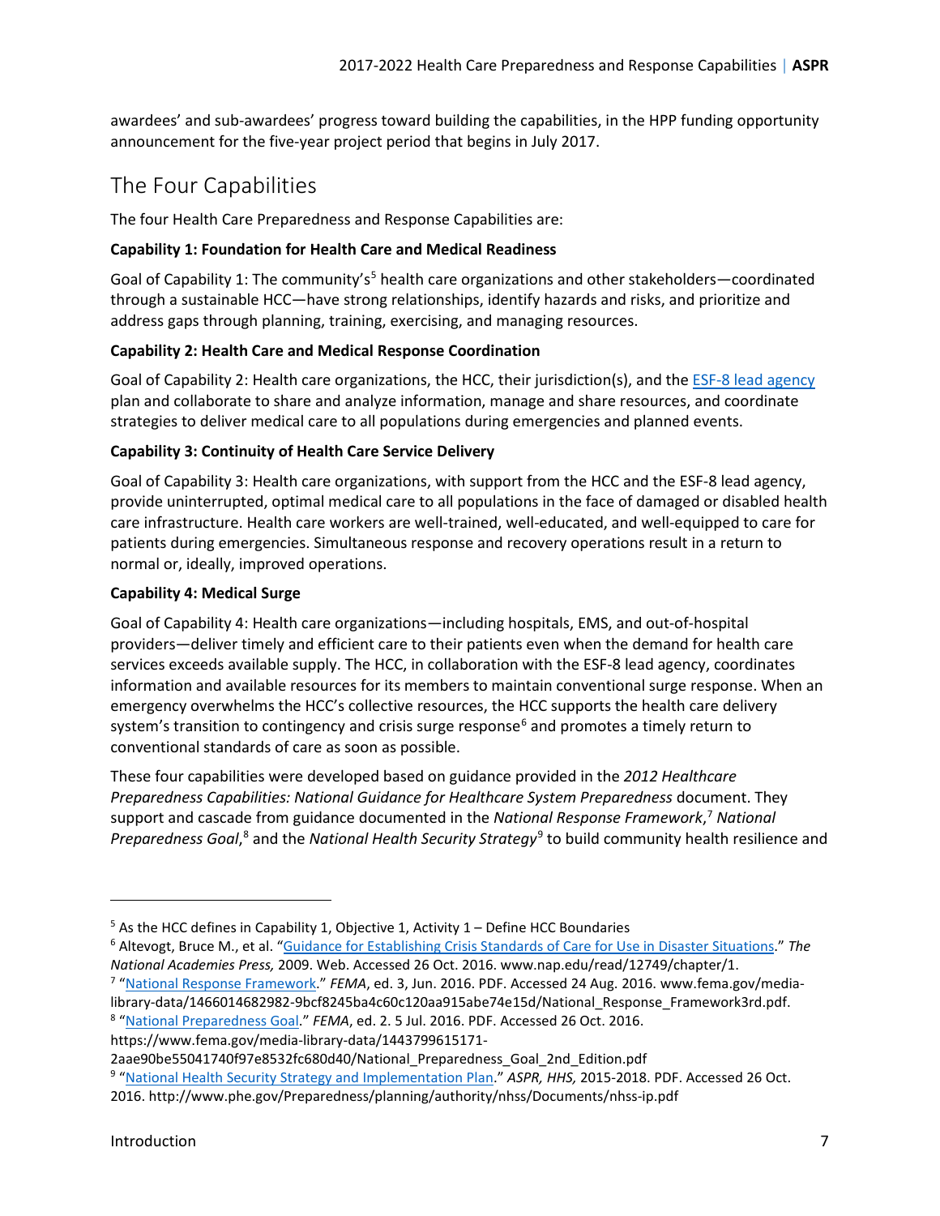awardees' and sub-awardees' progress toward building the capabilities, in the HPP funding opportunity announcement for the five-year project period that begins in July 2017.

## The Four Capabilities

The four Health Care Preparedness and Response Capabilities are:

**Capability 1: Foundation for Health Care and Medical Readiness**

Goal of Capability 1: The community's[5] health care organizations and other stakeholders—coordinated through a sustainable HCC—have strong relationships, identify hazards and risks, and prioritize and address gaps through planning, training, exercising, and managing resources.

**Capability 2: Health Care and Medical Response Coordination**

Goal of Capability 2: Health care organizations, the HCC, their jurisdiction(s), and the ESF-8 lead agency plan and collaborate to share and analyze information, manage and share resources, and coordinate strategies to deliver medical care to all populations during emergencies and planned events.

**Capability 3: Continuity of Health Care Service Delivery**

Goal of Capability 3: Health care organizations, with support from the HCC and the ESF-8 lead agency, provide uninterrupted, optimal medical care to all populations in the face of damaged or disabled health care infrastructure. Health care workers are well-trained, well-educated, and well-equipped to care for patients during emergencies. Simultaneous response and recovery operations result in a return to normal or, ideally, improved operations.

**Capability 4: Medical Surge**

Goal of Capability 4: Health care organizations—including hospitals, EMS, and out-of-hospital providers—deliver timely and efficient care to their patients even when the demand for health care services exceeds available supply. The HCC, in collaboration with the ESF-8 lead agency, coordinates information and available resources for its members to maintain conventional surge response. When an emergency overwhelms the HCC's collective resources, the HCC supports the health care delivery system's transition to contingency and crisis surge response[6] and promotes a timely return to conventional standards of care as soon as possible.

These four capabilities were developed based on guidance provided in the *2012 Healthcare Preparedness Capabilities: National Guidance for Healthcare System Preparedness* document. They support and cascade from guidance documented in the *National Response Framework*,[7] *National Preparedness Goal*,[8] and the *National Health Security Strategy*[9] to build community health resilience and

---

[5] As the HCC defines in Capability 1, Objective 1, Activity 1 – Define HCC Boundaries

[6] Altevogt, Bruce M., et al. "Guidance for Establishing Crisis Standards of Care for Use in Disaster Situations." *The National Academies Press,* 2009. Web. Accessed 26 Oct. 2016. www.nap.edu/read/12749/chapter/1.

[7] "National Response Framework." *FEMA*, ed. 3, Jun. 2016. PDF. Accessed 24 Aug. 2016. www.fema.gov/media-library-data/1466014682982-9bcf8245ba4c60c120aa915abe74e15d/National_Response_Framework3rd.pdf.

[8] "National Preparedness Goal." *FEMA*, ed. 2. 5 Jul. 2016. PDF. Accessed 26 Oct. 2016. https://www.fema.gov/media-library-data/1443799615171-2aae90be55041740f97e8532fc680d40/National_Preparedness_Goal_2nd_Edition.pdf

[9] "National Health Security Strategy and Implementation Plan." *ASPR, HHS,* 2015-2018. PDF. Accessed 26 Oct. 2016. http://www.phe.gov/Preparedness/planning/authority/nhss/Documents/nhss-ip.pdf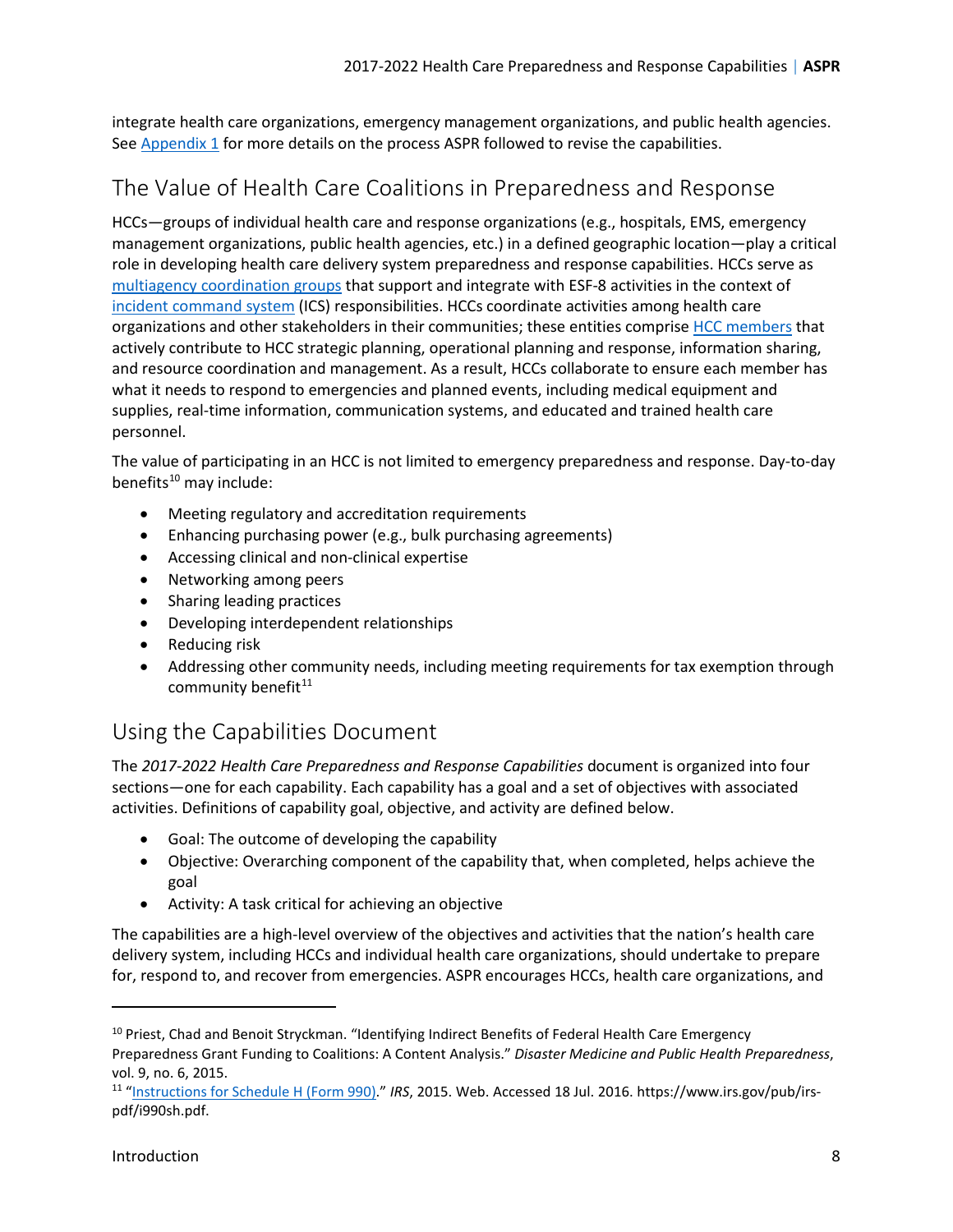integrate health care organizations, emergency management organizations, and public health agencies. See Appendix 1 for more details on the process ASPR followed to revise the capabilities.

## The Value of Health Care Coalitions in Preparedness and Response

HCCs—groups of individual health care and response organizations (e.g., hospitals, EMS, emergency management organizations, public health agencies, etc.) in a defined geographic location—play a critical role in developing health care delivery system preparedness and response capabilities. HCCs serve as multiagency coordination groups that support and integrate with ESF-8 activities in the context of incident command system (ICS) responsibilities. HCCs coordinate activities among health care organizations and other stakeholders in their communities; these entities comprise HCC members that actively contribute to HCC strategic planning, operational planning and response, information sharing, and resource coordination and management. As a result, HCCs collaborate to ensure each member has what it needs to respond to emergencies and planned events, including medical equipment and supplies, real-time information, communication systems, and educated and trained health care personnel.

The value of participating in an HCC is not limited to emergency preparedness and response. Day-to-day benefits[10] may include:

- Meeting regulatory and accreditation requirements
- Enhancing purchasing power (e.g., bulk purchasing agreements)
- Accessing clinical and non-clinical expertise
- Networking among peers
- Sharing leading practices
- Developing interdependent relationships
- Reducing risk
- Addressing other community needs, including meeting requirements for tax exemption through community benefit[11]

## Using the Capabilities Document

The *2017-2022 Health Care Preparedness and Response Capabilities* document is organized into four sections—one for each capability. Each capability has a goal and a set of objectives with associated activities. Definitions of capability goal, objective, and activity are defined below.

- Goal: The outcome of developing the capability
- Objective: Overarching component of the capability that, when completed, helps achieve the goal
- Activity: A task critical for achieving an objective

The capabilities are a high-level overview of the objectives and activities that the nation's health care delivery system, including HCCs and individual health care organizations, should undertake to prepare for, respond to, and recover from emergencies. ASPR encourages HCCs, health care organizations, and

---

[10] Priest, Chad and Benoit Stryckman. "Identifying Indirect Benefits of Federal Health Care Emergency Preparedness Grant Funding to Coalitions: A Content Analysis." *Disaster Medicine and Public Health Preparedness*, vol. 9, no. 6, 2015.

[11] "Instructions for Schedule H (Form 990)." *IRS*, 2015. Web. Accessed 18 Jul. 2016. https://www.irs.gov/pub/irs-pdf/i990sh.pdf.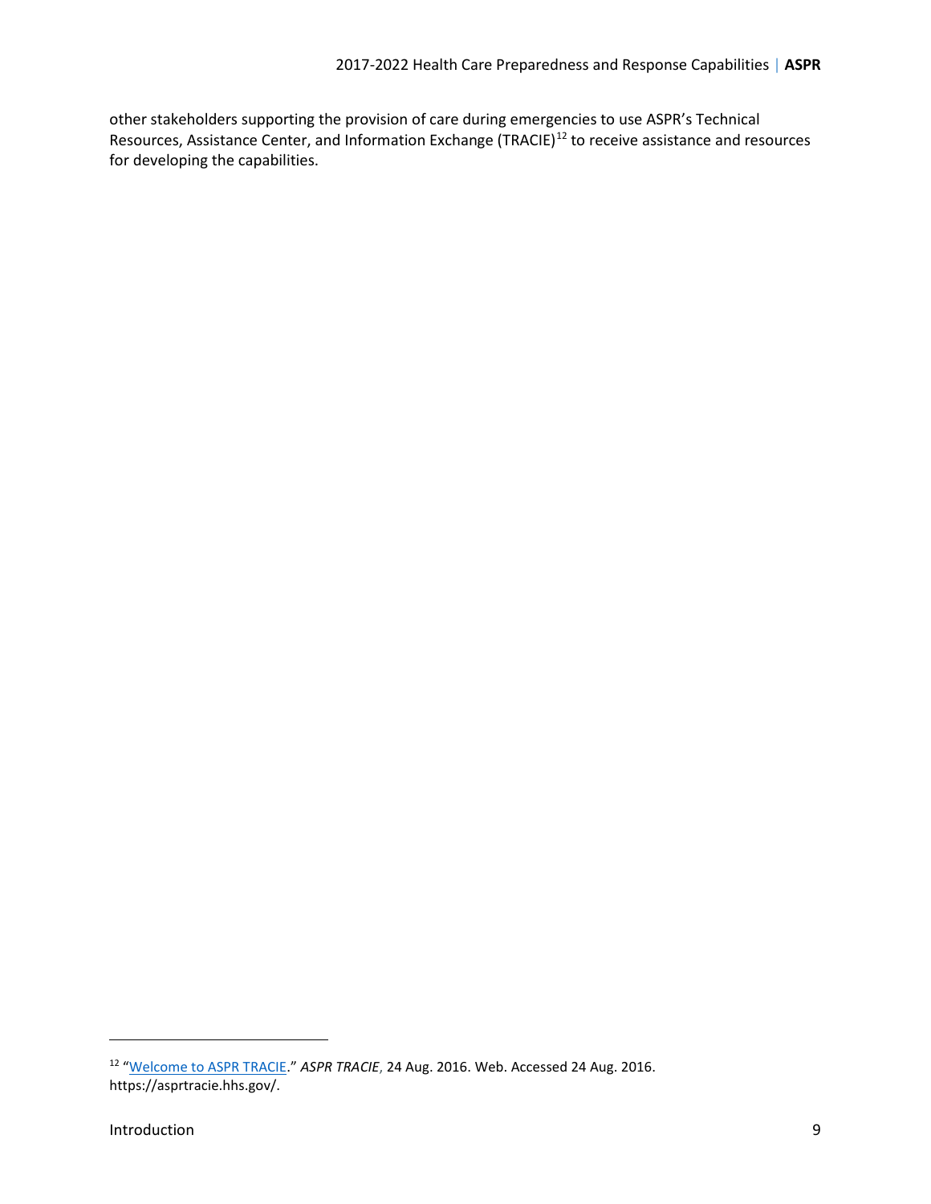other stakeholders supporting the provision of care during emergencies to use ASPR's Technical Resources, Assistance Center, and Information Exchange (TRACIE)[12] to receive assistance and resources for developing the capabilities.

[12] "Welcome to ASPR TRACIE." *ASPR TRACIE*, 24 Aug. 2016. Web. Accessed 24 Aug. 2016. https://asprtracie.hhs.gov/.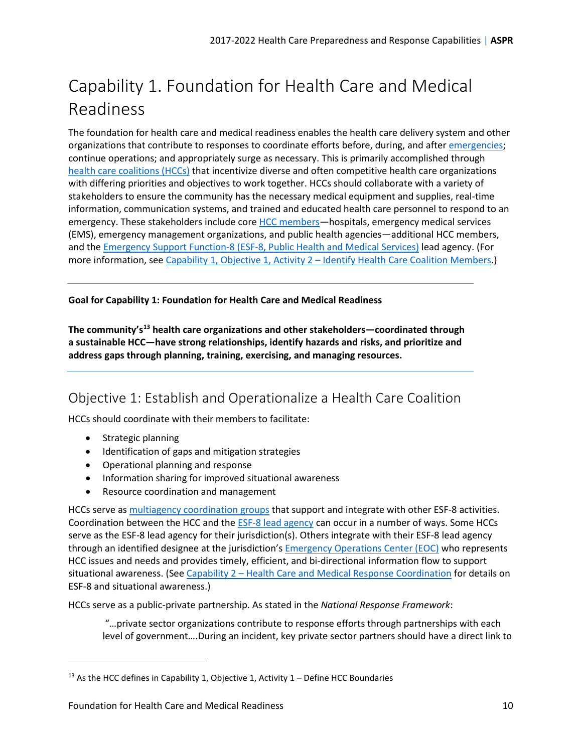# Capability 1. Foundation for Health Care and Medical Readiness

The foundation for health care and medical readiness enables the health care delivery system and other organizations that contribute to responses to coordinate efforts before, during, and after emergencies; continue operations; and appropriately surge as necessary. This is primarily accomplished through health care coalitions (HCCs) that incentivize diverse and often competitive health care organizations with differing priorities and objectives to work together. HCCs should collaborate with a variety of stakeholders to ensure the community has the necessary medical equipment and supplies, real-time information, communication systems, and trained and educated health care personnel to respond to an emergency. These stakeholders include core HCC members—hospitals, emergency medical services (EMS), emergency management organizations, and public health agencies—additional HCC members, and the Emergency Support Function-8 (ESF-8, Public Health and Medical Services) lead agency. (For more information, see Capability 1, Objective 1, Activity 2 – Identify Health Care Coalition Members.)

---

**Goal for Capability 1: Foundation for Health Care and Medical Readiness**

**The community's[13] health care organizations and other stakeholders—coordinated through a sustainable HCC—have strong relationships, identify hazards and risks, and prioritize and address gaps through planning, training, exercising, and managing resources.**

---

## Objective 1: Establish and Operationalize a Health Care Coalition

HCCs should coordinate with their members to facilitate:

- Strategic planning
- Identification of gaps and mitigation strategies
- Operational planning and response
- Information sharing for improved situational awareness
- Resource coordination and management

HCCs serve as multiagency coordination groups that support and integrate with other ESF-8 activities. Coordination between the HCC and the ESF-8 lead agency can occur in a number of ways. Some HCCs serve as the ESF-8 lead agency for their jurisdiction(s). Others integrate with their ESF-8 lead agency through an identified designee at the jurisdiction's Emergency Operations Center (EOC) who represents HCC issues and needs and provides timely, efficient, and bi-directional information flow to support situational awareness. (See Capability 2 – Health Care and Medical Response Coordination for details on ESF-8 and situational awareness.)

HCCs serve as a public-private partnership. As stated in the *National Response Framework*:

> "…private sector organizations contribute to response efforts through partnerships with each level of government….During an incident, key private sector partners should have a direct link to

---

[13] As the HCC defines in Capability 1, Objective 1, Activity 1 – Define HCC Boundaries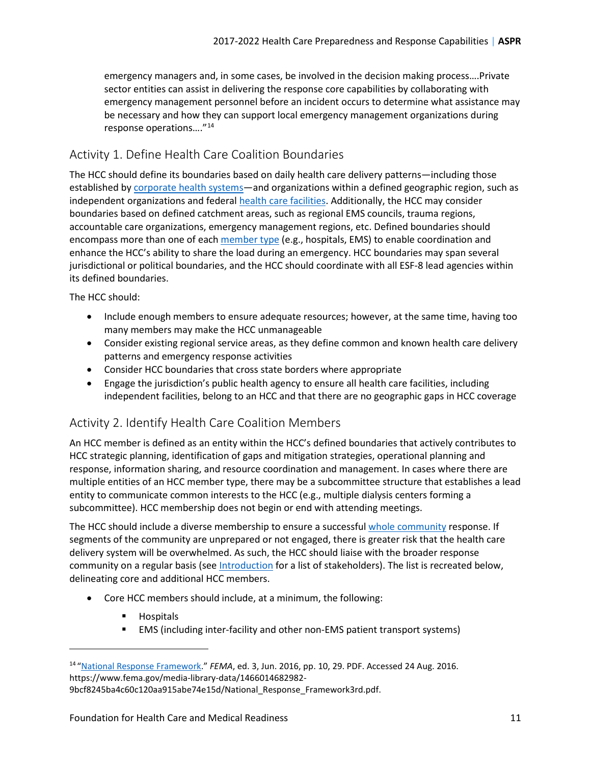emergency managers and, in some cases, be involved in the decision making process….Private sector entities can assist in delivering the response core capabilities by collaborating with emergency management personnel before an incident occurs to determine what assistance may be necessary and how they can support local emergency management organizations during response operations…."[14]

## Activity 1. Define Health Care Coalition Boundaries

The HCC should define its boundaries based on daily health care delivery patterns—including those established by corporate health systems—and organizations within a defined geographic region, such as independent organizations and federal health care facilities. Additionally, the HCC may consider boundaries based on defined catchment areas, such as regional EMS councils, trauma regions, accountable care organizations, emergency management regions, etc. Defined boundaries should encompass more than one of each member type (e.g., hospitals, EMS) to enable coordination and enhance the HCC's ability to share the load during an emergency. HCC boundaries may span several jurisdictional or political boundaries, and the HCC should coordinate with all ESF-8 lead agencies within its defined boundaries.

The HCC should:

- Include enough members to ensure adequate resources; however, at the same time, having too many members may make the HCC unmanageable
- Consider existing regional service areas, as they define common and known health care delivery patterns and emergency response activities
- Consider HCC boundaries that cross state borders where appropriate
- Engage the jurisdiction's public health agency to ensure all health care facilities, including independent facilities, belong to an HCC and that there are no geographic gaps in HCC coverage

## Activity 2. Identify Health Care Coalition Members

An HCC member is defined as an entity within the HCC's defined boundaries that actively contributes to HCC strategic planning, identification of gaps and mitigation strategies, operational planning and response, information sharing, and resource coordination and management. In cases where there are multiple entities of an HCC member type, there may be a subcommittee structure that establishes a lead entity to communicate common interests to the HCC (e.g., multiple dialysis centers forming a subcommittee). HCC membership does not begin or end with attending meetings.

The HCC should include a diverse membership to ensure a successful whole community response. If segments of the community are unprepared or not engaged, there is greater risk that the health care delivery system will be overwhelmed. As such, the HCC should liaise with the broader response community on a regular basis (see Introduction for a list of stakeholders). The list is recreated below, delineating core and additional HCC members.

- Core HCC members should include, at a minimum, the following:
  - Hospitals
  - EMS (including inter-facility and other non-EMS patient transport systems)

[14] "National Response Framework." *FEMA*, ed. 3, Jun. 2016, pp. 10, 29. PDF. Accessed 24 Aug. 2016. https://www.fema.gov/media-library-data/1466014682982-9bcf8245ba4c60c120aa915abe74e15d/National_Response_Framework3rd.pdf.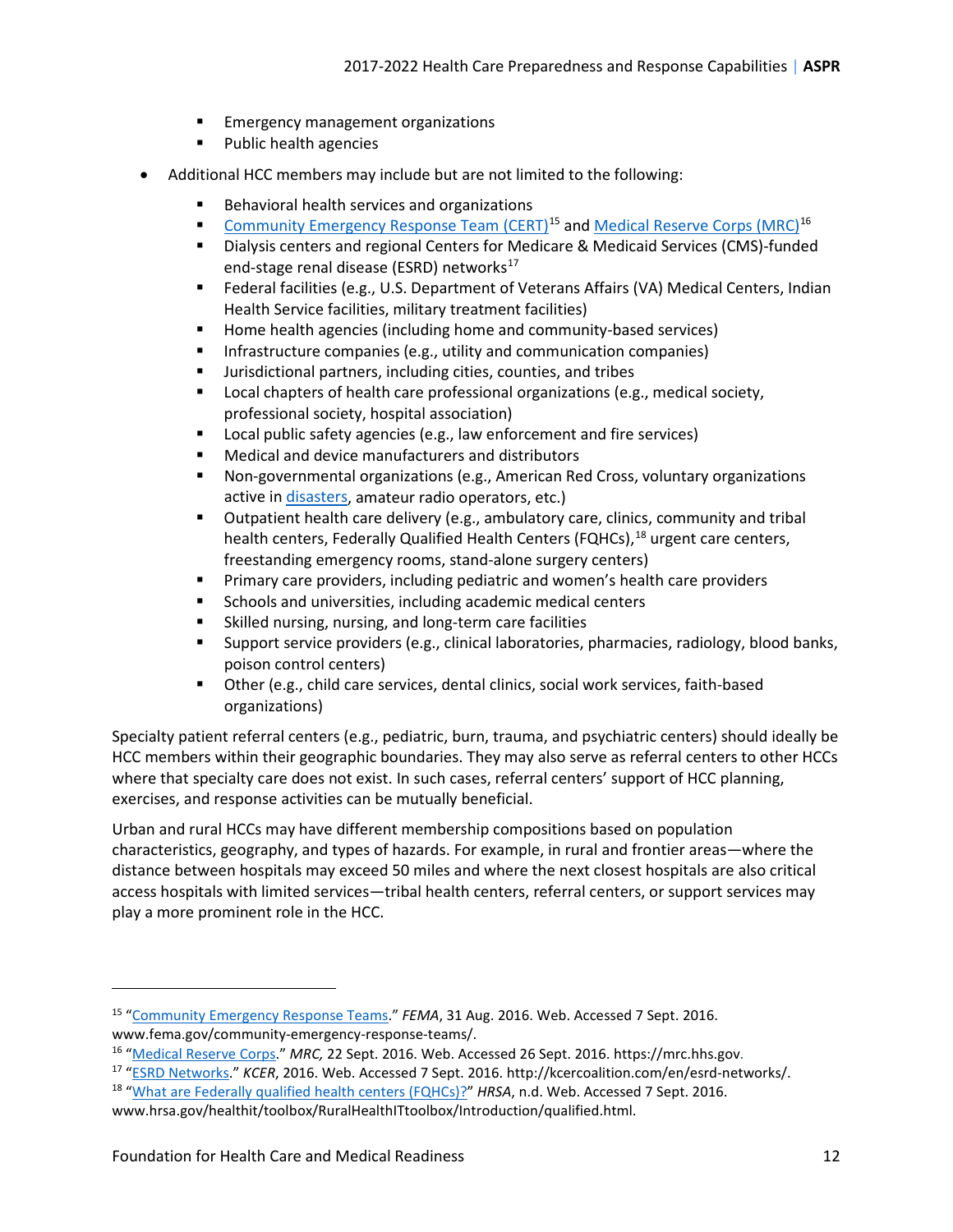- Emergency management organizations
  - Public health agencies

- Additional HCC members may include but are not limited to the following:

  - Behavioral health services and organizations
  - Community Emergency Response Team (CERT)[15] and Medical Reserve Corps (MRC)[16]
  - Dialysis centers and regional Centers for Medicare & Medicaid Services (CMS)-funded end-stage renal disease (ESRD) networks[17]
  - Federal facilities (e.g., U.S. Department of Veterans Affairs (VA) Medical Centers, Indian Health Service facilities, military treatment facilities)
  - Home health agencies (including home and community-based services)
  - Infrastructure companies (e.g., utility and communication companies)
  - Jurisdictional partners, including cities, counties, and tribes
  - Local chapters of health care professional organizations (e.g., medical society, professional society, hospital association)
  - Local public safety agencies (e.g., law enforcement and fire services)
  - Medical and device manufacturers and distributors
  - Non-governmental organizations (e.g., American Red Cross, voluntary organizations active in disasters, amateur radio operators, etc.)
  - Outpatient health care delivery (e.g., ambulatory care, clinics, community and tribal health centers, Federally Qualified Health Centers (FQHCs),[18] urgent care centers, freestanding emergency rooms, stand-alone surgery centers)
  - Primary care providers, including pediatric and women's health care providers
  - Schools and universities, including academic medical centers
  - Skilled nursing, nursing, and long-term care facilities
  - Support service providers (e.g., clinical laboratories, pharmacies, radiology, blood banks, poison control centers)
  - Other (e.g., child care services, dental clinics, social work services, faith-based organizations)

Specialty patient referral centers (e.g., pediatric, burn, trauma, and psychiatric centers) should ideally be HCC members within their geographic boundaries. They may also serve as referral centers to other HCCs where that specialty care does not exist. In such cases, referral centers' support of HCC planning, exercises, and response activities can be mutually beneficial.

Urban and rural HCCs may have different membership compositions based on population characteristics, geography, and types of hazards. For example, in rural and frontier areas—where the distance between hospitals may exceed 50 miles and where the next closest hospitals are also critical access hospitals with limited services—tribal health centers, referral centers, or support services may play a more prominent role in the HCC.

---

[15] "Community Emergency Response Teams." *FEMA*, 31 Aug. 2016. Web. Accessed 7 Sept. 2016. www.fema.gov/community-emergency-response-teams/.

[16] "Medical Reserve Corps." *MRC,* 22 Sept. 2016. Web. Accessed 26 Sept. 2016. https://mrc.hhs.gov.

[17] "ESRD Networks." *KCER*, 2016. Web. Accessed 7 Sept. 2016. http://kcercoalition.com/en/esrd-networks/.

[18] "What are Federally qualified health centers (FQHCs)?" *HRSA*, n.d. Web. Accessed 7 Sept. 2016. www.hrsa.gov/healthit/toolbox/RuralHealthITtoolbox/Introduction/qualified.html.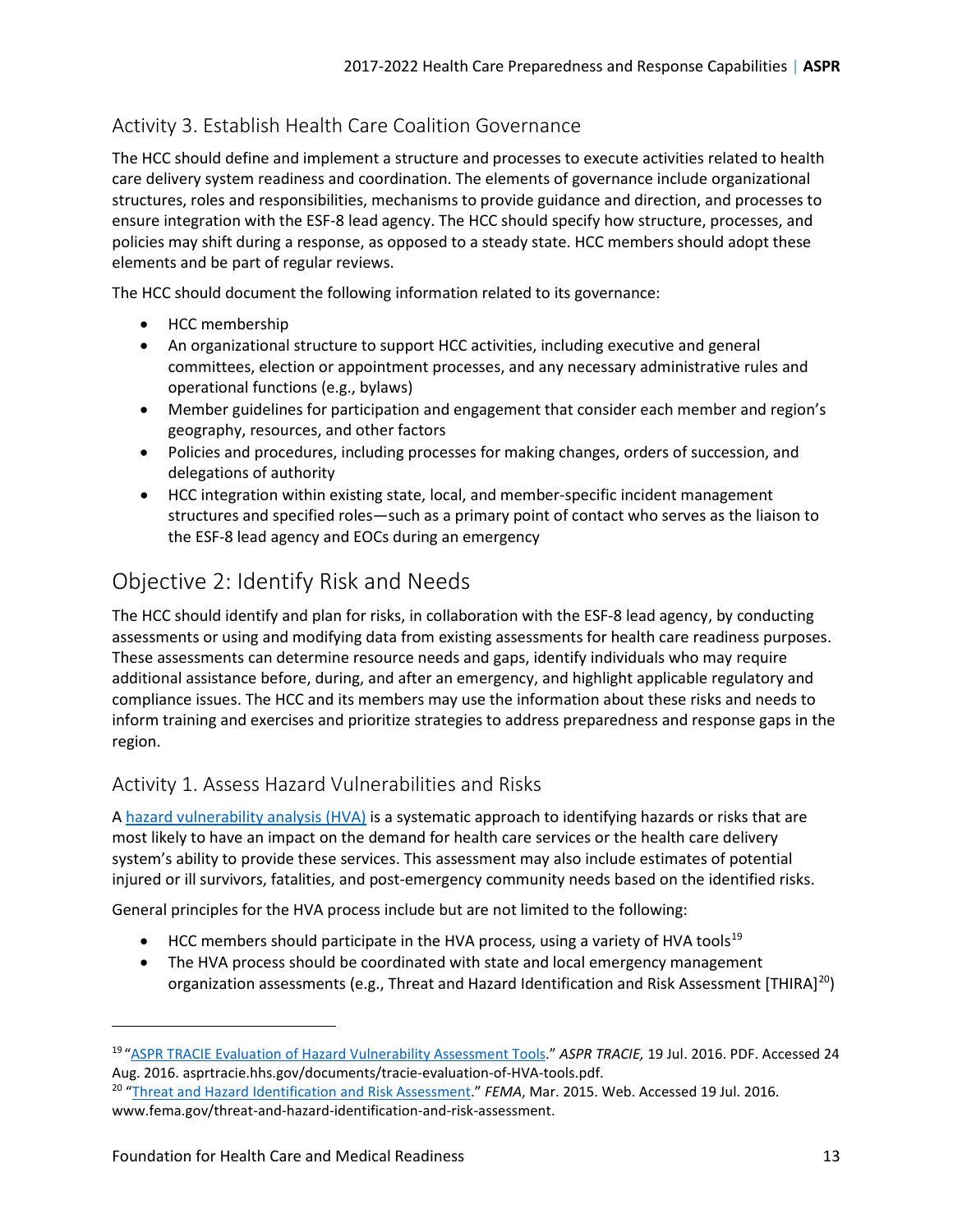### Activity 3. Establish Health Care Coalition Governance

The HCC should define and implement a structure and processes to execute activities related to health care delivery system readiness and coordination. The elements of governance include organizational structures, roles and responsibilities, mechanisms to provide guidance and direction, and processes to ensure integration with the ESF-8 lead agency. The HCC should specify how structure, processes, and policies may shift during a response, as opposed to a steady state. HCC members should adopt these elements and be part of regular reviews.

The HCC should document the following information related to its governance:

- HCC membership
- An organizational structure to support HCC activities, including executive and general committees, election or appointment processes, and any necessary administrative rules and operational functions (e.g., bylaws)
- Member guidelines for participation and engagement that consider each member and region's geography, resources, and other factors
- Policies and procedures, including processes for making changes, orders of succession, and delegations of authority
- HCC integration within existing state, local, and member-specific incident management structures and specified roles—such as a primary point of contact who serves as the liaison to the ESF-8 lead agency and EOCs during an emergency

## Objective 2: Identify Risk and Needs

The HCC should identify and plan for risks, in collaboration with the ESF-8 lead agency, by conducting assessments or using and modifying data from existing assessments for health care readiness purposes. These assessments can determine resource needs and gaps, identify individuals who may require additional assistance before, during, and after an emergency, and highlight applicable regulatory and compliance issues. The HCC and its members may use the information about these risks and needs to inform training and exercises and prioritize strategies to address preparedness and response gaps in the region.

### Activity 1. Assess Hazard Vulnerabilities and Risks

A hazard vulnerability analysis (HVA) is a systematic approach to identifying hazards or risks that are most likely to have an impact on the demand for health care services or the health care delivery system's ability to provide these services. This assessment may also include estimates of potential injured or ill survivors, fatalities, and post-emergency community needs based on the identified risks.

General principles for the HVA process include but are not limited to the following:

- HCC members should participate in the HVA process, using a variety of HVA tools[19]
- The HVA process should be coordinated with state and local emergency management organization assessments (e.g., Threat and Hazard Identification and Risk Assessment [THIRA][20])

---

[19] "ASPR TRACIE Evaluation of Hazard Vulnerability Assessment Tools." *ASPR TRACIE,* 19 Jul. 2016. PDF. Accessed 24 Aug. 2016. asprtracie.hhs.gov/documents/tracie-evaluation-of-HVA-tools.pdf.

[20] "Threat and Hazard Identification and Risk Assessment." *FEMA*, Mar. 2015. Web. Accessed 19 Jul. 2016. www.fema.gov/threat-and-hazard-identification-and-risk-assessment.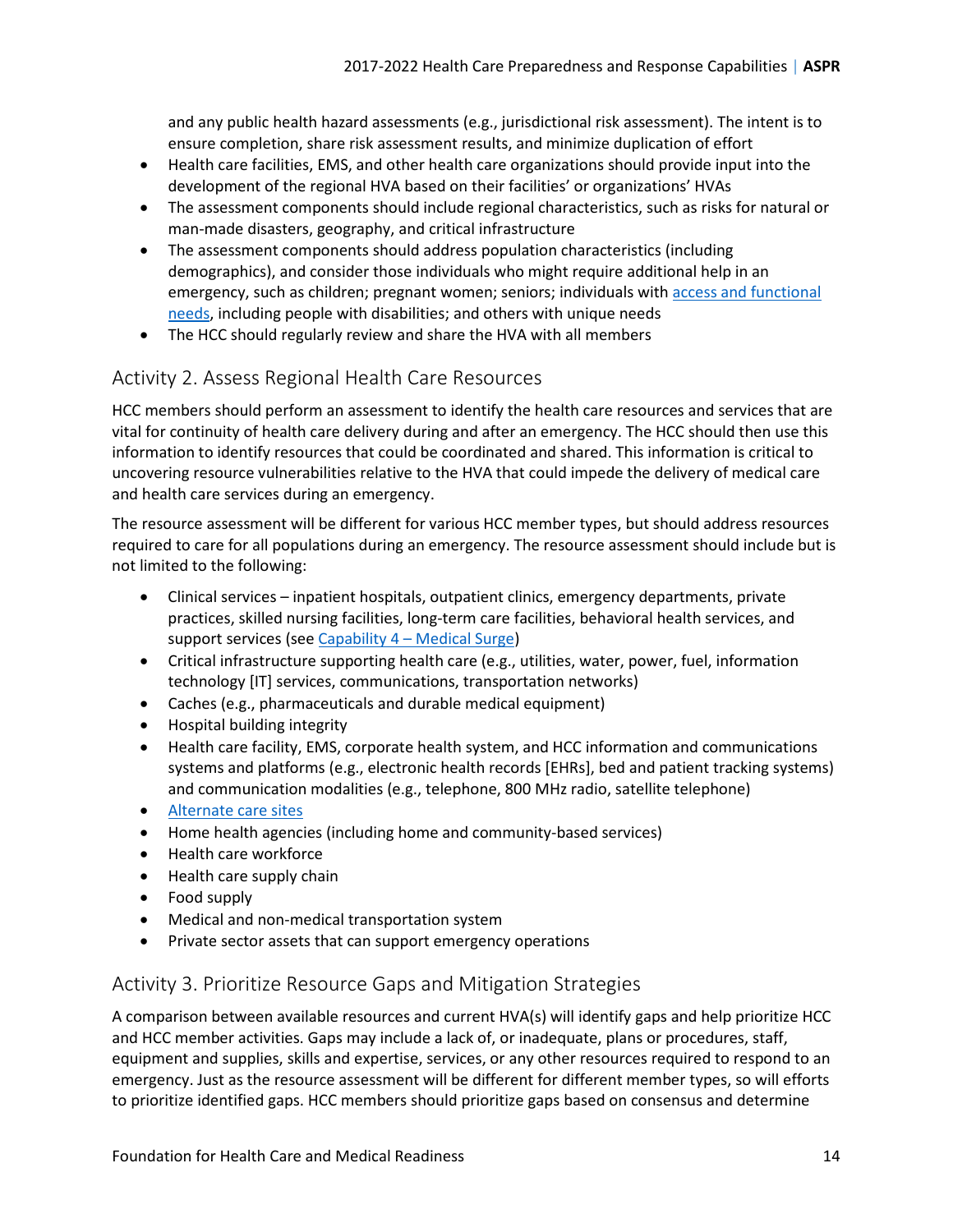and any public health hazard assessments (e.g., jurisdictional risk assessment). The intent is to ensure completion, share risk assessment results, and minimize duplication of effort

- Health care facilities, EMS, and other health care organizations should provide input into the development of the regional HVA based on their facilities' or organizations' HVAs
- The assessment components should include regional characteristics, such as risks for natural or man-made disasters, geography, and critical infrastructure
- The assessment components should address population characteristics (including demographics), and consider those individuals who might require additional help in an emergency, such as children; pregnant women; seniors; individuals with access and functional needs, including people with disabilities; and others with unique needs
- The HCC should regularly review and share the HVA with all members

## Activity 2. Assess Regional Health Care Resources

HCC members should perform an assessment to identify the health care resources and services that are vital for continuity of health care delivery during and after an emergency. The HCC should then use this information to identify resources that could be coordinated and shared. This information is critical to uncovering resource vulnerabilities relative to the HVA that could impede the delivery of medical care and health care services during an emergency.

The resource assessment will be different for various HCC member types, but should address resources required to care for all populations during an emergency. The resource assessment should include but is not limited to the following:

- Clinical services – inpatient hospitals, outpatient clinics, emergency departments, private practices, skilled nursing facilities, long-term care facilities, behavioral health services, and support services (see Capability 4 – Medical Surge)
- Critical infrastructure supporting health care (e.g., utilities, water, power, fuel, information technology [IT] services, communications, transportation networks)
- Caches (e.g., pharmaceuticals and durable medical equipment)
- Hospital building integrity
- Health care facility, EMS, corporate health system, and HCC information and communications systems and platforms (e.g., electronic health records [EHRs], bed and patient tracking systems) and communication modalities (e.g., telephone, 800 MHz radio, satellite telephone)
- Alternate care sites
- Home health agencies (including home and community-based services)
- Health care workforce
- Health care supply chain
- Food supply
- Medical and non-medical transportation system
- Private sector assets that can support emergency operations

## Activity 3. Prioritize Resource Gaps and Mitigation Strategies

A comparison between available resources and current HVA(s) will identify gaps and help prioritize HCC and HCC member activities. Gaps may include a lack of, or inadequate, plans or procedures, staff, equipment and supplies, skills and expertise, services, or any other resources required to respond to an emergency. Just as the resource assessment will be different for different member types, so will efforts to prioritize identified gaps. HCC members should prioritize gaps based on consensus and determine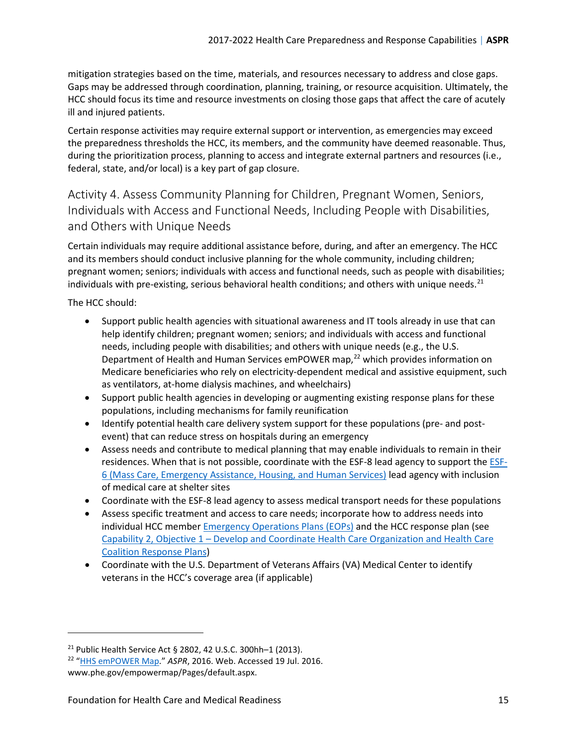mitigation strategies based on the time, materials, and resources necessary to address and close gaps. Gaps may be addressed through coordination, planning, training, or resource acquisition. Ultimately, the HCC should focus its time and resource investments on closing those gaps that affect the care of acutely ill and injured patients.

Certain response activities may require external support or intervention, as emergencies may exceed the preparedness thresholds the HCC, its members, and the community have deemed reasonable. Thus, during the prioritization process, planning to access and integrate external partners and resources (i.e., federal, state, and/or local) is a key part of gap closure.

## Activity 4. Assess Community Planning for Children, Pregnant Women, Seniors, Individuals with Access and Functional Needs, Including People with Disabilities, and Others with Unique Needs

Certain individuals may require additional assistance before, during, and after an emergency. The HCC and its members should conduct inclusive planning for the whole community, including children; pregnant women; seniors; individuals with access and functional needs, such as people with disabilities; individuals with pre-existing, serious behavioral health conditions; and others with unique needs.[21]

The HCC should:

- Support public health agencies with situational awareness and IT tools already in use that can help identify children; pregnant women; seniors; and individuals with access and functional needs, including people with disabilities; and others with unique needs (e.g., the U.S. Department of Health and Human Services emPOWER map,[22] which provides information on Medicare beneficiaries who rely on electricity-dependent medical and assistive equipment, such as ventilators, at-home dialysis machines, and wheelchairs)
- Support public health agencies in developing or augmenting existing response plans for these populations, including mechanisms for family reunification
- Identify potential health care delivery system support for these populations (pre- and post-event) that can reduce stress on hospitals during an emergency
- Assess needs and contribute to medical planning that may enable individuals to remain in their residences. When that is not possible, coordinate with the ESF-8 lead agency to support the ESF-6 (Mass Care, Emergency Assistance, Housing, and Human Services) lead agency with inclusion of medical care at shelter sites
- Coordinate with the ESF-8 lead agency to assess medical transport needs for these populations
- Assess specific treatment and access to care needs; incorporate how to address needs into individual HCC member Emergency Operations Plans (EOPs) and the HCC response plan (see Capability 2, Objective 1 – Develop and Coordinate Health Care Organization and Health Care Coalition Response Plans)
- Coordinate with the U.S. Department of Veterans Affairs (VA) Medical Center to identify veterans in the HCC's coverage area (if applicable)

---

[21] Public Health Service Act § 2802, 42 U.S.C. 300hh–1 (2013).

[22] "HHS emPOWER Map." *ASPR*, 2016. Web. Accessed 19 Jul. 2016. www.phe.gov/empowermap/Pages/default.aspx.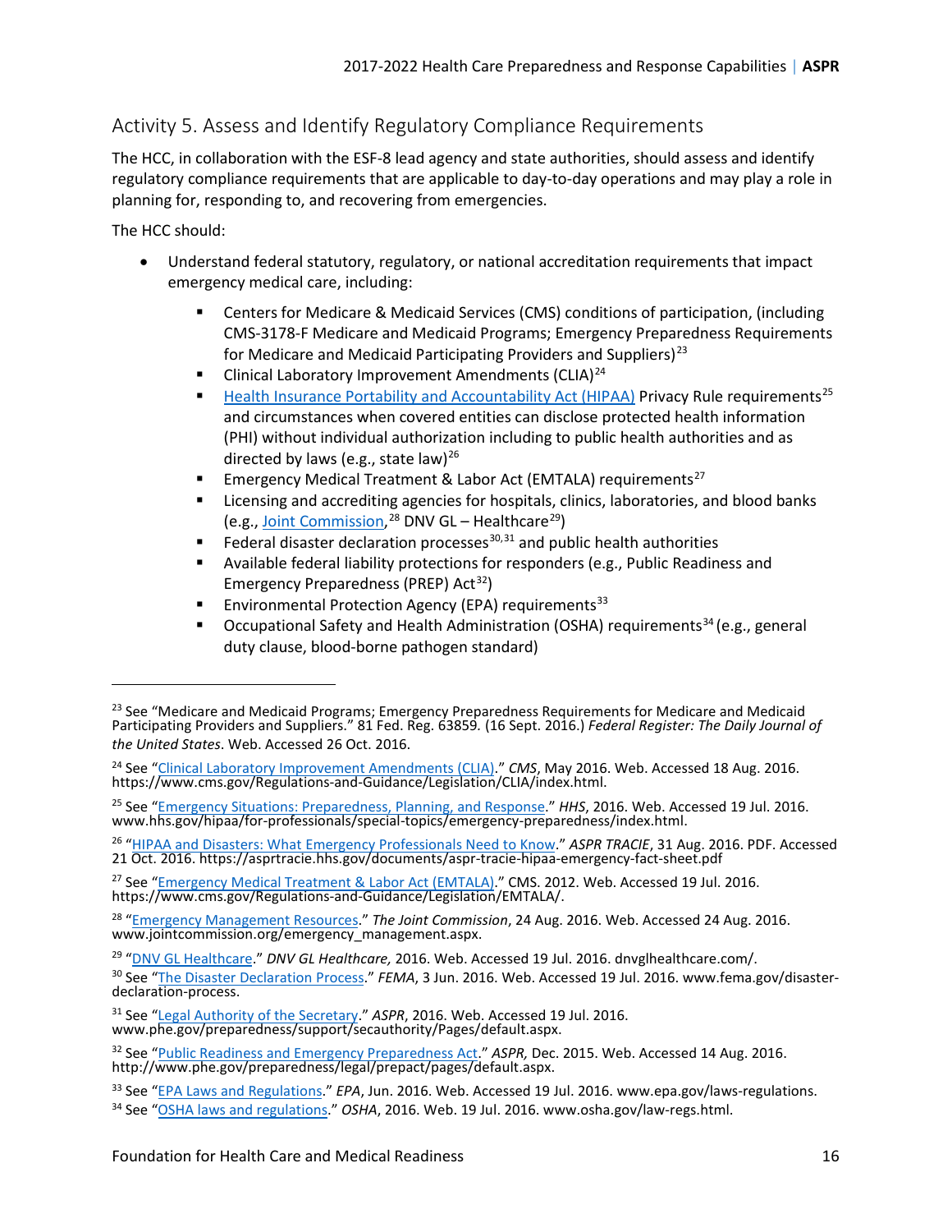## Activity 5. Assess and Identify Regulatory Compliance Requirements

The HCC, in collaboration with the ESF-8 lead agency and state authorities, should assess and identify regulatory compliance requirements that are applicable to day-to-day operations and may play a role in planning for, responding to, and recovering from emergencies.

The HCC should:

- Understand federal statutory, regulatory, or national accreditation requirements that impact emergency medical care, including:
  - Centers for Medicare & Medicaid Services (CMS) conditions of participation, (including CMS-3178-F Medicare and Medicaid Programs; Emergency Preparedness Requirements for Medicare and Medicaid Participating Providers and Suppliers)[23]
  - Clinical Laboratory Improvement Amendments (CLIA)[24]
  - Health Insurance Portability and Accountability Act (HIPAA) Privacy Rule requirements[25] and circumstances when covered entities can disclose protected health information (PHI) without individual authorization including to public health authorities and as directed by laws (e.g., state law)[26]
  - Emergency Medical Treatment & Labor Act (EMTALA) requirements[27]
  - Licensing and accrediting agencies for hospitals, clinics, laboratories, and blood banks (e.g., Joint Commission,[28] DNV GL – Healthcare[29])
  - Federal disaster declaration processes[30,31] and public health authorities
  - Available federal liability protections for responders (e.g., Public Readiness and Emergency Preparedness (PREP) Act[32])
  - Environmental Protection Agency (EPA) requirements[33]
  - Occupational Safety and Health Administration (OSHA) requirements[34] (e.g., general duty clause, blood-borne pathogen standard)

---

[23] See "Medicare and Medicaid Programs; Emergency Preparedness Requirements for Medicare and Medicaid Participating Providers and Suppliers." 81 Fed. Reg. 63859. (16 Sept. 2016.) *Federal Register: The Daily Journal of the United States*. Web. Accessed 26 Oct. 2016.

[24] See "Clinical Laboratory Improvement Amendments (CLIA)." *CMS*, May 2016. Web. Accessed 18 Aug. 2016. https://www.cms.gov/Regulations-and-Guidance/Legislation/CLIA/index.html.

[25] See "Emergency Situations: Preparedness, Planning, and Response." *HHS*, 2016. Web. Accessed 19 Jul. 2016. www.hhs.gov/hipaa/for-professionals/special-topics/emergency-preparedness/index.html.

[26] "HIPAA and Disasters: What Emergency Professionals Need to Know." *ASPR TRACIE*, 31 Aug. 2016. PDF. Accessed 21 Oct. 2016. https://asprtracie.hhs.gov/documents/aspr-tracie-hipaa-emergency-fact-sheet.pdf

[27] See "Emergency Medical Treatment & Labor Act (EMTALA)." CMS. 2012. Web. Accessed 19 Jul. 2016. https://www.cms.gov/Regulations-and-Guidance/Legislation/EMTALA/.

[28] "Emergency Management Resources." *The Joint Commission*, 24 Aug. 2016. Web. Accessed 24 Aug. 2016. www.jointcommission.org/emergency_management.aspx.

[29] "DNV GL Healthcare." *DNV GL Healthcare,* 2016. Web. Accessed 19 Jul. 2016. dnvglhealthcare.com/.

[30] See "The Disaster Declaration Process." *FEMA*, 3 Jun. 2016. Web. Accessed 19 Jul. 2016. www.fema.gov/disaster-declaration-process.

[31] See "Legal Authority of the Secretary." *ASPR*, 2016. Web. Accessed 19 Jul. 2016. www.phe.gov/preparedness/support/secauthority/Pages/default.aspx.

[32] See "Public Readiness and Emergency Preparedness Act." *ASPR,* Dec. 2015. Web. Accessed 14 Aug. 2016. http://www.phe.gov/preparedness/legal/prepact/pages/default.aspx.

[33] See "EPA Laws and Regulations." *EPA*, Jun. 2016. Web. Accessed 19 Jul. 2016. www.epa.gov/laws-regulations.

[34] See "OSHA laws and regulations." *OSHA*, 2016. Web. 19 Jul. 2016. www.osha.gov/law-regs.html.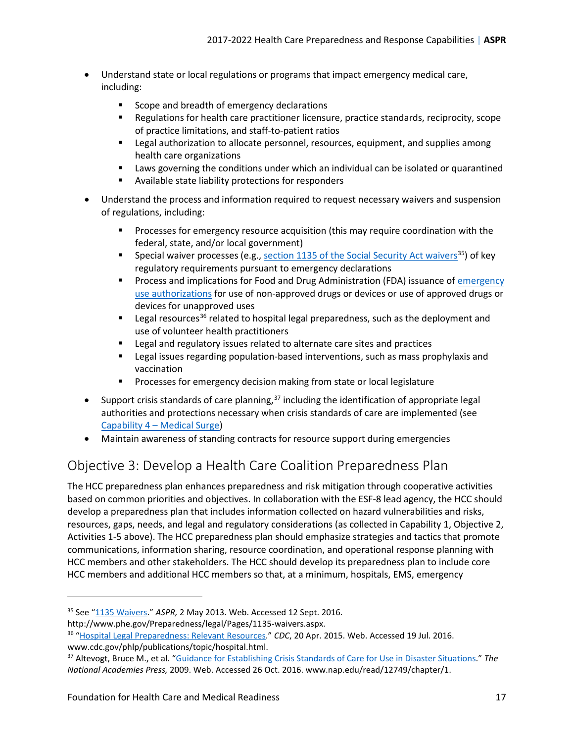- Understand state or local regulations or programs that impact emergency medical care, including:
  - Scope and breadth of emergency declarations
  - Regulations for health care practitioner licensure, practice standards, reciprocity, scope of practice limitations, and staff-to-patient ratios
  - Legal authorization to allocate personnel, resources, equipment, and supplies among health care organizations
  - Laws governing the conditions under which an individual can be isolated or quarantined
  - Available state liability protections for responders
- Understand the process and information required to request necessary waivers and suspension of regulations, including:
  - Processes for emergency resource acquisition (this may require coordination with the federal, state, and/or local government)
  - Special waiver processes (e.g., section 1135 of the Social Security Act waivers[35]) of key regulatory requirements pursuant to emergency declarations
  - Process and implications for Food and Drug Administration (FDA) issuance of emergency use authorizations for use of non-approved drugs or devices or use of approved drugs or devices for unapproved uses
  - Legal resources[36] related to hospital legal preparedness, such as the deployment and use of volunteer health practitioners
  - Legal and regulatory issues related to alternate care sites and practices
  - Legal issues regarding population-based interventions, such as mass prophylaxis and vaccination
  - Processes for emergency decision making from state or local legislature
- Support crisis standards of care planning,[37] including the identification of appropriate legal authorities and protections necessary when crisis standards of care are implemented (see Capability 4 – Medical Surge)
- Maintain awareness of standing contracts for resource support during emergencies

## Objective 3: Develop a Health Care Coalition Preparedness Plan

The HCC preparedness plan enhances preparedness and risk mitigation through cooperative activities based on common priorities and objectives. In collaboration with the ESF-8 lead agency, the HCC should develop a preparedness plan that includes information collected on hazard vulnerabilities and risks, resources, gaps, needs, and legal and regulatory considerations (as collected in Capability 1, Objective 2, Activities 1-5 above). The HCC preparedness plan should emphasize strategies and tactics that promote communications, information sharing, resource coordination, and operational response planning with HCC members and other stakeholders. The HCC should develop its preparedness plan to include core HCC members and additional HCC members so that, at a minimum, hospitals, EMS, emergency

---

[35] See "1135 Waivers." *ASPR,* 2 May 2013. Web. Accessed 12 Sept. 2016. http://www.phe.gov/Preparedness/legal/Pages/1135-waivers.aspx.

[36] "Hospital Legal Preparedness: Relevant Resources." *CDC,* 20 Apr. 2015. Web. Accessed 19 Jul. 2016. www.cdc.gov/phlp/publications/topic/hospital.html.

[37] Altevogt, Bruce M., et al. "Guidance for Establishing Crisis Standards of Care for Use in Disaster Situations." *The National Academies Press,* 2009. Web. Accessed 26 Oct. 2016. www.nap.edu/read/12749/chapter/1.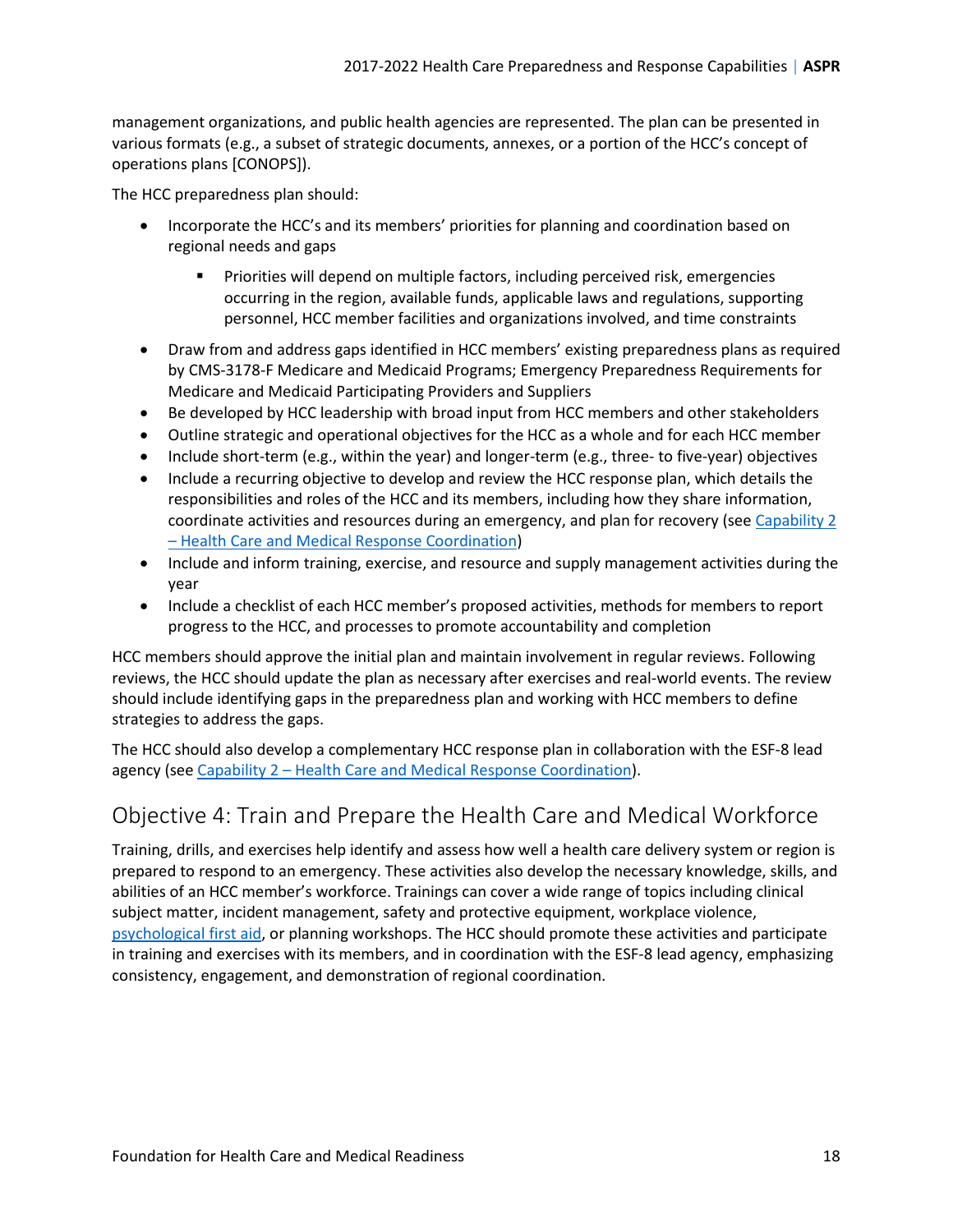management organizations, and public health agencies are represented. The plan can be presented in various formats (e.g., a subset of strategic documents, annexes, or a portion of the HCC's concept of operations plans [CONOPS]).

The HCC preparedness plan should:

- Incorporate the HCC's and its members' priorities for planning and coordination based on regional needs and gaps
    - Priorities will depend on multiple factors, including perceived risk, emergencies occurring in the region, available funds, applicable laws and regulations, supporting personnel, HCC member facilities and organizations involved, and time constraints
- Draw from and address gaps identified in HCC members' existing preparedness plans as required by CMS-3178-F Medicare and Medicaid Programs; Emergency Preparedness Requirements for Medicare and Medicaid Participating Providers and Suppliers
- Be developed by HCC leadership with broad input from HCC members and other stakeholders
- Outline strategic and operational objectives for the HCC as a whole and for each HCC member
- Include short-term (e.g., within the year) and longer-term (e.g., three- to five-year) objectives
- Include a recurring objective to develop and review the HCC response plan, which details the responsibilities and roles of the HCC and its members, including how they share information, coordinate activities and resources during an emergency, and plan for recovery (see Capability 2 – Health Care and Medical Response Coordination)
- Include and inform training, exercise, and resource and supply management activities during the year
- Include a checklist of each HCC member's proposed activities, methods for members to report progress to the HCC, and processes to promote accountability and completion

HCC members should approve the initial plan and maintain involvement in regular reviews. Following reviews, the HCC should update the plan as necessary after exercises and real-world events. The review should include identifying gaps in the preparedness plan and working with HCC members to define strategies to address the gaps.

The HCC should also develop a complementary HCC response plan in collaboration with the ESF-8 lead agency (see Capability 2 – Health Care and Medical Response Coordination).

## Objective 4: Train and Prepare the Health Care and Medical Workforce

Training, drills, and exercises help identify and assess how well a health care delivery system or region is prepared to respond to an emergency. These activities also develop the necessary knowledge, skills, and abilities of an HCC member's workforce. Trainings can cover a wide range of topics including clinical subject matter, incident management, safety and protective equipment, workplace violence, psychological first aid, or planning workshops. The HCC should promote these activities and participate in training and exercises with its members, and in coordination with the ESF-8 lead agency, emphasizing consistency, engagement, and demonstration of regional coordination.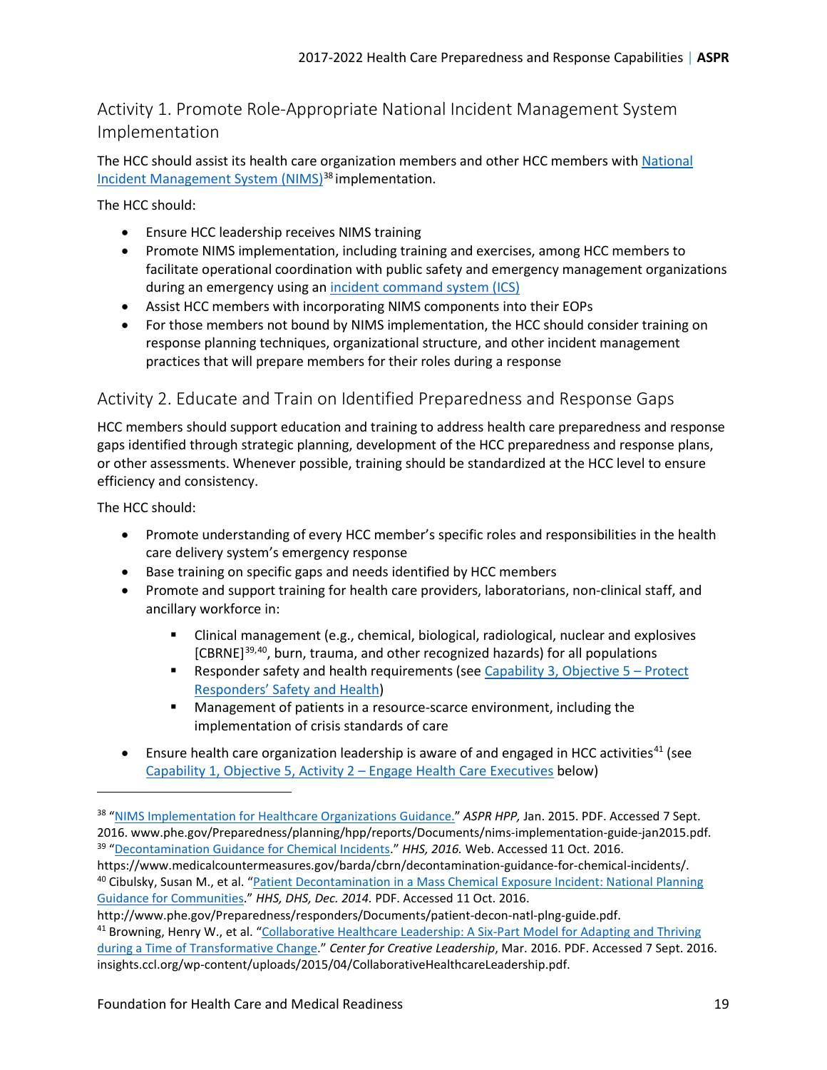## Activity 1. Promote Role-Appropriate National Incident Management System Implementation

The HCC should assist its health care organization members and other HCC members with National Incident Management System (NIMS)[38] implementation.

The HCC should:

- Ensure HCC leadership receives NIMS training
- Promote NIMS implementation, including training and exercises, among HCC members to facilitate operational coordination with public safety and emergency management organizations during an emergency using an incident command system (ICS)
- Assist HCC members with incorporating NIMS components into their EOPs
- For those members not bound by NIMS implementation, the HCC should consider training on response planning techniques, organizational structure, and other incident management practices that will prepare members for their roles during a response

## Activity 2. Educate and Train on Identified Preparedness and Response Gaps

HCC members should support education and training to address health care preparedness and response gaps identified through strategic planning, development of the HCC preparedness and response plans, or other assessments. Whenever possible, training should be standardized at the HCC level to ensure efficiency and consistency.

The HCC should:

- Promote understanding of every HCC member's specific roles and responsibilities in the health care delivery system's emergency response
- Base training on specific gaps and needs identified by HCC members
- Promote and support training for health care providers, laboratorians, non-clinical staff, and ancillary workforce in:
  - Clinical management (e.g., chemical, biological, radiological, nuclear and explosives [CBRNE][39,40], burn, trauma, and other recognized hazards) for all populations
  - Responder safety and health requirements (see Capability 3, Objective 5 – Protect Responders' Safety and Health)
  - Management of patients in a resource-scarce environment, including the implementation of crisis standards of care
- Ensure health care organization leadership is aware of and engaged in HCC activities[41] (see Capability 1, Objective 5, Activity 2 – Engage Health Care Executives below)

---

[38] "NIMS Implementation for Healthcare Organizations Guidance." *ASPR HPP,* Jan. 2015. PDF. Accessed 7 Sept. 2016. www.phe.gov/Preparedness/planning/hpp/reports/Documents/nims-implementation-guide-jan2015.pdf.

[39] "Decontamination Guidance for Chemical Incidents." *HHS, 2016.* Web. Accessed 11 Oct. 2016. https://www.medicalcountermeasures.gov/barda/cbrn/decontamination-guidance-for-chemical-incidents/.

[40] Cibulsky, Susan M., et al. "Patient Decontamination in a Mass Chemical Exposure Incident: National Planning Guidance for Communities." *HHS, DHS, Dec. 2014.* PDF. Accessed 11 Oct. 2016. http://www.phe.gov/Preparedness/responders/Documents/patient-decon-natl-plng-guide.pdf.

[41] Browning, Henry W., et al. "Collaborative Healthcare Leadership: A Six-Part Model for Adapting and Thriving during a Time of Transformative Change." *Center for Creative Leadership*, Mar. 2016. PDF. Accessed 7 Sept. 2016. insights.ccl.org/wp-content/uploads/2015/04/CollaborativeHealthcareLeadership.pdf.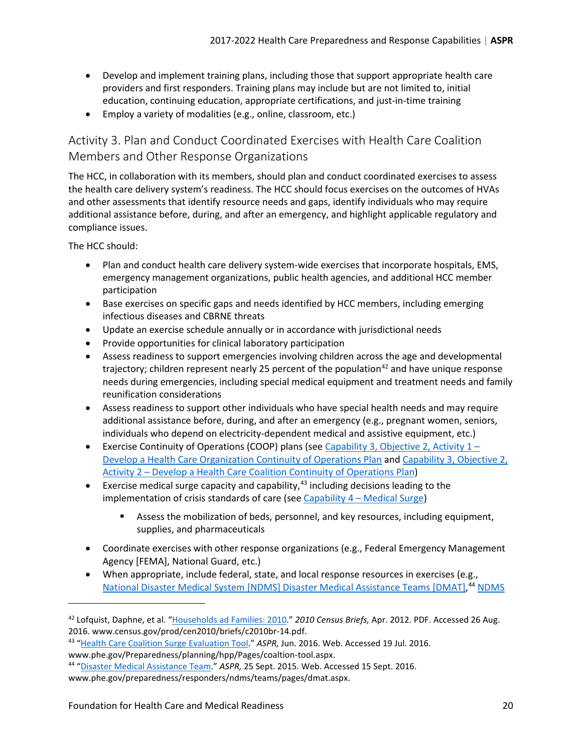- Develop and implement training plans, including those that support appropriate health care providers and first responders. Training plans may include but are not limited to, initial education, continuing education, appropriate certifications, and just-in-time training
- Employ a variety of modalities (e.g., online, classroom, etc.)

## Activity 3. Plan and Conduct Coordinated Exercises with Health Care Coalition Members and Other Response Organizations

The HCC, in collaboration with its members, should plan and conduct coordinated exercises to assess the health care delivery system's readiness. The HCC should focus exercises on the outcomes of HVAs and other assessments that identify resource needs and gaps, identify individuals who may require additional assistance before, during, and after an emergency, and highlight applicable regulatory and compliance issues.

The HCC should:

- Plan and conduct health care delivery system-wide exercises that incorporate hospitals, EMS, emergency management organizations, public health agencies, and additional HCC member participation
- Base exercises on specific gaps and needs identified by HCC members, including emerging infectious diseases and CBRNE threats
- Update an exercise schedule annually or in accordance with jurisdictional needs
- Provide opportunities for clinical laboratory participation
- Assess readiness to support emergencies involving children across the age and developmental trajectory; children represent nearly 25 percent of the population[42] and have unique response needs during emergencies, including special medical equipment and treatment needs and family reunification considerations
- Assess readiness to support other individuals who have special health needs and may require additional assistance before, during, and after an emergency (e.g., pregnant women, seniors, individuals who depend on electricity-dependent medical and assistive equipment, etc.)
- Exercise Continuity of Operations (COOP) plans (see Capability 3, Objective 2, Activity 1 – Develop a Health Care Organization Continuity of Operations Plan and Capability 3, Objective 2, Activity 2 – Develop a Health Care Coalition Continuity of Operations Plan)
- Exercise medical surge capacity and capability,[43] including decisions leading to the implementation of crisis standards of care (see Capability 4 – Medical Surge)
    - Assess the mobilization of beds, personnel, and key resources, including equipment, supplies, and pharmaceuticals
- Coordinate exercises with other response organizations (e.g., Federal Emergency Management Agency [FEMA], National Guard, etc.)
- When appropriate, include federal, state, and local response resources in exercises (e.g., National Disaster Medical System [NDMS] Disaster Medical Assistance Teams [DMAT],[44] NDMS

---

[42] Lofquist, Daphne, et al. "Households ad Families: 2010." *2010 Census Briefs,* Apr. 2012. PDF. Accessed 26 Aug. 2016. www.census.gov/prod/cen2010/briefs/c2010br-14.pdf.

[43] "Health Care Coalition Surge Evaluation Tool." *ASPR,* Jun. 2016. Web. Accessed 19 Jul. 2016. www.phe.gov/Preparedness/planning/hpp/Pages/coaltion-tool.aspx.

[44] "Disaster Medical Assistance Team." *ASPR,* 25 Sept. 2015. Web. Accessed 15 Sept. 2016. www.phe.gov/preparedness/responders/ndms/teams/pages/dmat.aspx.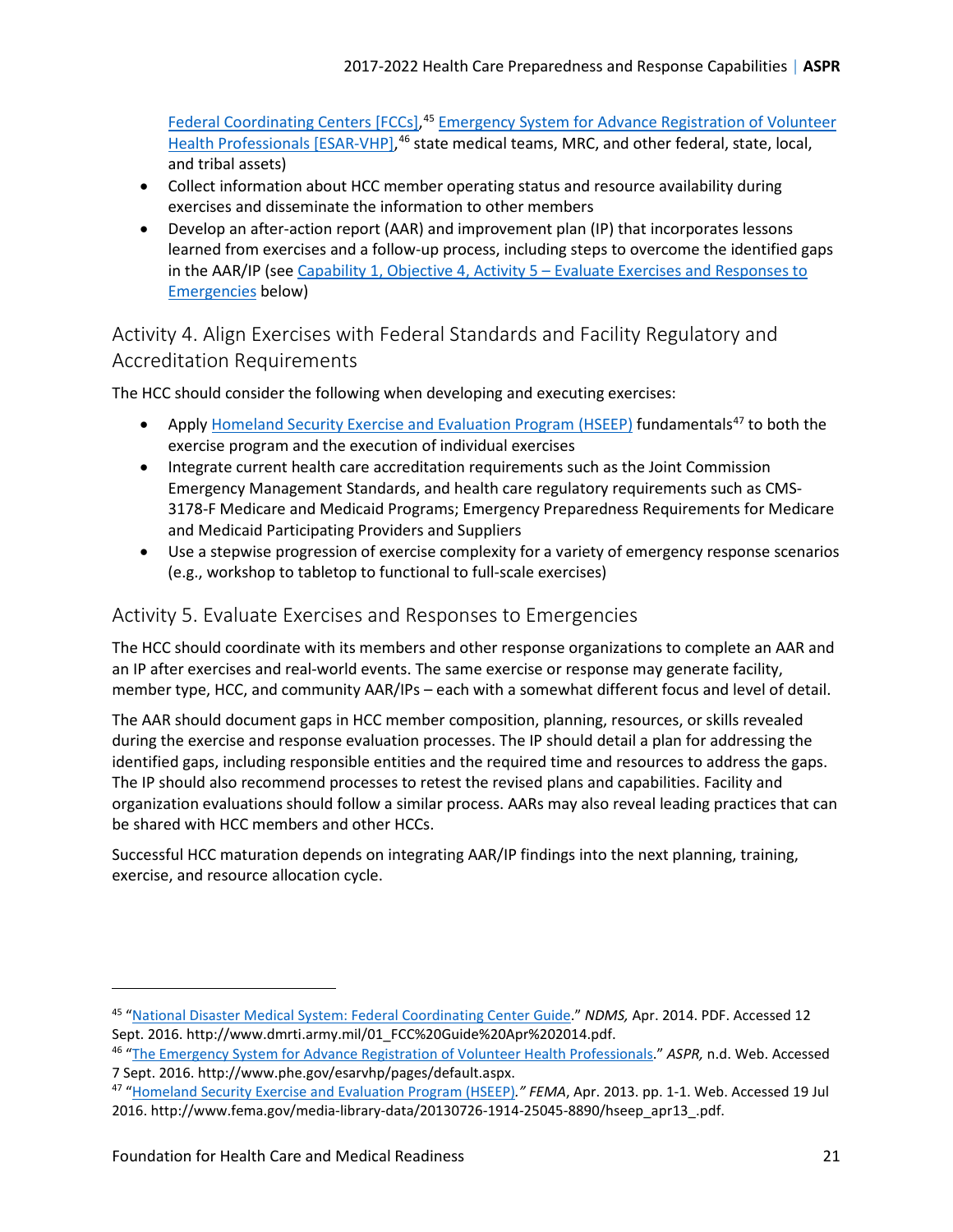Federal Coordinating Centers [FCCs],[45] Emergency System for Advance Registration of Volunteer Health Professionals [ESAR-VHP],[46] state medical teams, MRC, and other federal, state, local, and tribal assets)

- Collect information about HCC member operating status and resource availability during exercises and disseminate the information to other members
- Develop an after-action report (AAR) and improvement plan (IP) that incorporates lessons learned from exercises and a follow-up process, including steps to overcome the identified gaps in the AAR/IP (see Capability 1, Objective 4, Activity 5 – Evaluate Exercises and Responses to Emergencies below)

## Activity 4. Align Exercises with Federal Standards and Facility Regulatory and Accreditation Requirements

The HCC should consider the following when developing and executing exercises:

- Apply Homeland Security Exercise and Evaluation Program (HSEEP) fundamentals[47] to both the exercise program and the execution of individual exercises
- Integrate current health care accreditation requirements such as the Joint Commission Emergency Management Standards, and health care regulatory requirements such as CMS-3178-F Medicare and Medicaid Programs; Emergency Preparedness Requirements for Medicare and Medicaid Participating Providers and Suppliers
- Use a stepwise progression of exercise complexity for a variety of emergency response scenarios (e.g., workshop to tabletop to functional to full-scale exercises)

## Activity 5. Evaluate Exercises and Responses to Emergencies

The HCC should coordinate with its members and other response organizations to complete an AAR and an IP after exercises and real-world events. The same exercise or response may generate facility, member type, HCC, and community AAR/IPs – each with a somewhat different focus and level of detail.

The AAR should document gaps in HCC member composition, planning, resources, or skills revealed during the exercise and response evaluation processes. The IP should detail a plan for addressing the identified gaps, including responsible entities and the required time and resources to address the gaps. The IP should also recommend processes to retest the revised plans and capabilities. Facility and organization evaluations should follow a similar process. AARs may also reveal leading practices that can be shared with HCC members and other HCCs.

Successful HCC maturation depends on integrating AAR/IP findings into the next planning, training, exercise, and resource allocation cycle.

---

[45] "National Disaster Medical System: Federal Coordinating Center Guide." *NDMS,* Apr. 2014. PDF. Accessed 12 Sept. 2016. http://www.dmrti.army.mil/01_FCC%20Guide%20Apr%202014.pdf.

[46] "The Emergency System for Advance Registration of Volunteer Health Professionals." *ASPR,* n.d. Web. Accessed 7 Sept. 2016. http://www.phe.gov/esarvhp/pages/default.aspx.

[47] "Homeland Security Exercise and Evaluation Program (HSEEP)*." FEMA*, Apr. 2013. pp. 1-1. Web. Accessed 19 Jul 2016. http://www.fema.gov/media-library-data/20130726-1914-25045-8890/hseep_apr13_.pdf.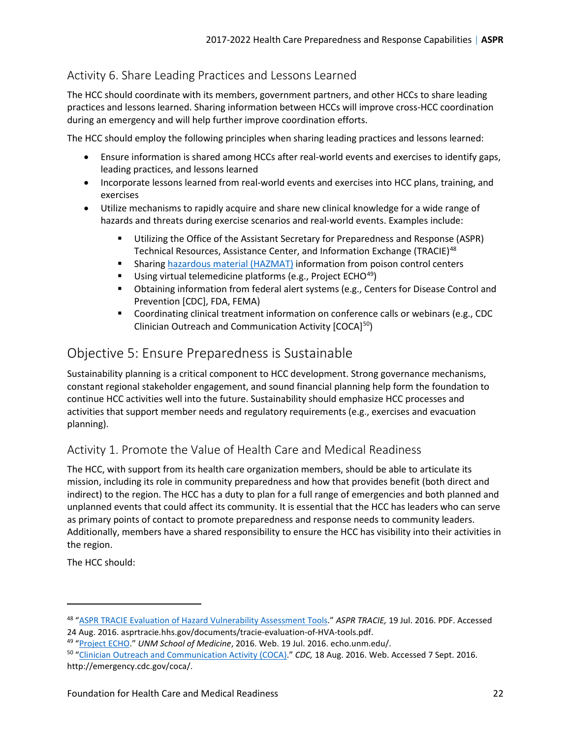### Activity 6. Share Leading Practices and Lessons Learned

The HCC should coordinate with its members, government partners, and other HCCs to share leading practices and lessons learned. Sharing information between HCCs will improve cross-HCC coordination during an emergency and will help further improve coordination efforts.

The HCC should employ the following principles when sharing leading practices and lessons learned:

- Ensure information is shared among HCCs after real-world events and exercises to identify gaps, leading practices, and lessons learned
- Incorporate lessons learned from real-world events and exercises into HCC plans, training, and exercises
- Utilize mechanisms to rapidly acquire and share new clinical knowledge for a wide range of hazards and threats during exercise scenarios and real-world events. Examples include:
    - Utilizing the Office of the Assistant Secretary for Preparedness and Response (ASPR) Technical Resources, Assistance Center, and Information Exchange (TRACIE)[48]
    - Sharing hazardous material (HAZMAT) information from poison control centers
    - Using virtual telemedicine platforms (e.g., Project ECHO[49])
    - Obtaining information from federal alert systems (e.g., Centers for Disease Control and Prevention [CDC], FDA, FEMA)
    - Coordinating clinical treatment information on conference calls or webinars (e.g., CDC Clinician Outreach and Communication Activity [COCA][50])

## Objective 5: Ensure Preparedness is Sustainable

Sustainability planning is a critical component to HCC development. Strong governance mechanisms, constant regional stakeholder engagement, and sound financial planning help form the foundation to continue HCC activities well into the future. Sustainability should emphasize HCC processes and activities that support member needs and regulatory requirements (e.g., exercises and evacuation planning).

### Activity 1. Promote the Value of Health Care and Medical Readiness

The HCC, with support from its health care organization members, should be able to articulate its mission, including its role in community preparedness and how that provides benefit (both direct and indirect) to the region. The HCC has a duty to plan for a full range of emergencies and both planned and unplanned events that could affect its community. It is essential that the HCC has leaders who can serve as primary points of contact to promote preparedness and response needs to community leaders. Additionally, members have a shared responsibility to ensure the HCC has visibility into their activities in the region.

The HCC should:

---

[48] "ASPR TRACIE Evaluation of Hazard Vulnerability Assessment Tools." *ASPR TRACIE,* 19 Jul. 2016. PDF. Accessed 24 Aug. 2016. asprtracie.hhs.gov/documents/tracie-evaluation-of-HVA-tools.pdf.

[49] "Project ECHO." *UNM School of Medicine*, 2016. Web. 19 Jul. 2016. echo.unm.edu/.

[50] "Clinician Outreach and Communication Activity (COCA)." *CDC,* 18 Aug. 2016. Web. Accessed 7 Sept. 2016. http://emergency.cdc.gov/coca/.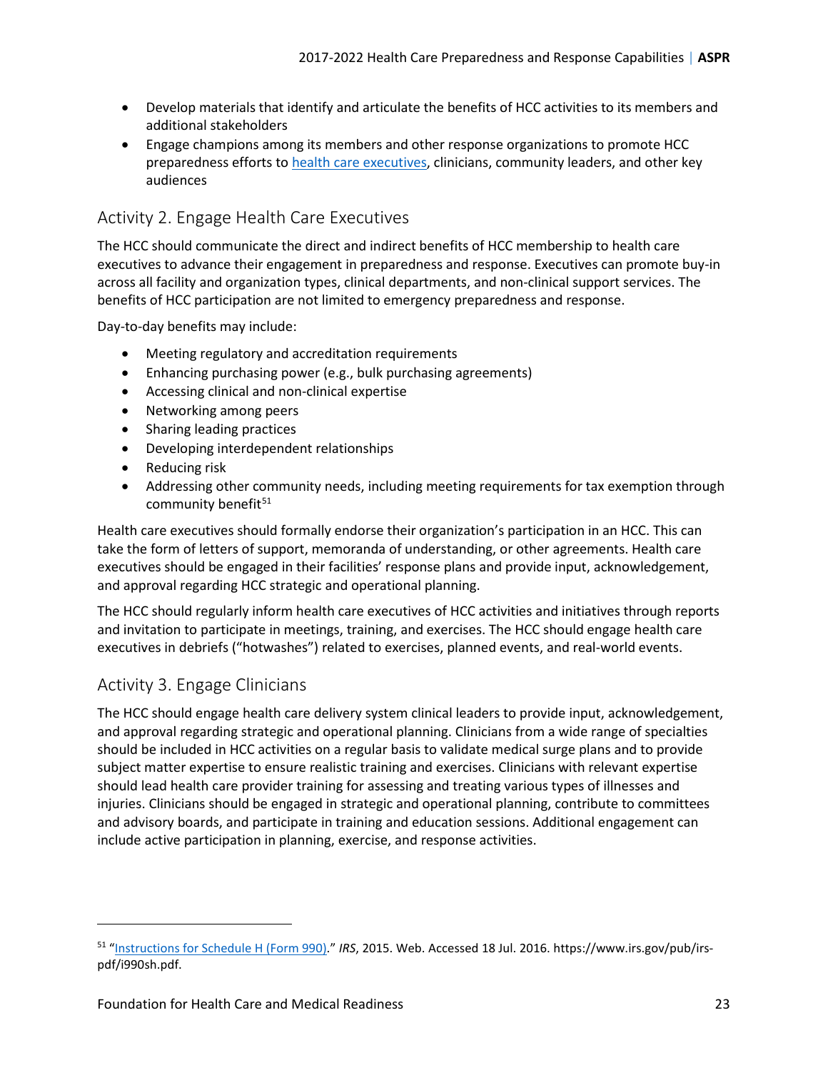- Develop materials that identify and articulate the benefits of HCC activities to its members and additional stakeholders
- Engage champions among its members and other response organizations to promote HCC preparedness efforts to health care executives, clinicians, community leaders, and other key audiences

## Activity 2. Engage Health Care Executives

The HCC should communicate the direct and indirect benefits of HCC membership to health care executives to advance their engagement in preparedness and response. Executives can promote buy-in across all facility and organization types, clinical departments, and non-clinical support services. The benefits of HCC participation are not limited to emergency preparedness and response.

Day-to-day benefits may include:

- Meeting regulatory and accreditation requirements
- Enhancing purchasing power (e.g., bulk purchasing agreements)
- Accessing clinical and non-clinical expertise
- Networking among peers
- Sharing leading practices
- Developing interdependent relationships
- Reducing risk
- Addressing other community needs, including meeting requirements for tax exemption through community benefit[51]

Health care executives should formally endorse their organization's participation in an HCC. This can take the form of letters of support, memoranda of understanding, or other agreements. Health care executives should be engaged in their facilities' response plans and provide input, acknowledgement, and approval regarding HCC strategic and operational planning.

The HCC should regularly inform health care executives of HCC activities and initiatives through reports and invitation to participate in meetings, training, and exercises. The HCC should engage health care executives in debriefs ("hotwashes") related to exercises, planned events, and real-world events.

## Activity 3. Engage Clinicians

The HCC should engage health care delivery system clinical leaders to provide input, acknowledgement, and approval regarding strategic and operational planning. Clinicians from a wide range of specialties should be included in HCC activities on a regular basis to validate medical surge plans and to provide subject matter expertise to ensure realistic training and exercises. Clinicians with relevant expertise should lead health care provider training for assessing and treating various types of illnesses and injuries. Clinicians should be engaged in strategic and operational planning, contribute to committees and advisory boards, and participate in training and education sessions. Additional engagement can include active participation in planning, exercise, and response activities.

---

[51] "Instructions for Schedule H (Form 990)." *IRS*, 2015. Web. Accessed 18 Jul. 2016. https://www.irs.gov/pub/irs-pdf/i990sh.pdf.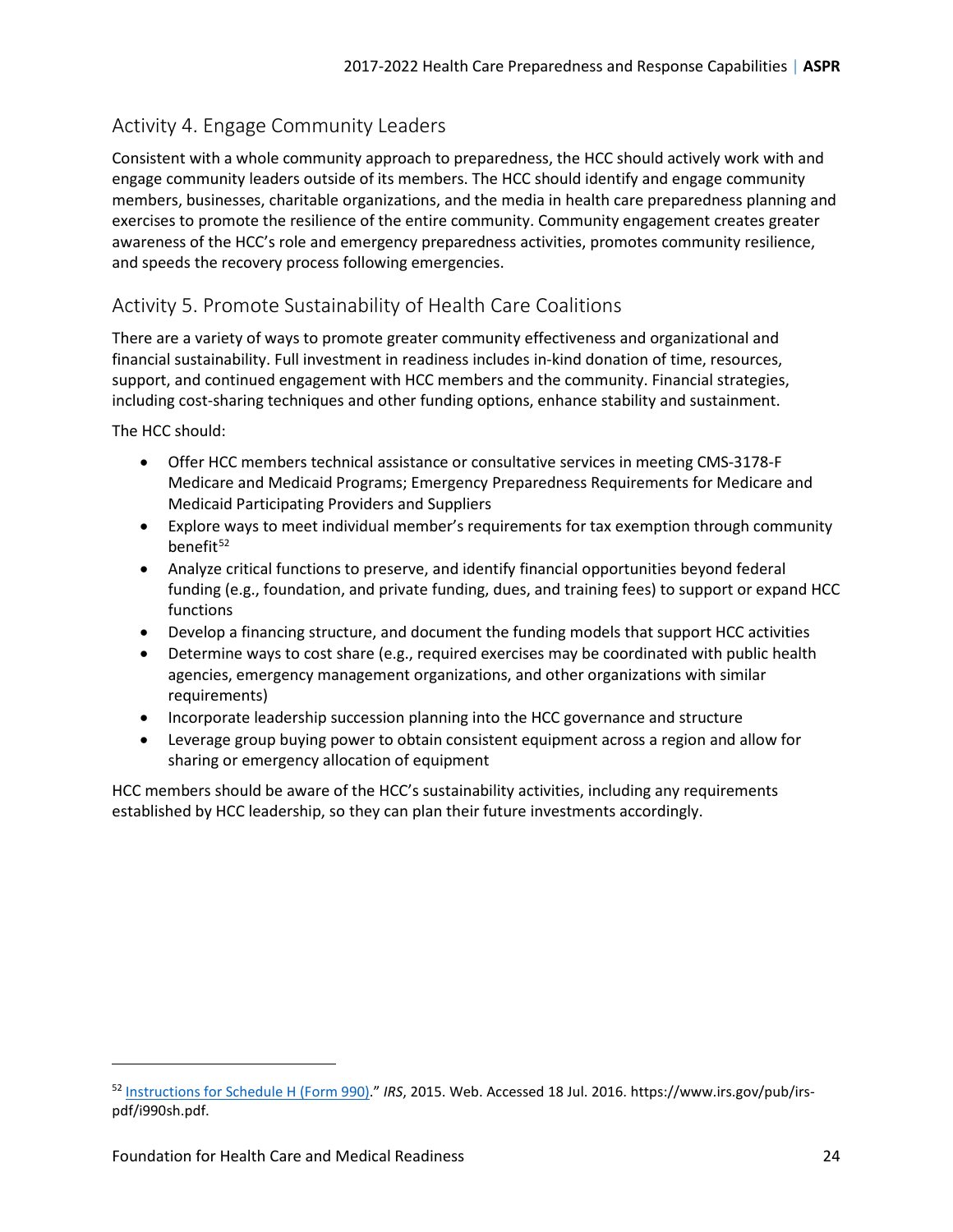## Activity 4. Engage Community Leaders

Consistent with a whole community approach to preparedness, the HCC should actively work with and engage community leaders outside of its members. The HCC should identify and engage community members, businesses, charitable organizations, and the media in health care preparedness planning and exercises to promote the resilience of the entire community. Community engagement creates greater awareness of the HCC's role and emergency preparedness activities, promotes community resilience, and speeds the recovery process following emergencies.

## Activity 5. Promote Sustainability of Health Care Coalitions

There are a variety of ways to promote greater community effectiveness and organizational and financial sustainability. Full investment in readiness includes in-kind donation of time, resources, support, and continued engagement with HCC members and the community. Financial strategies, including cost-sharing techniques and other funding options, enhance stability and sustainment.

The HCC should:

- Offer HCC members technical assistance or consultative services in meeting CMS-3178-F Medicare and Medicaid Programs; Emergency Preparedness Requirements for Medicare and Medicaid Participating Providers and Suppliers
- Explore ways to meet individual member's requirements for tax exemption through community benefit[52]
- Analyze critical functions to preserve, and identify financial opportunities beyond federal funding (e.g., foundation, and private funding, dues, and training fees) to support or expand HCC functions
- Develop a financing structure, and document the funding models that support HCC activities
- Determine ways to cost share (e.g., required exercises may be coordinated with public health agencies, emergency management organizations, and other organizations with similar requirements)
- Incorporate leadership succession planning into the HCC governance and structure
- Leverage group buying power to obtain consistent equipment across a region and allow for sharing or emergency allocation of equipment

HCC members should be aware of the HCC's sustainability activities, including any requirements established by HCC leadership, so they can plan their future investments accordingly.

---

[52] Instructions for Schedule H (Form 990)." *IRS*, 2015. Web. Accessed 18 Jul. 2016. https://www.irs.gov/pub/irs-pdf/i990sh.pdf.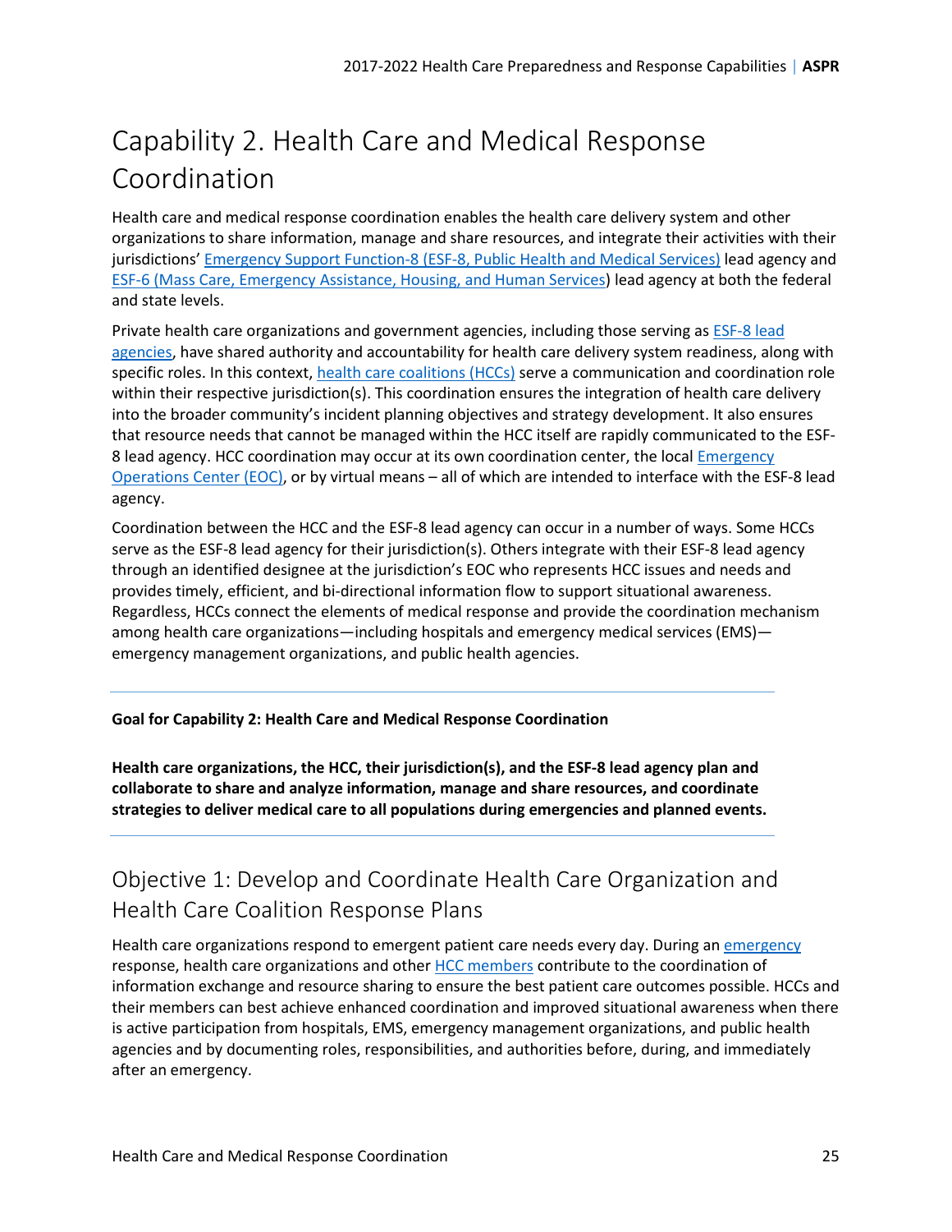# Capability 2. Health Care and Medical Response Coordination

Health care and medical response coordination enables the health care delivery system and other organizations to share information, manage and share resources, and integrate their activities with their jurisdictions' Emergency Support Function-8 (ESF-8, Public Health and Medical Services) lead agency and ESF-6 (Mass Care, Emergency Assistance, Housing, and Human Services) lead agency at both the federal and state levels.

Private health care organizations and government agencies, including those serving as ESF-8 lead agencies, have shared authority and accountability for health care delivery system readiness, along with specific roles. In this context, health care coalitions (HCCs) serve a communication and coordination role within their respective jurisdiction(s). This coordination ensures the integration of health care delivery into the broader community's incident planning objectives and strategy development. It also ensures that resource needs that cannot be managed within the HCC itself are rapidly communicated to the ESF-8 lead agency. HCC coordination may occur at its own coordination center, the local Emergency Operations Center (EOC), or by virtual means – all of which are intended to interface with the ESF-8 lead agency.

Coordination between the HCC and the ESF-8 lead agency can occur in a number of ways. Some HCCs serve as the ESF-8 lead agency for their jurisdiction(s). Others integrate with their ESF-8 lead agency through an identified designee at the jurisdiction's EOC who represents HCC issues and needs and provides timely, efficient, and bi-directional information flow to support situational awareness. Regardless, HCCs connect the elements of medical response and provide the coordination mechanism among health care organizations—including hospitals and emergency medical services (EMS)—emergency management organizations, and public health agencies.

---

**Goal for Capability 2: Health Care and Medical Response Coordination**

**Health care organizations, the HCC, their jurisdiction(s), and the ESF-8 lead agency plan and collaborate to share and analyze information, manage and share resources, and coordinate strategies to deliver medical care to all populations during emergencies and planned events.**

---

## Objective 1: Develop and Coordinate Health Care Organization and Health Care Coalition Response Plans

Health care organizations respond to emergent patient care needs every day. During an emergency response, health care organizations and other HCC members contribute to the coordination of information exchange and resource sharing to ensure the best patient care outcomes possible. HCCs and their members can best achieve enhanced coordination and improved situational awareness when there is active participation from hospitals, EMS, emergency management organizations, and public health agencies and by documenting roles, responsibilities, and authorities before, during, and immediately after an emergency.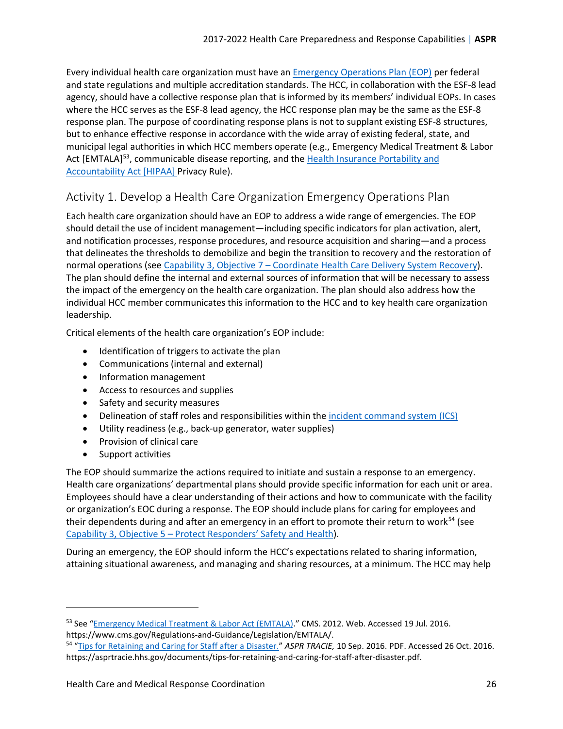Every individual health care organization must have an Emergency Operations Plan (EOP) per federal and state regulations and multiple accreditation standards. The HCC, in collaboration with the ESF-8 lead agency, should have a collective response plan that is informed by its members' individual EOPs. In cases where the HCC serves as the ESF-8 lead agency, the HCC response plan may be the same as the ESF-8 response plan. The purpose of coordinating response plans is not to supplant existing ESF-8 structures, but to enhance effective response in accordance with the wide array of existing federal, state, and municipal legal authorities in which HCC members operate (e.g., Emergency Medical Treatment & Labor Act [EMTALA][53], communicable disease reporting, and the Health Insurance Portability and Accountability Act [HIPAA] Privacy Rule).

## Activity 1. Develop a Health Care Organization Emergency Operations Plan

Each health care organization should have an EOP to address a wide range of emergencies. The EOP should detail the use of incident management—including specific indicators for plan activation, alert, and notification processes, response procedures, and resource acquisition and sharing—and a process that delineates the thresholds to demobilize and begin the transition to recovery and the restoration of normal operations (see Capability 3, Objective 7 – Coordinate Health Care Delivery System Recovery). The plan should define the internal and external sources of information that will be necessary to assess the impact of the emergency on the health care organization. The plan should also address how the individual HCC member communicates this information to the HCC and to key health care organization leadership.

Critical elements of the health care organization's EOP include:

- Identification of triggers to activate the plan
- Communications (internal and external)
- Information management
- Access to resources and supplies
- Safety and security measures
- Delineation of staff roles and responsibilities within the incident command system (ICS)
- Utility readiness (e.g., back-up generator, water supplies)
- Provision of clinical care
- Support activities

The EOP should summarize the actions required to initiate and sustain a response to an emergency. Health care organizations' departmental plans should provide specific information for each unit or area. Employees should have a clear understanding of their actions and how to communicate with the facility or organization's EOC during a response. The EOP should include plans for caring for employees and their dependents during and after an emergency in an effort to promote their return to work[54] (see Capability 3, Objective 5 – Protect Responders' Safety and Health).

During an emergency, the EOP should inform the HCC's expectations related to sharing information, attaining situational awareness, and managing and sharing resources, at a minimum. The HCC may help

---

[53] See "Emergency Medical Treatment & Labor Act (EMTALA)." CMS. 2012. Web. Accessed 19 Jul. 2016. https://www.cms.gov/Regulations-and-Guidance/Legislation/EMTALA/.

[54] "Tips for Retaining and Caring for Staff after a Disaster." *ASPR TRACIE,* 10 Sep. 2016. PDF. Accessed 26 Oct. 2016. https://asprtracie.hhs.gov/documents/tips-for-retaining-and-caring-for-staff-after-disaster.pdf.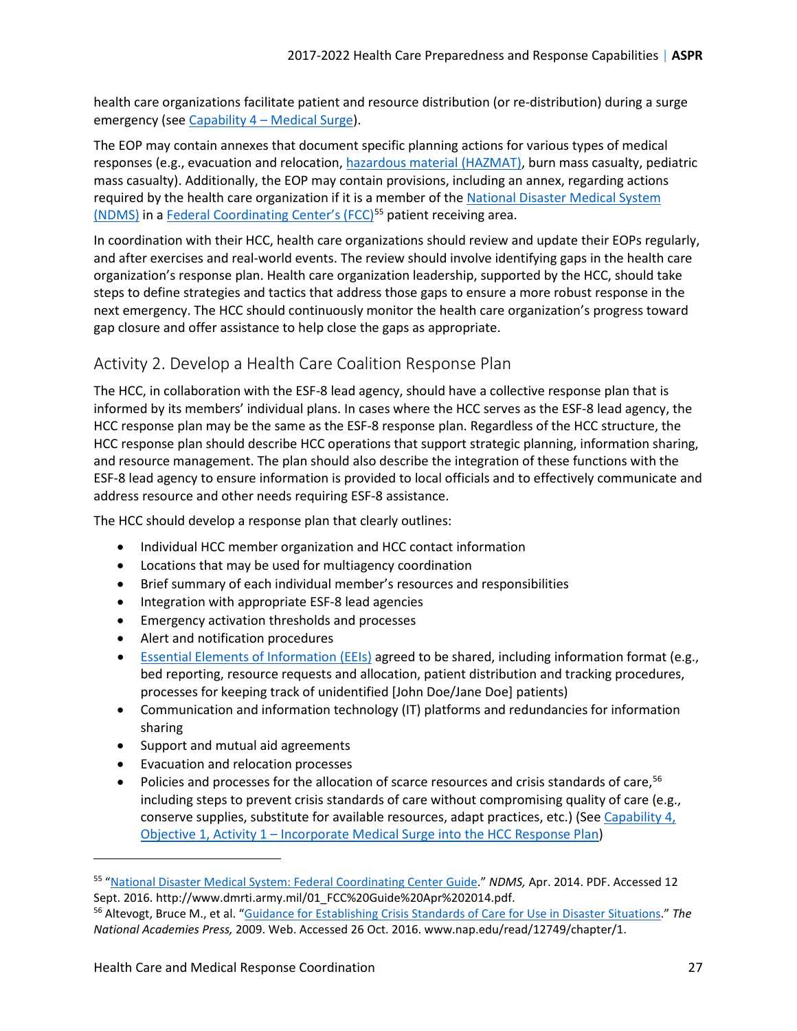health care organizations facilitate patient and resource distribution (or re-distribution) during a surge emergency (see Capability 4 – Medical Surge).

The EOP may contain annexes that document specific planning actions for various types of medical responses (e.g., evacuation and relocation, hazardous material (HAZMAT), burn mass casualty, pediatric mass casualty). Additionally, the EOP may contain provisions, including an annex, regarding actions required by the health care organization if it is a member of the National Disaster Medical System (NDMS) in a Federal Coordinating Center's (FCC)[55] patient receiving area.

In coordination with their HCC, health care organizations should review and update their EOPs regularly, and after exercises and real-world events. The review should involve identifying gaps in the health care organization's response plan. Health care organization leadership, supported by the HCC, should take steps to define strategies and tactics that address those gaps to ensure a more robust response in the next emergency. The HCC should continuously monitor the health care organization's progress toward gap closure and offer assistance to help close the gaps as appropriate.

## Activity 2. Develop a Health Care Coalition Response Plan

The HCC, in collaboration with the ESF-8 lead agency, should have a collective response plan that is informed by its members' individual plans. In cases where the HCC serves as the ESF-8 lead agency, the HCC response plan may be the same as the ESF-8 response plan. Regardless of the HCC structure, the HCC response plan should describe HCC operations that support strategic planning, information sharing, and resource management. The plan should also describe the integration of these functions with the ESF-8 lead agency to ensure information is provided to local officials and to effectively communicate and address resource and other needs requiring ESF-8 assistance.

The HCC should develop a response plan that clearly outlines:

- Individual HCC member organization and HCC contact information
- Locations that may be used for multiagency coordination
- Brief summary of each individual member's resources and responsibilities
- Integration with appropriate ESF-8 lead agencies
- Emergency activation thresholds and processes
- Alert and notification procedures
- Essential Elements of Information (EEIs) agreed to be shared, including information format (e.g., bed reporting, resource requests and allocation, patient distribution and tracking procedures, processes for keeping track of unidentified [John Doe/Jane Doe] patients)
- Communication and information technology (IT) platforms and redundancies for information sharing
- Support and mutual aid agreements
- Evacuation and relocation processes
- Policies and processes for the allocation of scarce resources and crisis standards of care,[56] including steps to prevent crisis standards of care without compromising quality of care (e.g., conserve supplies, substitute for available resources, adapt practices, etc.) (See Capability 4, Objective 1, Activity 1 – Incorporate Medical Surge into the HCC Response Plan)

---

[55] "National Disaster Medical System: Federal Coordinating Center Guide." *NDMS,* Apr. 2014. PDF. Accessed 12 Sept. 2016. http://www.dmrti.army.mil/01_FCC%20Guide%20Apr%202014.pdf.

[56] Altevogt, Bruce M., et al. "Guidance for Establishing Crisis Standards of Care for Use in Disaster Situations." *The National Academies Press,* 2009. Web. Accessed 26 Oct. 2016. www.nap.edu/read/12749/chapter/1.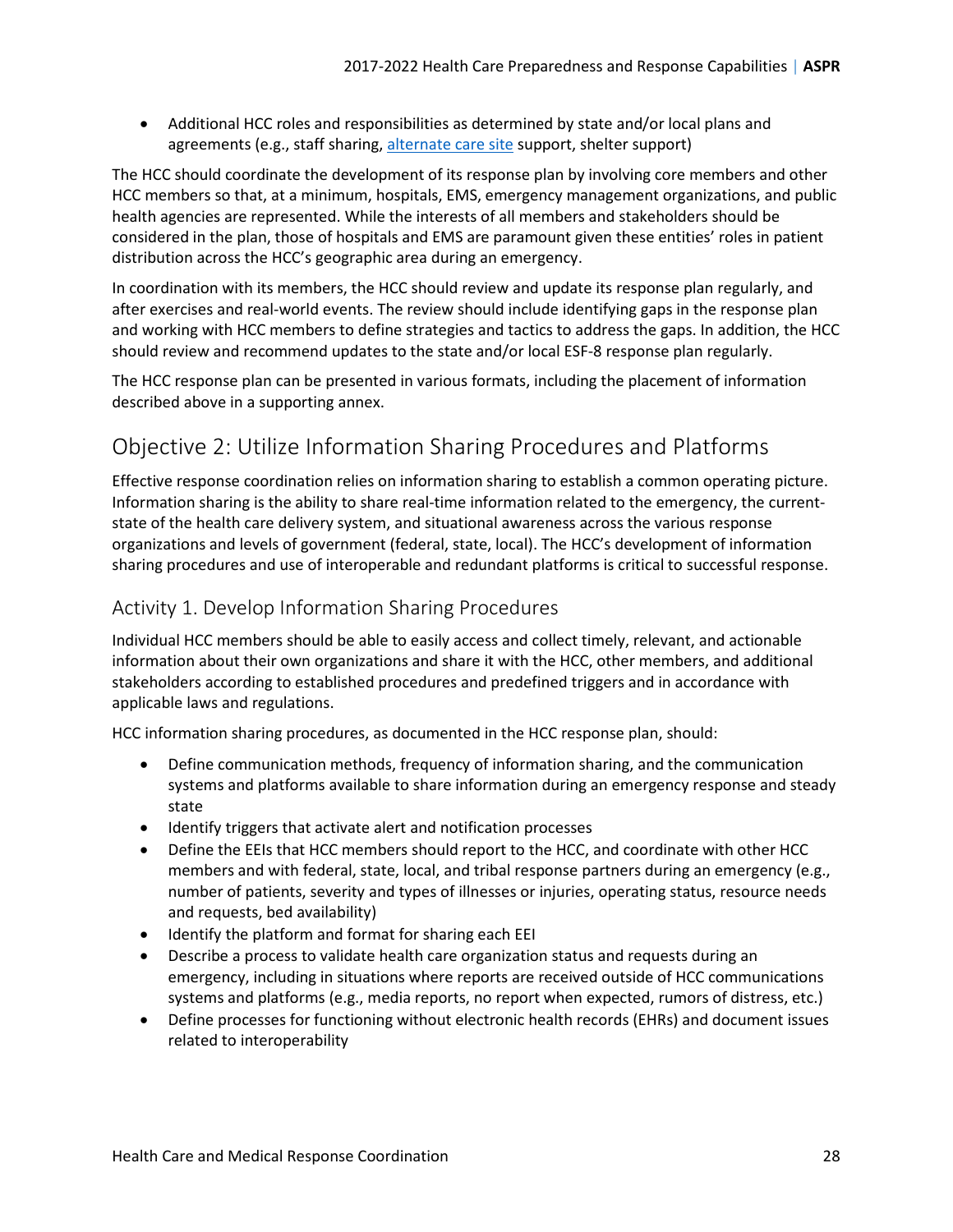- Additional HCC roles and responsibilities as determined by state and/or local plans and agreements (e.g., staff sharing, alternate care site support, shelter support)

The HCC should coordinate the development of its response plan by involving core members and other HCC members so that, at a minimum, hospitals, EMS, emergency management organizations, and public health agencies are represented. While the interests of all members and stakeholders should be considered in the plan, those of hospitals and EMS are paramount given these entities' roles in patient distribution across the HCC's geographic area during an emergency.

In coordination with its members, the HCC should review and update its response plan regularly, and after exercises and real-world events. The review should include identifying gaps in the response plan and working with HCC members to define strategies and tactics to address the gaps. In addition, the HCC should review and recommend updates to the state and/or local ESF-8 response plan regularly.

The HCC response plan can be presented in various formats, including the placement of information described above in a supporting annex.

## Objective 2: Utilize Information Sharing Procedures and Platforms

Effective response coordination relies on information sharing to establish a common operating picture. Information sharing is the ability to share real-time information related to the emergency, the current-state of the health care delivery system, and situational awareness across the various response organizations and levels of government (federal, state, local). The HCC's development of information sharing procedures and use of interoperable and redundant platforms is critical to successful response.

### Activity 1. Develop Information Sharing Procedures

Individual HCC members should be able to easily access and collect timely, relevant, and actionable information about their own organizations and share it with the HCC, other members, and additional stakeholders according to established procedures and predefined triggers and in accordance with applicable laws and regulations.

HCC information sharing procedures, as documented in the HCC response plan, should:

- Define communication methods, frequency of information sharing, and the communication systems and platforms available to share information during an emergency response and steady state
- Identify triggers that activate alert and notification processes
- Define the EEIs that HCC members should report to the HCC, and coordinate with other HCC members and with federal, state, local, and tribal response partners during an emergency (e.g., number of patients, severity and types of illnesses or injuries, operating status, resource needs and requests, bed availability)
- Identify the platform and format for sharing each EEI
- Describe a process to validate health care organization status and requests during an emergency, including in situations where reports are received outside of HCC communications systems and platforms (e.g., media reports, no report when expected, rumors of distress, etc.)
- Define processes for functioning without electronic health records (EHRs) and document issues related to interoperability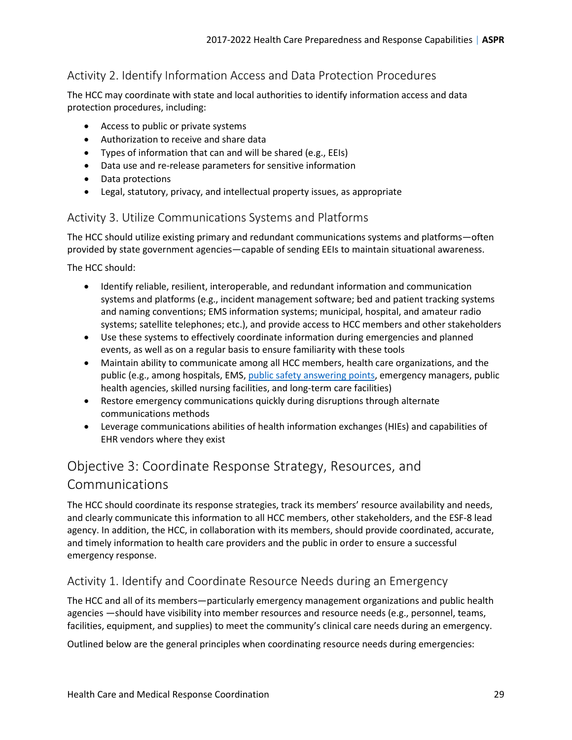### Activity 2. Identify Information Access and Data Protection Procedures

The HCC may coordinate with state and local authorities to identify information access and data protection procedures, including:

- Access to public or private systems
- Authorization to receive and share data
- Types of information that can and will be shared (e.g., EEIs)
- Data use and re-release parameters for sensitive information
- Data protections
- Legal, statutory, privacy, and intellectual property issues, as appropriate

### Activity 3. Utilize Communications Systems and Platforms

The HCC should utilize existing primary and redundant communications systems and platforms—often provided by state government agencies—capable of sending EEIs to maintain situational awareness.

The HCC should:

- Identify reliable, resilient, interoperable, and redundant information and communication systems and platforms (e.g., incident management software; bed and patient tracking systems and naming conventions; EMS information systems; municipal, hospital, and amateur radio systems; satellite telephones; etc.), and provide access to HCC members and other stakeholders
- Use these systems to effectively coordinate information during emergencies and planned events, as well as on a regular basis to ensure familiarity with these tools
- Maintain ability to communicate among all HCC members, health care organizations, and the public (e.g., among hospitals, EMS, public safety answering points, emergency managers, public health agencies, skilled nursing facilities, and long-term care facilities)
- Restore emergency communications quickly during disruptions through alternate communications methods
- Leverage communications abilities of health information exchanges (HIEs) and capabilities of EHR vendors where they exist

## Objective 3: Coordinate Response Strategy, Resources, and Communications

The HCC should coordinate its response strategies, track its members' resource availability and needs, and clearly communicate this information to all HCC members, other stakeholders, and the ESF-8 lead agency. In addition, the HCC, in collaboration with its members, should provide coordinated, accurate, and timely information to health care providers and the public in order to ensure a successful emergency response.

### Activity 1. Identify and Coordinate Resource Needs during an Emergency

The HCC and all of its members—particularly emergency management organizations and public health agencies —should have visibility into member resources and resource needs (e.g., personnel, teams, facilities, equipment, and supplies) to meet the community's clinical care needs during an emergency.

Outlined below are the general principles when coordinating resource needs during emergencies: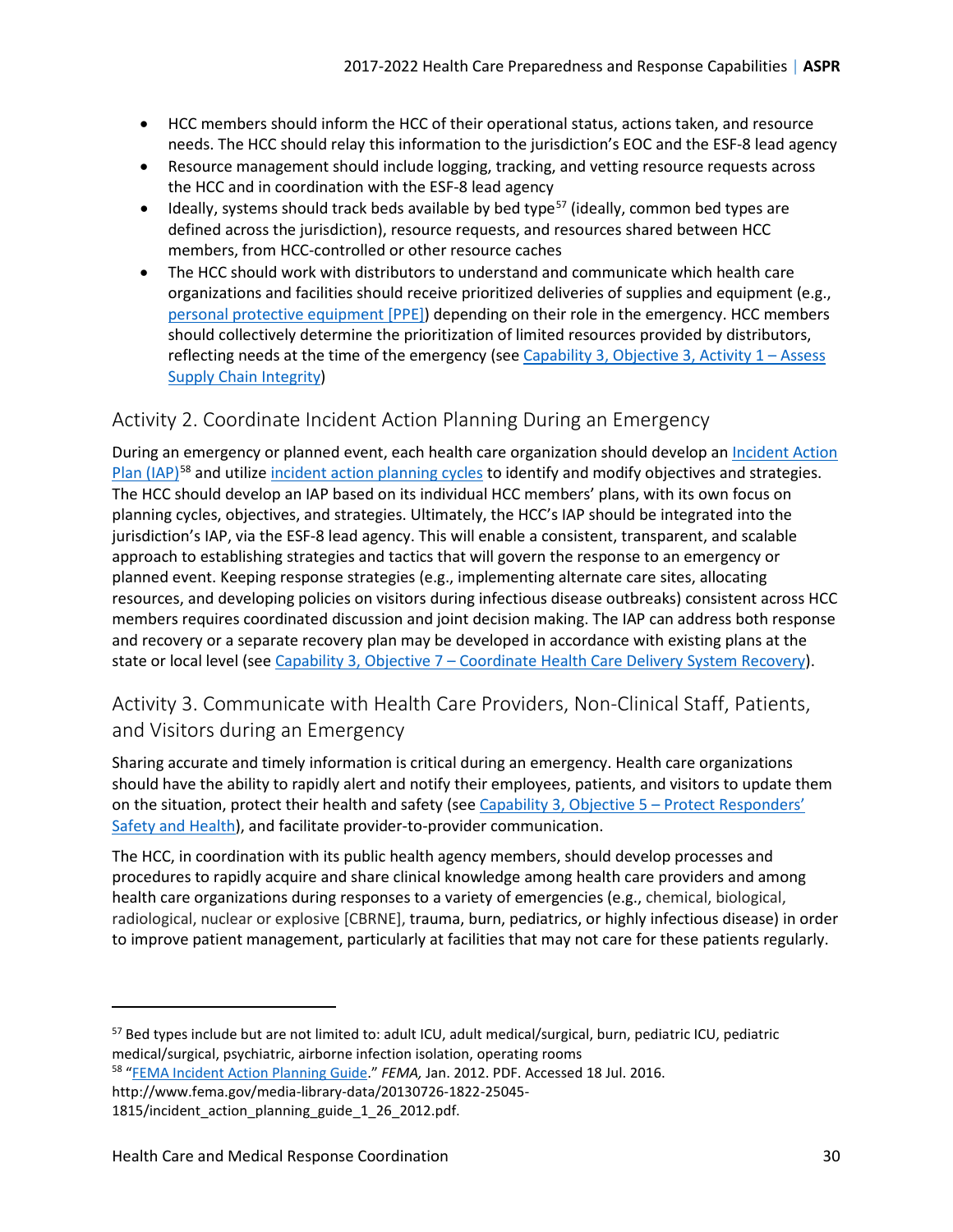- HCC members should inform the HCC of their operational status, actions taken, and resource needs. The HCC should relay this information to the jurisdiction's EOC and the ESF-8 lead agency
- Resource management should include logging, tracking, and vetting resource requests across the HCC and in coordination with the ESF-8 lead agency
- Ideally, systems should track beds available by bed type[57] (ideally, common bed types are defined across the jurisdiction), resource requests, and resources shared between HCC members, from HCC-controlled or other resource caches
- The HCC should work with distributors to understand and communicate which health care organizations and facilities should receive prioritized deliveries of supplies and equipment (e.g., personal protective equipment [PPE]) depending on their role in the emergency. HCC members should collectively determine the prioritization of limited resources provided by distributors, reflecting needs at the time of the emergency (see Capability 3, Objective 3, Activity 1 – Assess Supply Chain Integrity)

## Activity 2. Coordinate Incident Action Planning During an Emergency

During an emergency or planned event, each health care organization should develop an Incident Action Plan (IAP)[58] and utilize incident action planning cycles to identify and modify objectives and strategies. The HCC should develop an IAP based on its individual HCC members' plans, with its own focus on planning cycles, objectives, and strategies. Ultimately, the HCC's IAP should be integrated into the jurisdiction's IAP, via the ESF-8 lead agency. This will enable a consistent, transparent, and scalable approach to establishing strategies and tactics that will govern the response to an emergency or planned event. Keeping response strategies (e.g., implementing alternate care sites, allocating resources, and developing policies on visitors during infectious disease outbreaks) consistent across HCC members requires coordinated discussion and joint decision making. The IAP can address both response and recovery or a separate recovery plan may be developed in accordance with existing plans at the state or local level (see Capability 3, Objective 7 – Coordinate Health Care Delivery System Recovery).

## Activity 3. Communicate with Health Care Providers, Non-Clinical Staff, Patients, and Visitors during an Emergency

Sharing accurate and timely information is critical during an emergency. Health care organizations should have the ability to rapidly alert and notify their employees, patients, and visitors to update them on the situation, protect their health and safety (see Capability 3, Objective 5 – Protect Responders' Safety and Health), and facilitate provider-to-provider communication.

The HCC, in coordination with its public health agency members, should develop processes and procedures to rapidly acquire and share clinical knowledge among health care providers and among health care organizations during responses to a variety of emergencies (e.g., chemical, biological, radiological, nuclear or explosive [CBRNE], trauma, burn, pediatrics, or highly infectious disease) in order to improve patient management, particularly at facilities that may not care for these patients regularly.

---

[57] Bed types include but are not limited to: adult ICU, adult medical/surgical, burn, pediatric ICU, pediatric medical/surgical, psychiatric, airborne infection isolation, operating rooms

[58] "FEMA Incident Action Planning Guide." *FEMA,* Jan. 2012. PDF. Accessed 18 Jul. 2016. http://www.fema.gov/media-library-data/20130726-1822-25045-1815/incident_action_planning_guide_1_26_2012.pdf.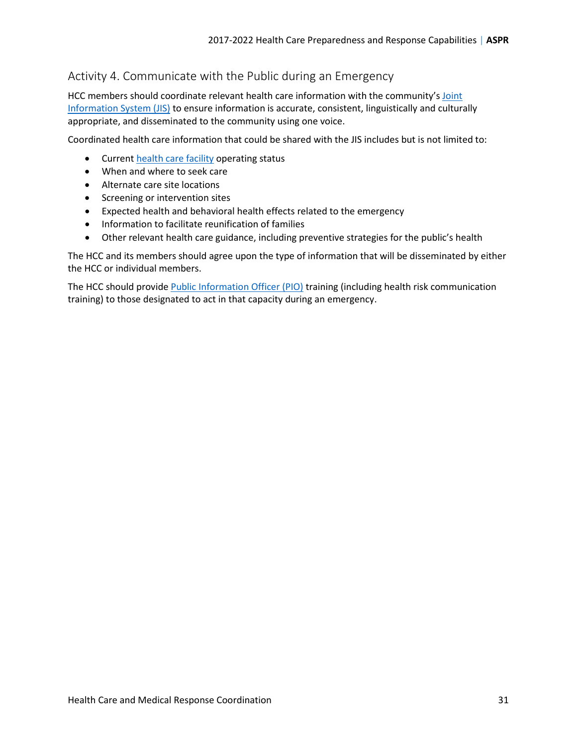## Activity 4. Communicate with the Public during an Emergency

HCC members should coordinate relevant health care information with the community's Joint Information System (JIS) to ensure information is accurate, consistent, linguistically and culturally appropriate, and disseminated to the community using one voice.

Coordinated health care information that could be shared with the JIS includes but is not limited to:

- Current health care facility operating status
- When and where to seek care
- Alternate care site locations
- Screening or intervention sites
- Expected health and behavioral health effects related to the emergency
- Information to facilitate reunification of families
- Other relevant health care guidance, including preventive strategies for the public's health

The HCC and its members should agree upon the type of information that will be disseminated by either the HCC or individual members.

The HCC should provide Public Information Officer (PIO) training (including health risk communication training) to those designated to act in that capacity during an emergency.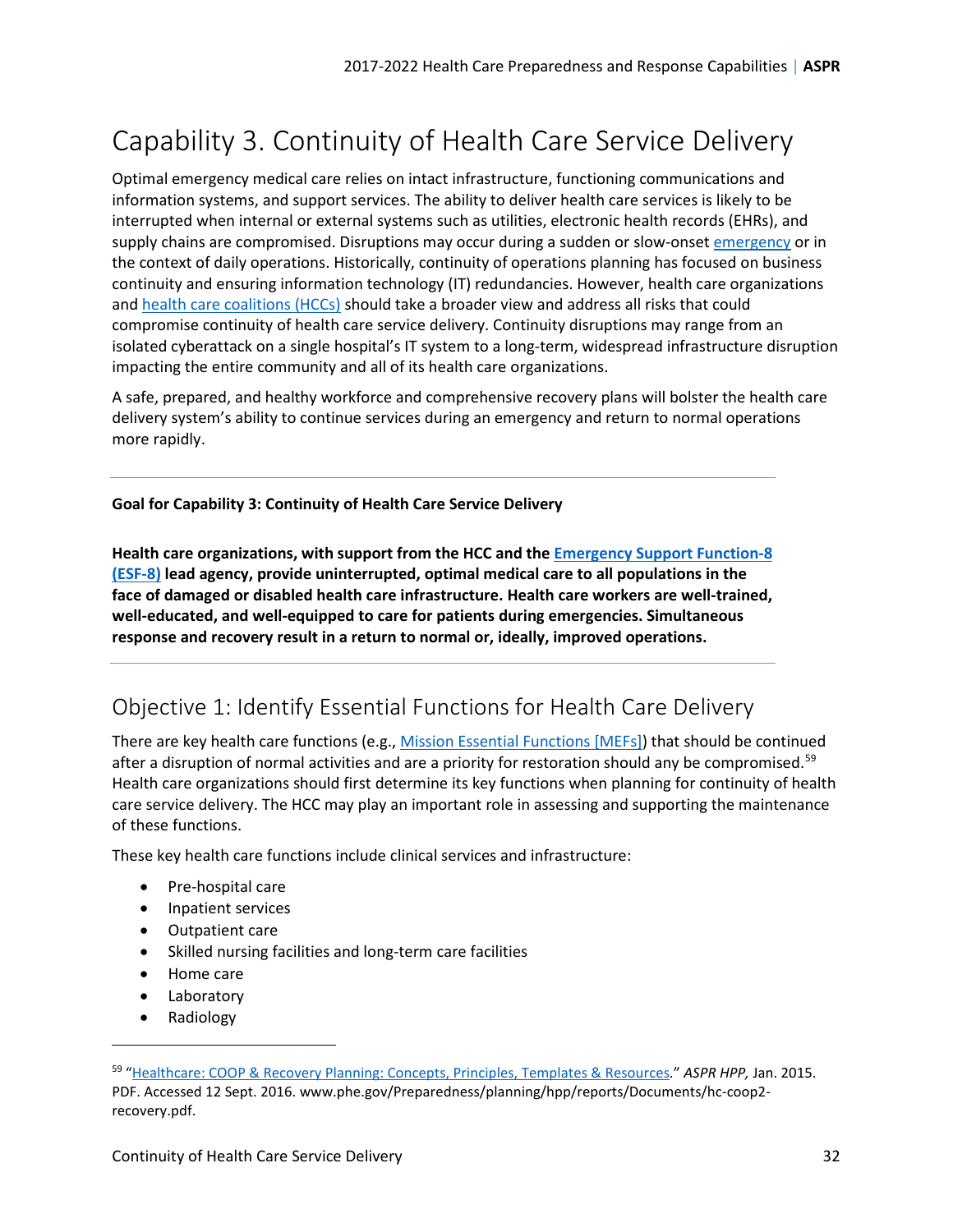# Capability 3. Continuity of Health Care Service Delivery

Optimal emergency medical care relies on intact infrastructure, functioning communications and information systems, and support services. The ability to deliver health care services is likely to be interrupted when internal or external systems such as utilities, electronic health records (EHRs), and supply chains are compromised. Disruptions may occur during a sudden or slow-onset emergency or in the context of daily operations. Historically, continuity of operations planning has focused on business continuity and ensuring information technology (IT) redundancies. However, health care organizations and health care coalitions (HCCs) should take a broader view and address all risks that could compromise continuity of health care service delivery. Continuity disruptions may range from an isolated cyberattack on a single hospital's IT system to a long-term, widespread infrastructure disruption impacting the entire community and all of its health care organizations.

A safe, prepared, and healthy workforce and comprehensive recovery plans will bolster the health care delivery system's ability to continue services during an emergency and return to normal operations more rapidly.

---

**Goal for Capability 3: Continuity of Health Care Service Delivery**

**Health care organizations, with support from the HCC and the Emergency Support Function-8 (ESF-8) lead agency, provide uninterrupted, optimal medical care to all populations in the face of damaged or disabled health care infrastructure. Health care workers are well-trained, well-educated, and well-equipped to care for patients during emergencies. Simultaneous response and recovery result in a return to normal or, ideally, improved operations.**

---

## Objective 1: Identify Essential Functions for Health Care Delivery

There are key health care functions (e.g., Mission Essential Functions [MEFs]) that should be continued after a disruption of normal activities and are a priority for restoration should any be compromised.[59] Health care organizations should first determine its key functions when planning for continuity of health care service delivery. The HCC may play an important role in assessing and supporting the maintenance of these functions.

These key health care functions include clinical services and infrastructure:

- Pre-hospital care
- Inpatient services
- Outpatient care
- Skilled nursing facilities and long-term care facilities
- Home care
- Laboratory
- Radiology

---

[59] "Healthcare: COOP & Recovery Planning: Concepts, Principles, Templates & Resources." *ASPR HPP,* Jan. 2015. PDF. Accessed 12 Sept. 2016. www.phe.gov/Preparedness/planning/hpp/reports/Documents/hc-coop2-recovery.pdf.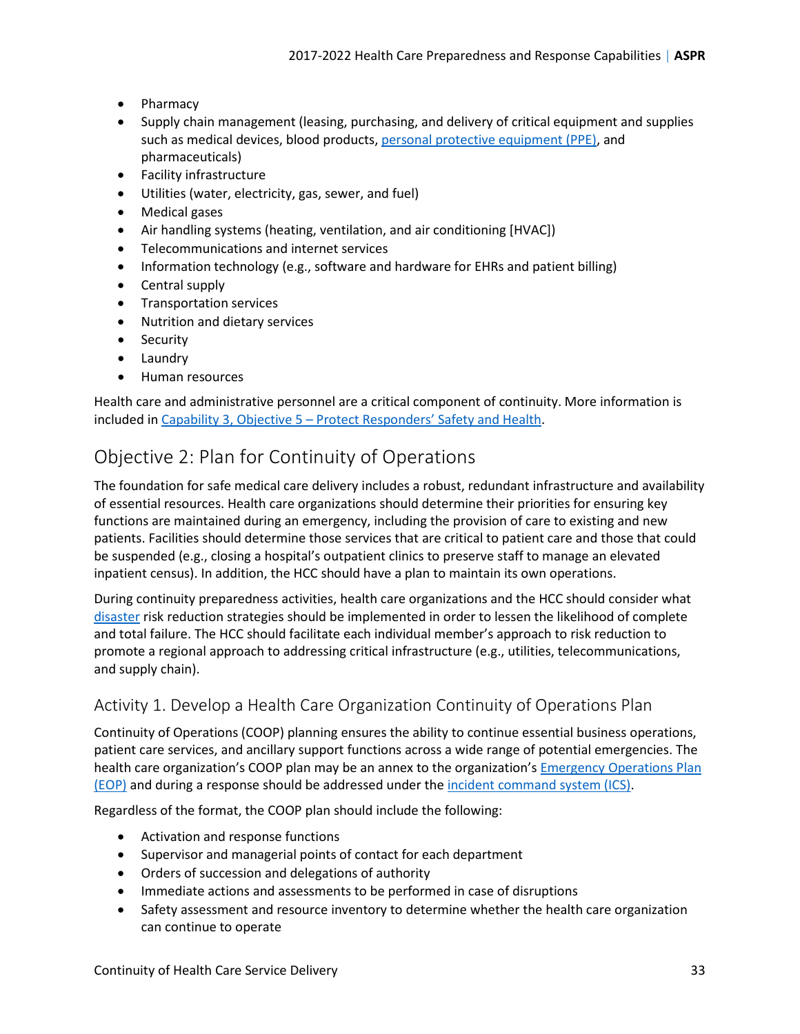- Pharmacy
- Supply chain management (leasing, purchasing, and delivery of critical equipment and supplies such as medical devices, blood products, personal protective equipment (PPE), and pharmaceuticals)
- Facility infrastructure
- Utilities (water, electricity, gas, sewer, and fuel)
- Medical gases
- Air handling systems (heating, ventilation, and air conditioning [HVAC])
- Telecommunications and internet services
- Information technology (e.g., software and hardware for EHRs and patient billing)
- Central supply
- Transportation services
- Nutrition and dietary services
- Security
- Laundry
- Human resources

Health care and administrative personnel are a critical component of continuity. More information is included in Capability 3, Objective 5 – Protect Responders' Safety and Health.

## Objective 2: Plan for Continuity of Operations

The foundation for safe medical care delivery includes a robust, redundant infrastructure and availability of essential resources. Health care organizations should determine their priorities for ensuring key functions are maintained during an emergency, including the provision of care to existing and new patients. Facilities should determine those services that are critical to patient care and those that could be suspended (e.g., closing a hospital's outpatient clinics to preserve staff to manage an elevated inpatient census). In addition, the HCC should have a plan to maintain its own operations.

During continuity preparedness activities, health care organizations and the HCC should consider what disaster risk reduction strategies should be implemented in order to lessen the likelihood of complete and total failure. The HCC should facilitate each individual member's approach to risk reduction to promote a regional approach to addressing critical infrastructure (e.g., utilities, telecommunications, and supply chain).

### Activity 1. Develop a Health Care Organization Continuity of Operations Plan

Continuity of Operations (COOP) planning ensures the ability to continue essential business operations, patient care services, and ancillary support functions across a wide range of potential emergencies. The health care organization's COOP plan may be an annex to the organization's Emergency Operations Plan (EOP) and during a response should be addressed under the incident command system (ICS).

Regardless of the format, the COOP plan should include the following:

- Activation and response functions
- Supervisor and managerial points of contact for each department
- Orders of succession and delegations of authority
- Immediate actions and assessments to be performed in case of disruptions
- Safety assessment and resource inventory to determine whether the health care organization can continue to operate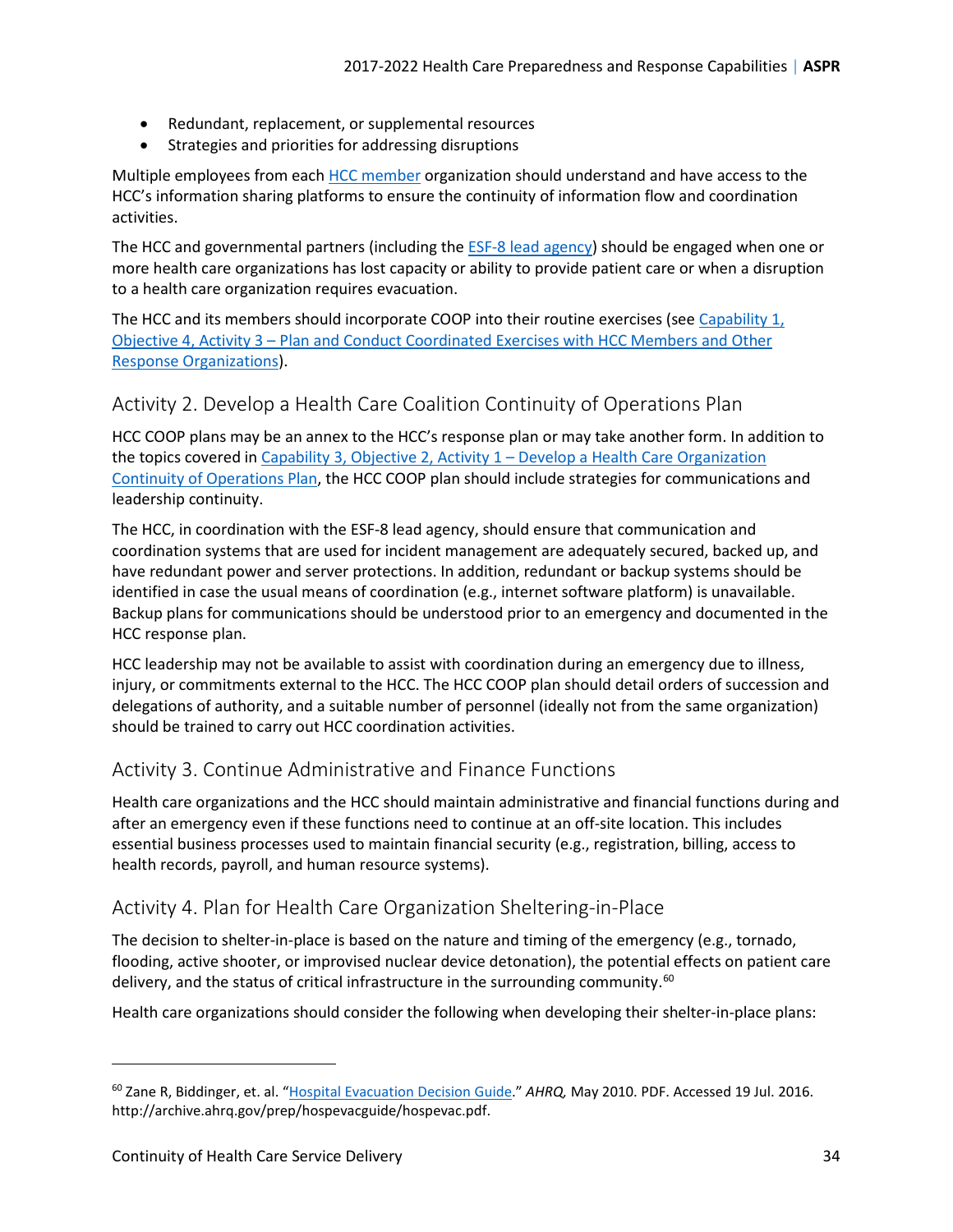- Redundant, replacement, or supplemental resources
- Strategies and priorities for addressing disruptions

Multiple employees from each HCC member organization should understand and have access to the HCC's information sharing platforms to ensure the continuity of information flow and coordination activities.

The HCC and governmental partners (including the ESF-8 lead agency) should be engaged when one or more health care organizations has lost capacity or ability to provide patient care or when a disruption to a health care organization requires evacuation.

The HCC and its members should incorporate COOP into their routine exercises (see Capability 1, Objective 4, Activity 3 – Plan and Conduct Coordinated Exercises with HCC Members and Other Response Organizations).

### Activity 2. Develop a Health Care Coalition Continuity of Operations Plan

HCC COOP plans may be an annex to the HCC's response plan or may take another form. In addition to the topics covered in Capability 3, Objective 2, Activity 1 – Develop a Health Care Organization Continuity of Operations Plan, the HCC COOP plan should include strategies for communications and leadership continuity.

The HCC, in coordination with the ESF-8 lead agency, should ensure that communication and coordination systems that are used for incident management are adequately secured, backed up, and have redundant power and server protections. In addition, redundant or backup systems should be identified in case the usual means of coordination (e.g., internet software platform) is unavailable. Backup plans for communications should be understood prior to an emergency and documented in the HCC response plan.

HCC leadership may not be available to assist with coordination during an emergency due to illness, injury, or commitments external to the HCC. The HCC COOP plan should detail orders of succession and delegations of authority, and a suitable number of personnel (ideally not from the same organization) should be trained to carry out HCC coordination activities.

### Activity 3. Continue Administrative and Finance Functions

Health care organizations and the HCC should maintain administrative and financial functions during and after an emergency even if these functions need to continue at an off-site location. This includes essential business processes used to maintain financial security (e.g., registration, billing, access to health records, payroll, and human resource systems).

### Activity 4. Plan for Health Care Organization Sheltering-in-Place

The decision to shelter-in-place is based on the nature and timing of the emergency (e.g., tornado, flooding, active shooter, or improvised nuclear device detonation), the potential effects on patient care delivery, and the status of critical infrastructure in the surrounding community.[60]

Health care organizations should consider the following when developing their shelter-in-place plans:

---

[60] Zane R, Biddinger, et. al. "Hospital Evacuation Decision Guide." *AHRQ,* May 2010. PDF. Accessed 19 Jul. 2016. http://archive.ahrq.gov/prep/hospevacguide/hospevac.pdf.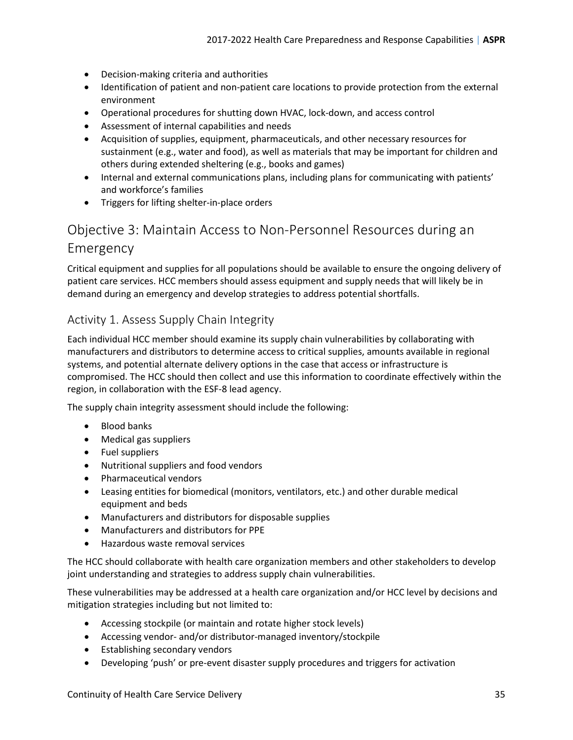- Decision-making criteria and authorities
- Identification of patient and non-patient care locations to provide protection from the external environment
- Operational procedures for shutting down HVAC, lock-down, and access control
- Assessment of internal capabilities and needs
- Acquisition of supplies, equipment, pharmaceuticals, and other necessary resources for sustainment (e.g., water and food), as well as materials that may be important for children and others during extended sheltering (e.g., books and games)
- Internal and external communications plans, including plans for communicating with patients' and workforce's families
- Triggers for lifting shelter-in-place orders

## Objective 3: Maintain Access to Non-Personnel Resources during an Emergency

Critical equipment and supplies for all populations should be available to ensure the ongoing delivery of patient care services. HCC members should assess equipment and supply needs that will likely be in demand during an emergency and develop strategies to address potential shortfalls.

### Activity 1. Assess Supply Chain Integrity

Each individual HCC member should examine its supply chain vulnerabilities by collaborating with manufacturers and distributors to determine access to critical supplies, amounts available in regional systems, and potential alternate delivery options in the case that access or infrastructure is compromised. The HCC should then collect and use this information to coordinate effectively within the region, in collaboration with the ESF-8 lead agency.

The supply chain integrity assessment should include the following:

- Blood banks
- Medical gas suppliers
- Fuel suppliers
- Nutritional suppliers and food vendors
- Pharmaceutical vendors
- Leasing entities for biomedical (monitors, ventilators, etc.) and other durable medical equipment and beds
- Manufacturers and distributors for disposable supplies
- Manufacturers and distributors for PPE
- Hazardous waste removal services

The HCC should collaborate with health care organization members and other stakeholders to develop joint understanding and strategies to address supply chain vulnerabilities.

These vulnerabilities may be addressed at a health care organization and/or HCC level by decisions and mitigation strategies including but not limited to:

- Accessing stockpile (or maintain and rotate higher stock levels)
- Accessing vendor- and/or distributor-managed inventory/stockpile
- Establishing secondary vendors
- Developing 'push' or pre-event disaster supply procedures and triggers for activation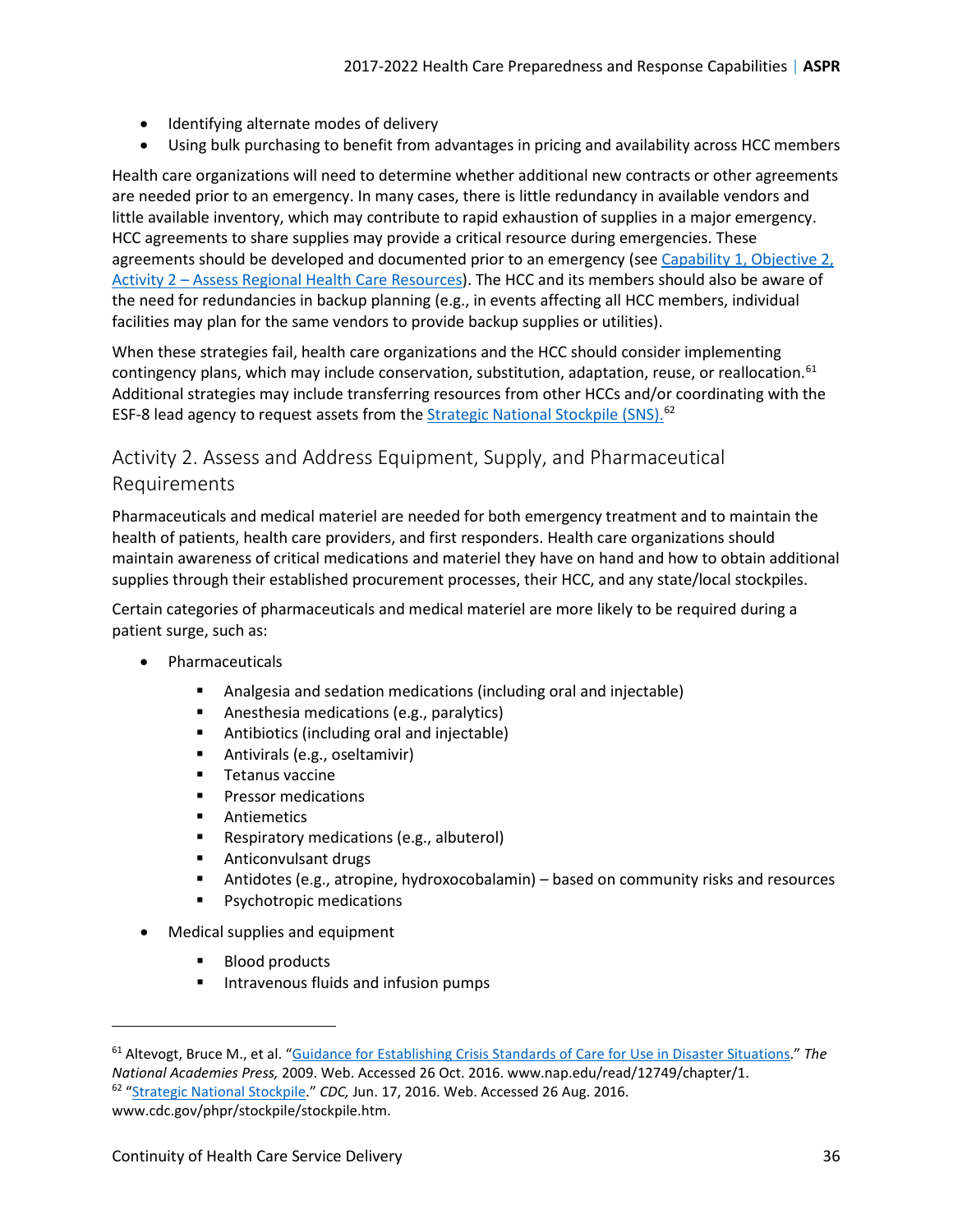- Identifying alternate modes of delivery
- Using bulk purchasing to benefit from advantages in pricing and availability across HCC members

Health care organizations will need to determine whether additional new contracts or other agreements are needed prior to an emergency. In many cases, there is little redundancy in available vendors and little available inventory, which may contribute to rapid exhaustion of supplies in a major emergency. HCC agreements to share supplies may provide a critical resource during emergencies. These agreements should be developed and documented prior to an emergency (see Capability 1, Objective 2, Activity 2 – Assess Regional Health Care Resources). The HCC and its members should also be aware of the need for redundancies in backup planning (e.g., in events affecting all HCC members, individual facilities may plan for the same vendors to provide backup supplies or utilities).

When these strategies fail, health care organizations and the HCC should consider implementing contingency plans, which may include conservation, substitution, adaptation, reuse, or reallocation.[61] Additional strategies may include transferring resources from other HCCs and/or coordinating with the ESF-8 lead agency to request assets from the Strategic National Stockpile (SNS).[62]

## Activity 2. Assess and Address Equipment, Supply, and Pharmaceutical Requirements

Pharmaceuticals and medical materiel are needed for both emergency treatment and to maintain the health of patients, health care providers, and first responders. Health care organizations should maintain awareness of critical medications and materiel they have on hand and how to obtain additional supplies through their established procurement processes, their HCC, and any state/local stockpiles.

Certain categories of pharmaceuticals and medical materiel are more likely to be required during a patient surge, such as:

- Pharmaceuticals
  - Analgesia and sedation medications (including oral and injectable)
  - Anesthesia medications (e.g., paralytics)
  - Antibiotics (including oral and injectable)
  - Antivirals (e.g., oseltamivir)
  - Tetanus vaccine
  - Pressor medications
  - Antiemetics
  - Respiratory medications (e.g., albuterol)
  - Anticonvulsant drugs
  - Antidotes (e.g., atropine, hydroxocobalamin) – based on community risks and resources
  - Psychotropic medications
- Medical supplies and equipment
  - Blood products
  - Intravenous fluids and infusion pumps

---

[61] Altevogt, Bruce M., et al. "Guidance for Establishing Crisis Standards of Care for Use in Disaster Situations." *The National Academies Press,* 2009. Web. Accessed 26 Oct. 2016. www.nap.edu/read/12749/chapter/1.

[62] "Strategic National Stockpile." *CDC,* Jun. 17, 2016. Web. Accessed 26 Aug. 2016. www.cdc.gov/phpr/stockpile/stockpile.htm.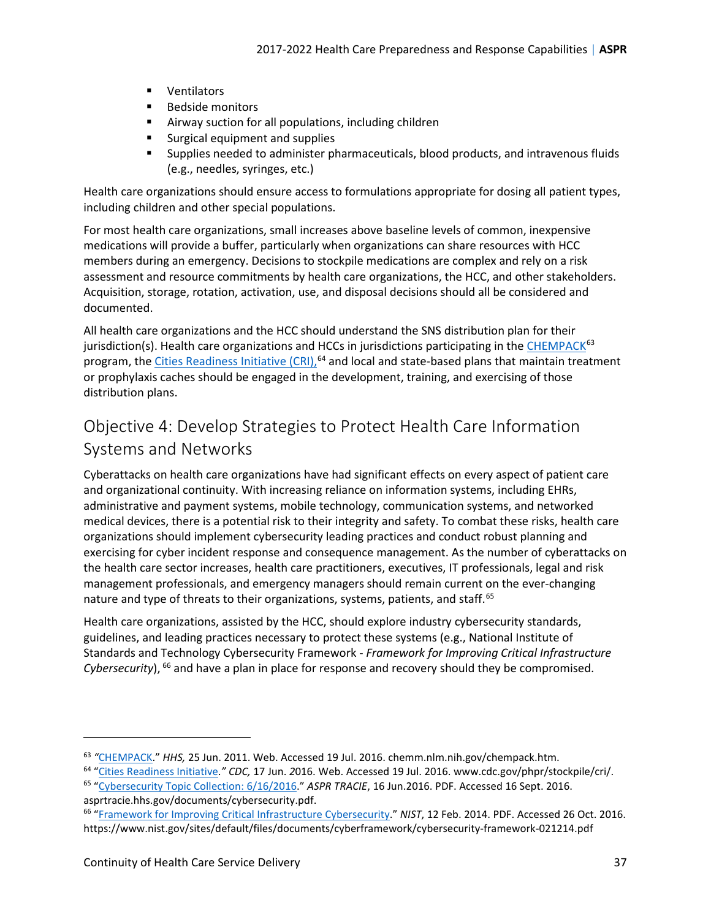- Ventilators
- Bedside monitors
- Airway suction for all populations, including children
- Surgical equipment and supplies
- Supplies needed to administer pharmaceuticals, blood products, and intravenous fluids (e.g., needles, syringes, etc.)

Health care organizations should ensure access to formulations appropriate for dosing all patient types, including children and other special populations.

For most health care organizations, small increases above baseline levels of common, inexpensive medications will provide a buffer, particularly when organizations can share resources with HCC members during an emergency. Decisions to stockpile medications are complex and rely on a risk assessment and resource commitments by health care organizations, the HCC, and other stakeholders. Acquisition, storage, rotation, activation, use, and disposal decisions should all be considered and documented.

All health care organizations and the HCC should understand the SNS distribution plan for their jurisdiction(s). Health care organizations and HCCs in jurisdictions participating in the CHEMPACK[63] program, the Cities Readiness Initiative (CRI),[64] and local and state-based plans that maintain treatment or prophylaxis caches should be engaged in the development, training, and exercising of those distribution plans.

## Objective 4: Develop Strategies to Protect Health Care Information Systems and Networks

Cyberattacks on health care organizations have had significant effects on every aspect of patient care and organizational continuity. With increasing reliance on information systems, including EHRs, administrative and payment systems, mobile technology, communication systems, and networked medical devices, there is a potential risk to their integrity and safety. To combat these risks, health care organizations should implement cybersecurity leading practices and conduct robust planning and exercising for cyber incident response and consequence management. As the number of cyberattacks on the health care sector increases, health care practitioners, executives, IT professionals, legal and risk management professionals, and emergency managers should remain current on the ever-changing nature and type of threats to their organizations, systems, patients, and staff.[65]

Health care organizations, assisted by the HCC, should explore industry cybersecurity standards, guidelines, and leading practices necessary to protect these systems (e.g., National Institute of Standards and Technology Cybersecurity Framework - *Framework for Improving Critical Infrastructure Cybersecurity*), [66] and have a plan in place for response and recovery should they be compromised.

---

[63] "CHEMPACK." *HHS,* 25 Jun. 2011. Web. Accessed 19 Jul. 2016. chemm.nlm.nih.gov/chempack.htm.

[64] "Cities Readiness Initiative." *CDC,* 17 Jun. 2016. Web. Accessed 19 Jul. 2016. www.cdc.gov/phpr/stockpile/cri/.

[65] "Cybersecurity Topic Collection: 6/16/2016." *ASPR TRACIE*, 16 Jun.2016. PDF. Accessed 16 Sept. 2016. asprtracie.hhs.gov/documents/cybersecurity.pdf.

[66] "Framework for Improving Critical Infrastructure Cybersecurity." *NIST*, 12 Feb. 2014. PDF. Accessed 26 Oct. 2016. https://www.nist.gov/sites/default/files/documents/cyberframework/cybersecurity-framework-021214.pdf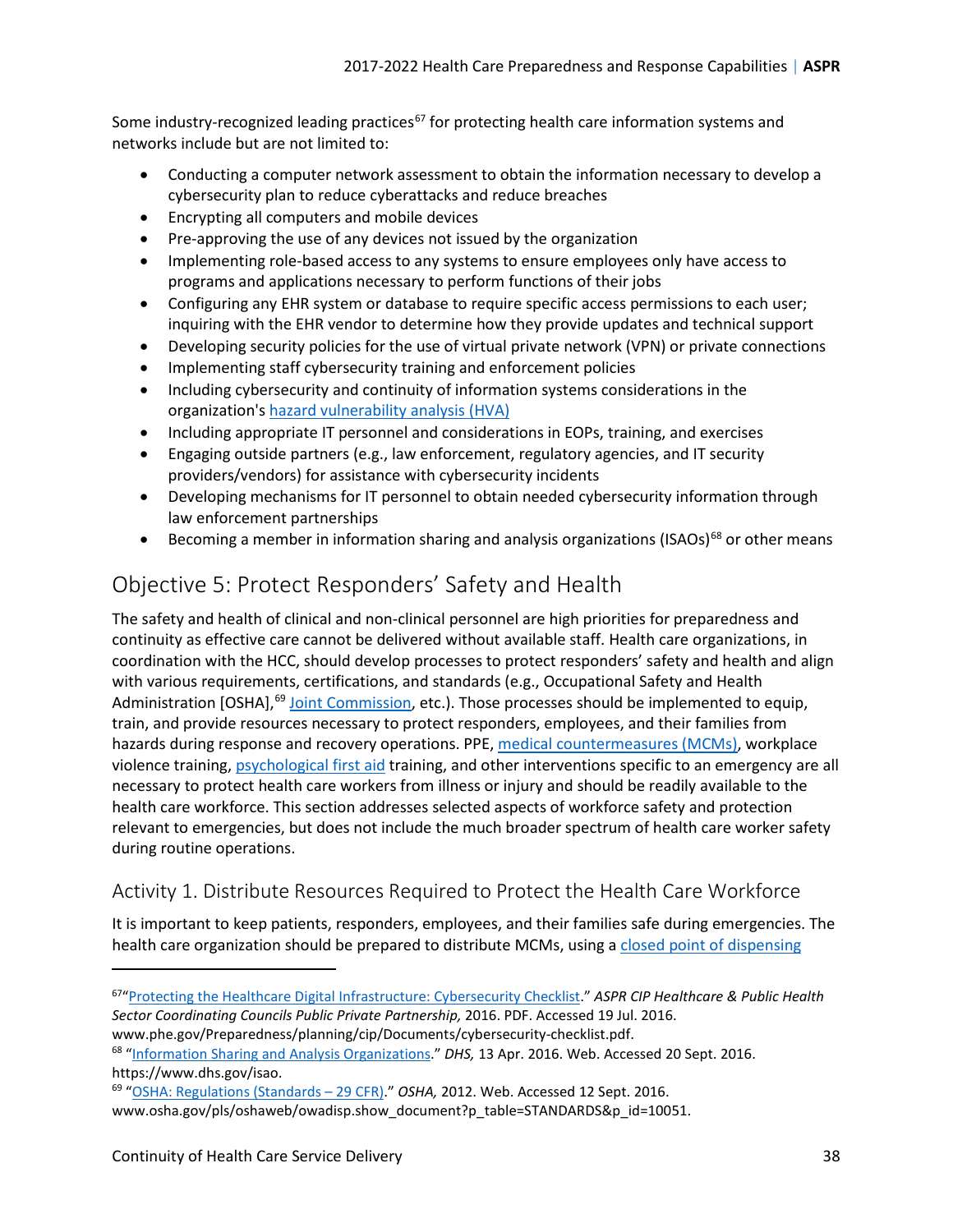Some industry-recognized leading practices[67] for protecting health care information systems and networks include but are not limited to:

- Conducting a computer network assessment to obtain the information necessary to develop a cybersecurity plan to reduce cyberattacks and reduce breaches
- Encrypting all computers and mobile devices
- Pre-approving the use of any devices not issued by the organization
- Implementing role-based access to any systems to ensure employees only have access to programs and applications necessary to perform functions of their jobs
- Configuring any EHR system or database to require specific access permissions to each user; inquiring with the EHR vendor to determine how they provide updates and technical support
- Developing security policies for the use of virtual private network (VPN) or private connections
- Implementing staff cybersecurity training and enforcement policies
- Including cybersecurity and continuity of information systems considerations in the organization's hazard vulnerability analysis (HVA)
- Including appropriate IT personnel and considerations in EOPs, training, and exercises
- Engaging outside partners (e.g., law enforcement, regulatory agencies, and IT security providers/vendors) for assistance with cybersecurity incidents
- Developing mechanisms for IT personnel to obtain needed cybersecurity information through law enforcement partnerships
- Becoming a member in information sharing and analysis organizations (ISAOs)[68] or other means

## Objective 5: Protect Responders' Safety and Health

The safety and health of clinical and non-clinical personnel are high priorities for preparedness and continuity as effective care cannot be delivered without available staff. Health care organizations, in coordination with the HCC, should develop processes to protect responders' safety and health and align with various requirements, certifications, and standards (e.g., Occupational Safety and Health Administration [OSHA],[69] Joint Commission, etc.). Those processes should be implemented to equip, train, and provide resources necessary to protect responders, employees, and their families from hazards during response and recovery operations. PPE, medical countermeasures (MCMs), workplace violence training, psychological first aid training, and other interventions specific to an emergency are all necessary to protect health care workers from illness or injury and should be readily available to the health care workforce. This section addresses selected aspects of workforce safety and protection relevant to emergencies, but does not include the much broader spectrum of health care worker safety during routine operations.

### Activity 1. Distribute Resources Required to Protect the Health Care Workforce

It is important to keep patients, responders, employees, and their families safe during emergencies. The health care organization should be prepared to distribute MCMs, using a closed point of dispensing

---

[67] "Protecting the Healthcare Digital Infrastructure: Cybersecurity Checklist." *ASPR CIP Healthcare & Public Health Sector Coordinating Councils Public Private Partnership,* 2016. PDF. Accessed 19 Jul. 2016. www.phe.gov/Preparedness/planning/cip/Documents/cybersecurity-checklist.pdf.

[68] "Information Sharing and Analysis Organizations." *DHS,* 13 Apr. 2016. Web. Accessed 20 Sept. 2016. https://www.dhs.gov/isao.

[69] "OSHA: Regulations (Standards – 29 CFR)." *OSHA,* 2012. Web. Accessed 12 Sept. 2016. www.osha.gov/pls/oshaweb/owadisp.show_document?p_table=STANDARDS&p_id=10051.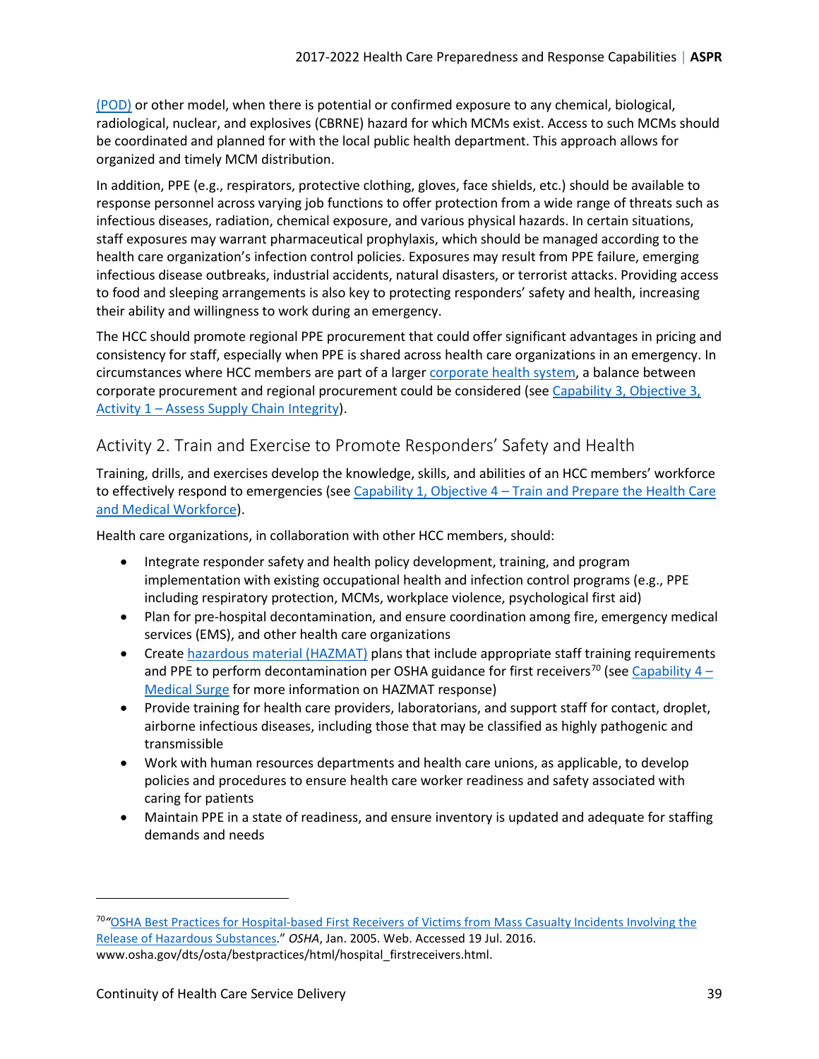(POD) or other model, when there is potential or confirmed exposure to any chemical, biological, radiological, nuclear, and explosives (CBRNE) hazard for which MCMs exist. Access to such MCMs should be coordinated and planned for with the local public health department. This approach allows for organized and timely MCM distribution.

In addition, PPE (e.g., respirators, protective clothing, gloves, face shields, etc.) should be available to response personnel across varying job functions to offer protection from a wide range of threats such as infectious diseases, radiation, chemical exposure, and various physical hazards. In certain situations, staff exposures may warrant pharmaceutical prophylaxis, which should be managed according to the health care organization's infection control policies. Exposures may result from PPE failure, emerging infectious disease outbreaks, industrial accidents, natural disasters, or terrorist attacks. Providing access to food and sleeping arrangements is also key to protecting responders' safety and health, increasing their ability and willingness to work during an emergency.

The HCC should promote regional PPE procurement that could offer significant advantages in pricing and consistency for staff, especially when PPE is shared across health care organizations in an emergency. In circumstances where HCC members are part of a larger corporate health system, a balance between corporate procurement and regional procurement could be considered (see Capability 3, Objective 3, Activity 1 – Assess Supply Chain Integrity).

## Activity 2. Train and Exercise to Promote Responders' Safety and Health

Training, drills, and exercises develop the knowledge, skills, and abilities of an HCC members' workforce to effectively respond to emergencies (see Capability 1, Objective 4 – Train and Prepare the Health Care and Medical Workforce).

Health care organizations, in collaboration with other HCC members, should:

- Integrate responder safety and health policy development, training, and program implementation with existing occupational health and infection control programs (e.g., PPE including respiratory protection, MCMs, workplace violence, psychological first aid)
- Plan for pre-hospital decontamination, and ensure coordination among fire, emergency medical services (EMS), and other health care organizations
- Create hazardous material (HAZMAT) plans that include appropriate staff training requirements and PPE to perform decontamination per OSHA guidance for first receivers[70] (see Capability 4 – Medical Surge for more information on HAZMAT response)
- Provide training for health care providers, laboratorians, and support staff for contact, droplet, airborne infectious diseases, including those that may be classified as highly pathogenic and transmissible
- Work with human resources departments and health care unions, as applicable, to develop policies and procedures to ensure health care worker readiness and safety associated with caring for patients
- Maintain PPE in a state of readiness, and ensure inventory is updated and adequate for staffing demands and needs

---

[70] "OSHA Best Practices for Hospital-based First Receivers of Victims from Mass Casualty Incidents Involving the Release of Hazardous Substances." *OSHA*, Jan. 2005. Web. Accessed 19 Jul. 2016. www.osha.gov/dts/osta/bestpractices/html/hospital_firstreceivers.html.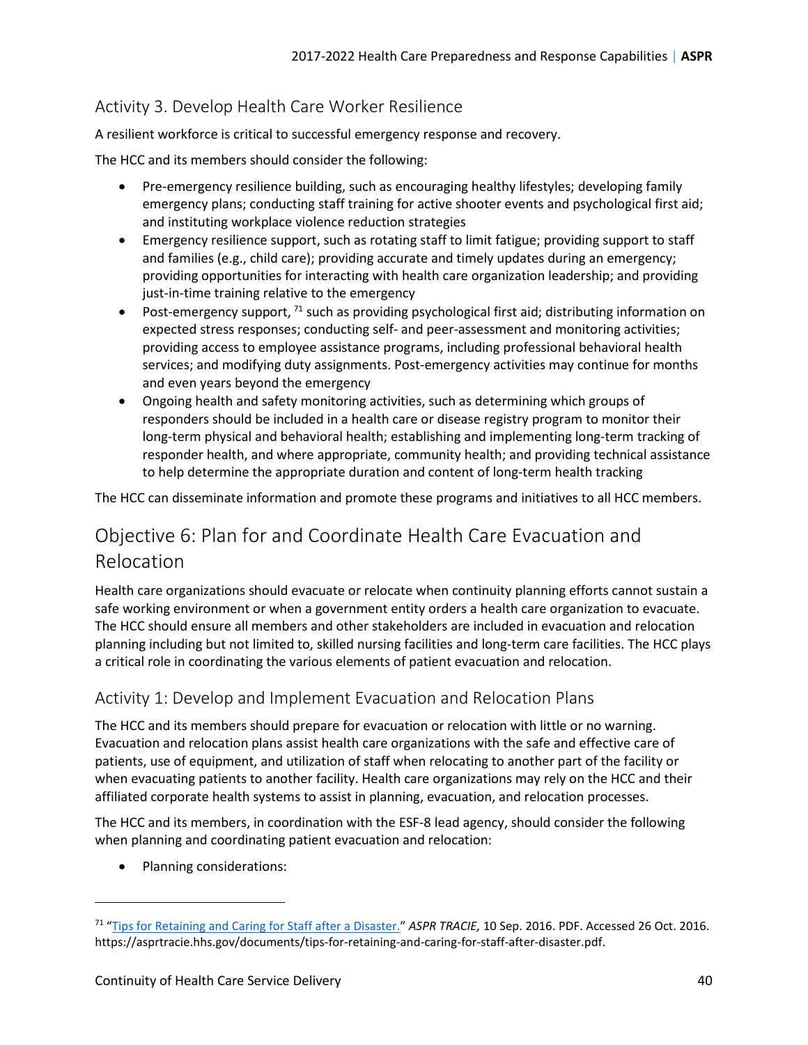### Activity 3. Develop Health Care Worker Resilience

A resilient workforce is critical to successful emergency response and recovery.

The HCC and its members should consider the following:

- Pre-emergency resilience building, such as encouraging healthy lifestyles; developing family emergency plans; conducting staff training for active shooter events and psychological first aid; and instituting workplace violence reduction strategies
- Emergency resilience support, such as rotating staff to limit fatigue; providing support to staff and families (e.g., child care); providing accurate and timely updates during an emergency; providing opportunities for interacting with health care organization leadership; and providing just-in-time training relative to the emergency
- Post-emergency support,[71] such as providing psychological first aid; distributing information on expected stress responses; conducting self- and peer-assessment and monitoring activities; providing access to employee assistance programs, including professional behavioral health services; and modifying duty assignments. Post-emergency activities may continue for months and even years beyond the emergency
- Ongoing health and safety monitoring activities, such as determining which groups of responders should be included in a health care or disease registry program to monitor their long-term physical and behavioral health; establishing and implementing long-term tracking of responder health, and where appropriate, community health; and providing technical assistance to help determine the appropriate duration and content of long-term health tracking

The HCC can disseminate information and promote these programs and initiatives to all HCC members.

## Objective 6: Plan for and Coordinate Health Care Evacuation and Relocation

Health care organizations should evacuate or relocate when continuity planning efforts cannot sustain a safe working environment or when a government entity orders a health care organization to evacuate. The HCC should ensure all members and other stakeholders are included in evacuation and relocation planning including but not limited to, skilled nursing facilities and long-term care facilities. The HCC plays a critical role in coordinating the various elements of patient evacuation and relocation.

### Activity 1: Develop and Implement Evacuation and Relocation Plans

The HCC and its members should prepare for evacuation or relocation with little or no warning. Evacuation and relocation plans assist health care organizations with the safe and effective care of patients, use of equipment, and utilization of staff when relocating to another part of the facility or when evacuating patients to another facility. Health care organizations may rely on the HCC and their affiliated corporate health systems to assist in planning, evacuation, and relocation processes.

The HCC and its members, in coordination with the ESF-8 lead agency, should consider the following when planning and coordinating patient evacuation and relocation:

- Planning considerations:

---

[71] "Tips for Retaining and Caring for Staff after a Disaster." *ASPR TRACIE,* 10 Sep. 2016. PDF. Accessed 26 Oct. 2016. https://asprtracie.hhs.gov/documents/tips-for-retaining-and-caring-for-staff-after-disaster.pdf.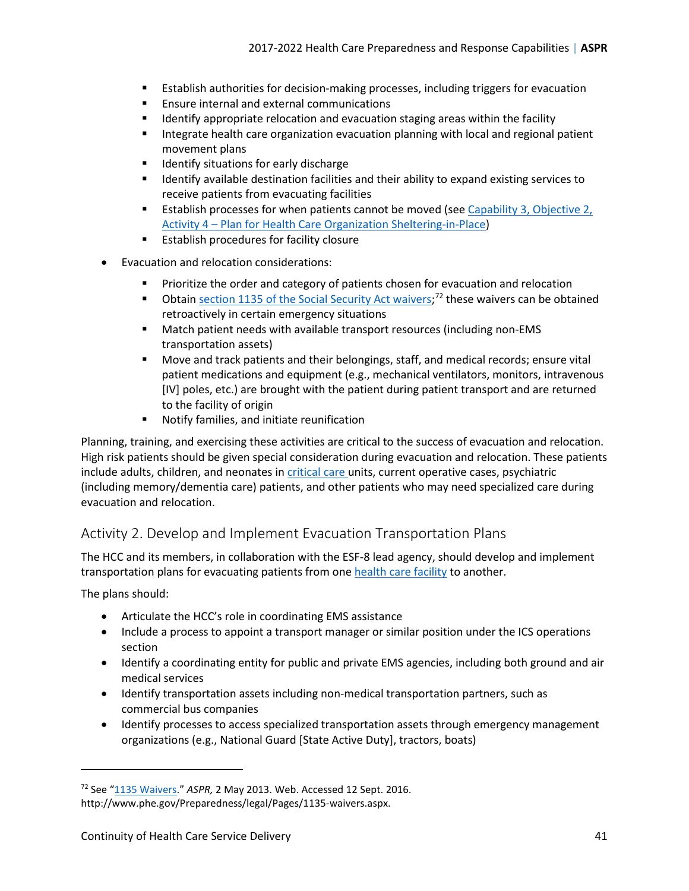- Establish authorities for decision-making processes, including triggers for evacuation
  - Ensure internal and external communications
  - Identify appropriate relocation and evacuation staging areas within the facility
  - Integrate health care organization evacuation planning with local and regional patient movement plans
  - Identify situations for early discharge
  - Identify available destination facilities and their ability to expand existing services to receive patients from evacuating facilities
  - Establish processes for when patients cannot be moved (see Capability 3, Objective 2, Activity 4 – Plan for Health Care Organization Sheltering-in-Place)
  - Establish procedures for facility closure

- Evacuation and relocation considerations:

  - Prioritize the order and category of patients chosen for evacuation and relocation
  - Obtain section 1135 of the Social Security Act waivers;[72] these waivers can be obtained retroactively in certain emergency situations
  - Match patient needs with available transport resources (including non-EMS transportation assets)
  - Move and track patients and their belongings, staff, and medical records; ensure vital patient medications and equipment (e.g., mechanical ventilators, monitors, intravenous [IV] poles, etc.) are brought with the patient during patient transport and are returned to the facility of origin
  - Notify families, and initiate reunification

Planning, training, and exercising these activities are critical to the success of evacuation and relocation. High risk patients should be given special consideration during evacuation and relocation. These patients include adults, children, and neonates in critical care units, current operative cases, psychiatric (including memory/dementia care) patients, and other patients who may need specialized care during evacuation and relocation.

## Activity 2. Develop and Implement Evacuation Transportation Plans

The HCC and its members, in collaboration with the ESF-8 lead agency, should develop and implement transportation plans for evacuating patients from one health care facility to another.

The plans should:

- Articulate the HCC's role in coordinating EMS assistance
- Include a process to appoint a transport manager or similar position under the ICS operations section
- Identify a coordinating entity for public and private EMS agencies, including both ground and air medical services
- Identify transportation assets including non-medical transportation partners, such as commercial bus companies
- Identify processes to access specialized transportation assets through emergency management organizations (e.g., National Guard [State Active Duty], tractors, boats)

---

[72] See "1135 Waivers." *ASPR,* 2 May 2013. Web. Accessed 12 Sept. 2016. http://www.phe.gov/Preparedness/legal/Pages/1135-waivers.aspx.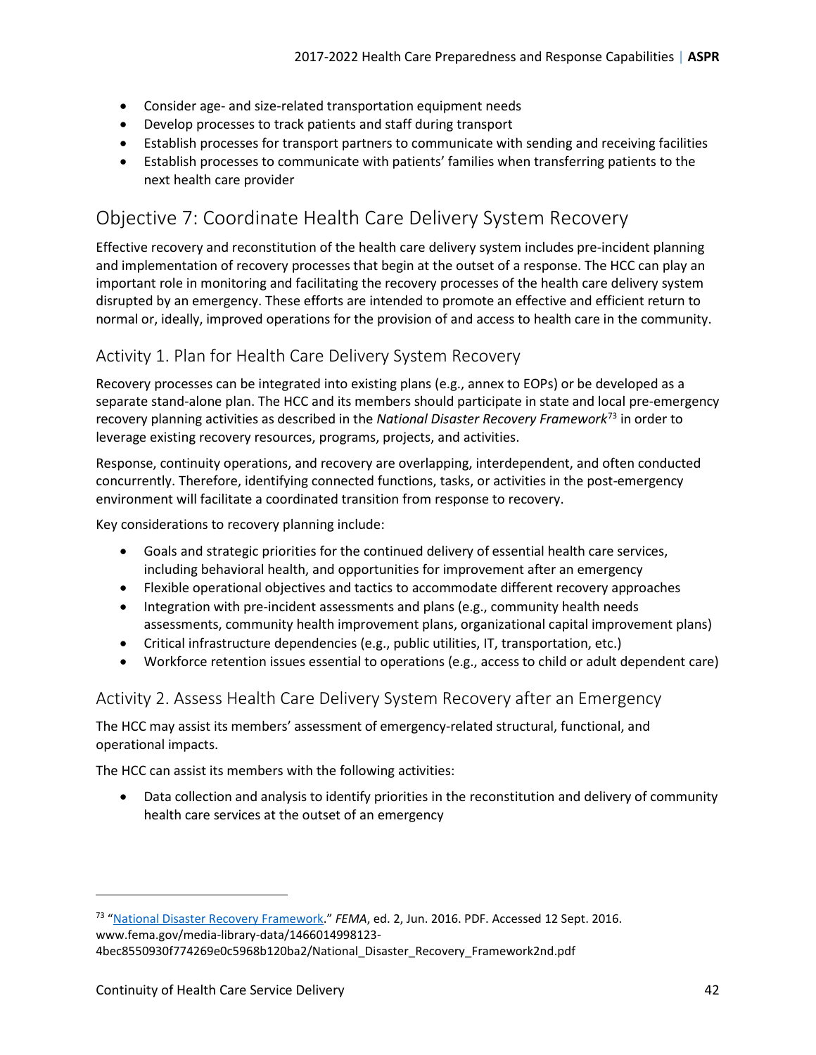- Consider age- and size-related transportation equipment needs
- Develop processes to track patients and staff during transport
- Establish processes for transport partners to communicate with sending and receiving facilities
- Establish processes to communicate with patients' families when transferring patients to the next health care provider

## Objective 7: Coordinate Health Care Delivery System Recovery

Effective recovery and reconstitution of the health care delivery system includes pre-incident planning and implementation of recovery processes that begin at the outset of a response. The HCC can play an important role in monitoring and facilitating the recovery processes of the health care delivery system disrupted by an emergency. These efforts are intended to promote an effective and efficient return to normal or, ideally, improved operations for the provision of and access to health care in the community.

### Activity 1. Plan for Health Care Delivery System Recovery

Recovery processes can be integrated into existing plans (e.g., annex to EOPs) or be developed as a separate stand-alone plan. The HCC and its members should participate in state and local pre-emergency recovery planning activities as described in the *National Disaster Recovery Framework*[73] in order to leverage existing recovery resources, programs, projects, and activities.

Response, continuity operations, and recovery are overlapping, interdependent, and often conducted concurrently. Therefore, identifying connected functions, tasks, or activities in the post-emergency environment will facilitate a coordinated transition from response to recovery.

Key considerations to recovery planning include:

- Goals and strategic priorities for the continued delivery of essential health care services, including behavioral health, and opportunities for improvement after an emergency
- Flexible operational objectives and tactics to accommodate different recovery approaches
- Integration with pre-incident assessments and plans (e.g., community health needs assessments, community health improvement plans, organizational capital improvement plans)
- Critical infrastructure dependencies (e.g., public utilities, IT, transportation, etc.)
- Workforce retention issues essential to operations (e.g., access to child or adult dependent care)

### Activity 2. Assess Health Care Delivery System Recovery after an Emergency

The HCC may assist its members' assessment of emergency-related structural, functional, and operational impacts.

The HCC can assist its members with the following activities:

- Data collection and analysis to identify priorities in the reconstitution and delivery of community health care services at the outset of an emergency

---

[73] "National Disaster Recovery Framework." *FEMA*, ed. 2, Jun. 2016. PDF. Accessed 12 Sept. 2016. www.fema.gov/media-library-data/1466014998123-4bec8550930f774269e0c5968b120ba2/National_Disaster_Recovery_Framework2nd.pdf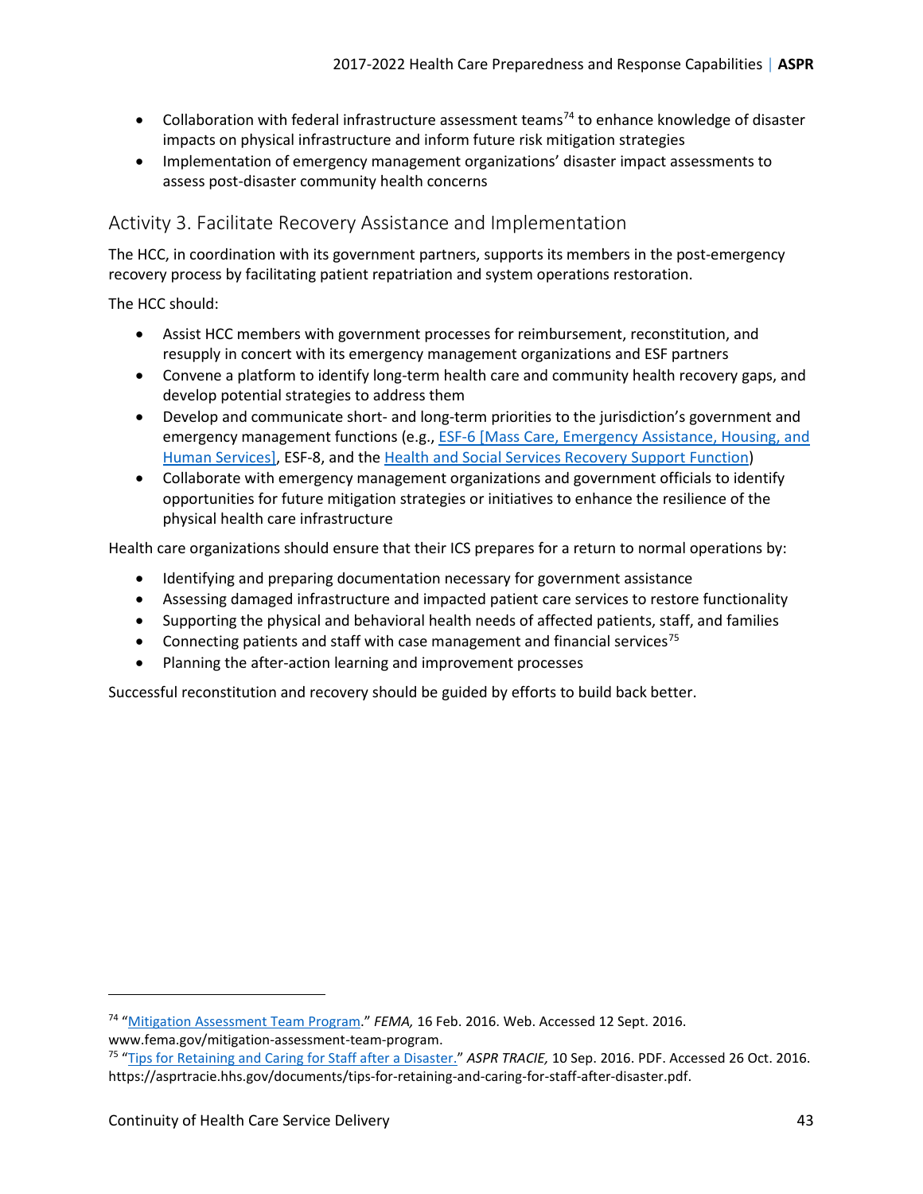- Collaboration with federal infrastructure assessment teams[74] to enhance knowledge of disaster impacts on physical infrastructure and inform future risk mitigation strategies
- Implementation of emergency management organizations' disaster impact assessments to assess post-disaster community health concerns

## Activity 3. Facilitate Recovery Assistance and Implementation

The HCC, in coordination with its government partners, supports its members in the post-emergency recovery process by facilitating patient repatriation and system operations restoration.

The HCC should:

- Assist HCC members with government processes for reimbursement, reconstitution, and resupply in concert with its emergency management organizations and ESF partners
- Convene a platform to identify long-term health care and community health recovery gaps, and develop potential strategies to address them
- Develop and communicate short- and long-term priorities to the jurisdiction's government and emergency management functions (e.g., ESF-6 [Mass Care, Emergency Assistance, Housing, and Human Services], ESF-8, and the Health and Social Services Recovery Support Function)
- Collaborate with emergency management organizations and government officials to identify opportunities for future mitigation strategies or initiatives to enhance the resilience of the physical health care infrastructure

Health care organizations should ensure that their ICS prepares for a return to normal operations by:

- Identifying and preparing documentation necessary for government assistance
- Assessing damaged infrastructure and impacted patient care services to restore functionality
- Supporting the physical and behavioral health needs of affected patients, staff, and families
- Connecting patients and staff with case management and financial services[75]
- Planning the after-action learning and improvement processes

Successful reconstitution and recovery should be guided by efforts to build back better.

---

[74] "Mitigation Assessment Team Program." *FEMA,* 16 Feb. 2016. Web. Accessed 12 Sept. 2016. www.fema.gov/mitigation-assessment-team-program.

[75] "Tips for Retaining and Caring for Staff after a Disaster." *ASPR TRACIE,* 10 Sep. 2016. PDF. Accessed 26 Oct. 2016. https://asprtracie.hhs.gov/documents/tips-for-retaining-and-caring-for-staff-after-disaster.pdf.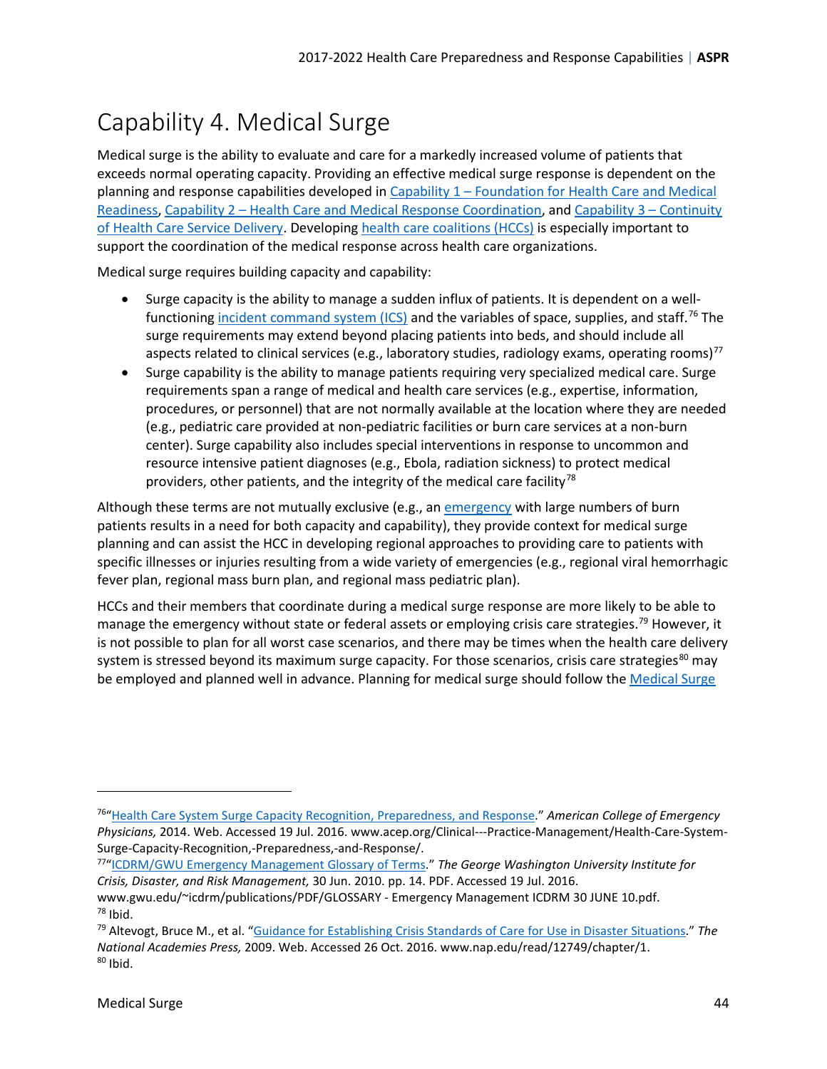# Capability 4. Medical Surge

Medical surge is the ability to evaluate and care for a markedly increased volume of patients that exceeds normal operating capacity. Providing an effective medical surge response is dependent on the planning and response capabilities developed in Capability 1 – Foundation for Health Care and Medical Readiness, Capability 2 – Health Care and Medical Response Coordination, and Capability 3 – Continuity of Health Care Service Delivery. Developing health care coalitions (HCCs) is especially important to support the coordination of the medical response across health care organizations.

Medical surge requires building capacity and capability:

- Surge capacity is the ability to manage a sudden influx of patients. It is dependent on a well-functioning incident command system (ICS) and the variables of space, supplies, and staff.[76] The surge requirements may extend beyond placing patients into beds, and should include all aspects related to clinical services (e.g., laboratory studies, radiology exams, operating rooms)[77]
- Surge capability is the ability to manage patients requiring very specialized medical care. Surge requirements span a range of medical and health care services (e.g., expertise, information, procedures, or personnel) that are not normally available at the location where they are needed (e.g., pediatric care provided at non-pediatric facilities or burn care services at a non-burn center). Surge capability also includes special interventions in response to uncommon and resource intensive patient diagnoses (e.g., Ebola, radiation sickness) to protect medical providers, other patients, and the integrity of the medical care facility[78]

Although these terms are not mutually exclusive (e.g., an emergency with large numbers of burn patients results in a need for both capacity and capability), they provide context for medical surge planning and can assist the HCC in developing regional approaches to providing care to patients with specific illnesses or injuries resulting from a wide variety of emergencies (e.g., regional viral hemorrhagic fever plan, regional mass burn plan, and regional mass pediatric plan).

HCCs and their members that coordinate during a medical surge response are more likely to be able to manage the emergency without state or federal assets or employing crisis care strategies.[79] However, it is not possible to plan for all worst case scenarios, and there may be times when the health care delivery system is stressed beyond its maximum surge capacity. For those scenarios, crisis care strategies[80] may be employed and planned well in advance. Planning for medical surge should follow the Medical Surge

---

[76] "Health Care System Surge Capacity Recognition, Preparedness, and Response." *American College of Emergency Physicians,* 2014. Web. Accessed 19 Jul. 2016. www.acep.org/Clinical---Practice-Management/Health-Care-System-Surge-Capacity-Recognition,-Preparedness,-and-Response/.

[77] "ICDRM/GWU Emergency Management Glossary of Terms." *The George Washington University Institute for Crisis, Disaster, and Risk Management,* 30 Jun. 2010. pp. 14. PDF. Accessed 19 Jul. 2016. www.gwu.edu/~icdrm/publications/PDF/GLOSSARY - Emergency Management ICDRM 30 JUNE 10.pdf.

[78] Ibid.

[79] Altevogt, Bruce M., et al. "Guidance for Establishing Crisis Standards of Care for Use in Disaster Situations." *The National Academies Press,* 2009. Web. Accessed 26 Oct. 2016. www.nap.edu/read/12749/chapter/1.

[80] Ibid.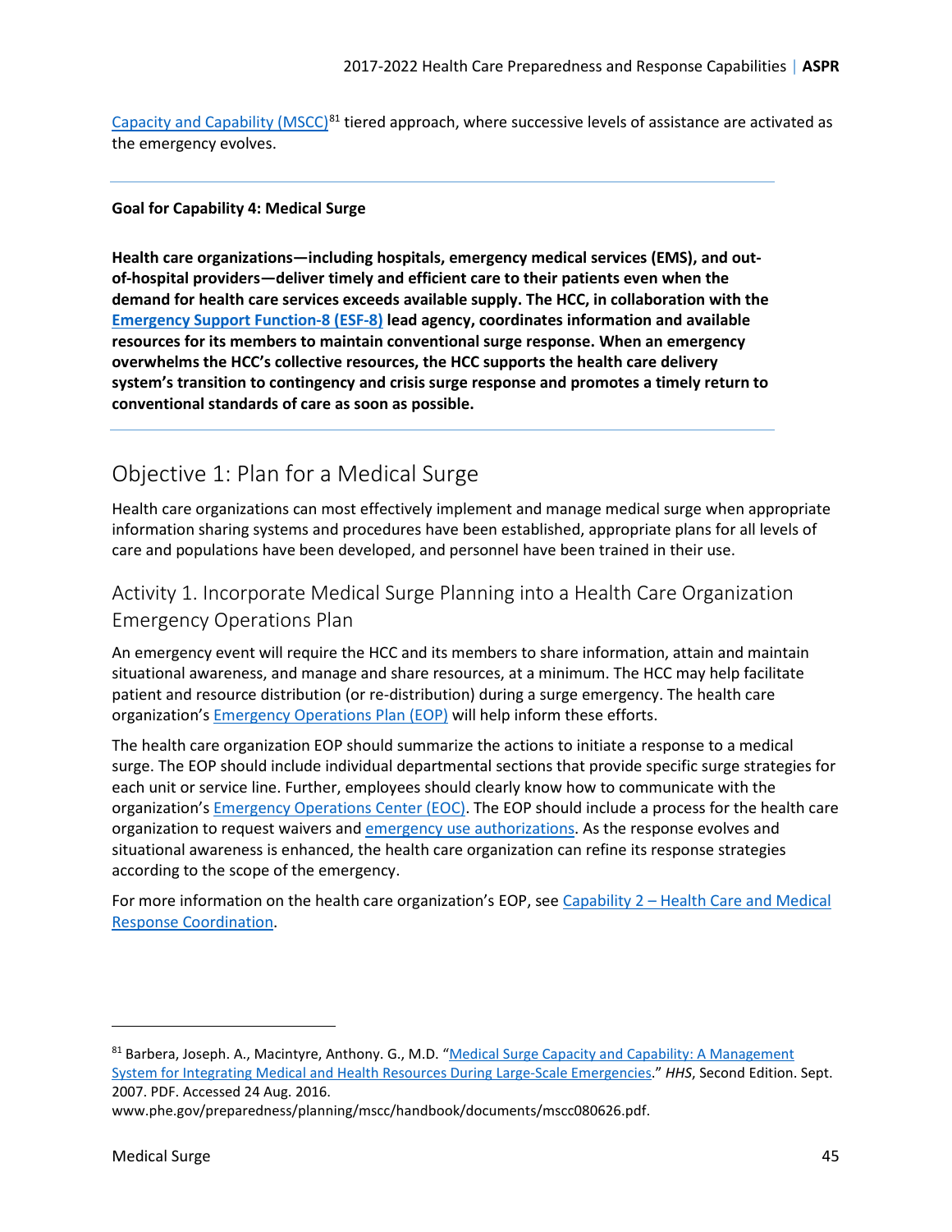Capacity and Capability (MSCC)[81] tiered approach, where successive levels of assistance are activated as the emergency evolves.

---

**Goal for Capability 4: Medical Surge**

**Health care organizations—including hospitals, emergency medical services (EMS), and out-of-hospital providers—deliver timely and efficient care to their patients even when the demand for health care services exceeds available supply. The HCC, in collaboration with the Emergency Support Function-8 (ESF-8) lead agency, coordinates information and available resources for its members to maintain conventional surge response. When an emergency overwhelms the HCC's collective resources, the HCC supports the health care delivery system's transition to contingency and crisis surge response and promotes a timely return to conventional standards of care as soon as possible.**

---

## Objective 1: Plan for a Medical Surge

Health care organizations can most effectively implement and manage medical surge when appropriate information sharing systems and procedures have been established, appropriate plans for all levels of care and populations have been developed, and personnel have been trained in their use.

### Activity 1. Incorporate Medical Surge Planning into a Health Care Organization Emergency Operations Plan

An emergency event will require the HCC and its members to share information, attain and maintain situational awareness, and manage and share resources, at a minimum. The HCC may help facilitate patient and resource distribution (or re-distribution) during a surge emergency. The health care organization's Emergency Operations Plan (EOP) will help inform these efforts.

The health care organization EOP should summarize the actions to initiate a response to a medical surge. The EOP should include individual departmental sections that provide specific surge strategies for each unit or service line. Further, employees should clearly know how to communicate with the organization's Emergency Operations Center (EOC). The EOP should include a process for the health care organization to request waivers and emergency use authorizations. As the response evolves and situational awareness is enhanced, the health care organization can refine its response strategies according to the scope of the emergency.

For more information on the health care organization's EOP, see Capability 2 – Health Care and Medical Response Coordination.

---

[81] Barbera, Joseph. A., Macintyre, Anthony. G., M.D. "Medical Surge Capacity and Capability: A Management System for Integrating Medical and Health Resources During Large-Scale Emergencies." *HHS*, Second Edition. Sept. 2007. PDF. Accessed 24 Aug. 2016. www.phe.gov/preparedness/planning/mscc/handbook/documents/mscc080626.pdf.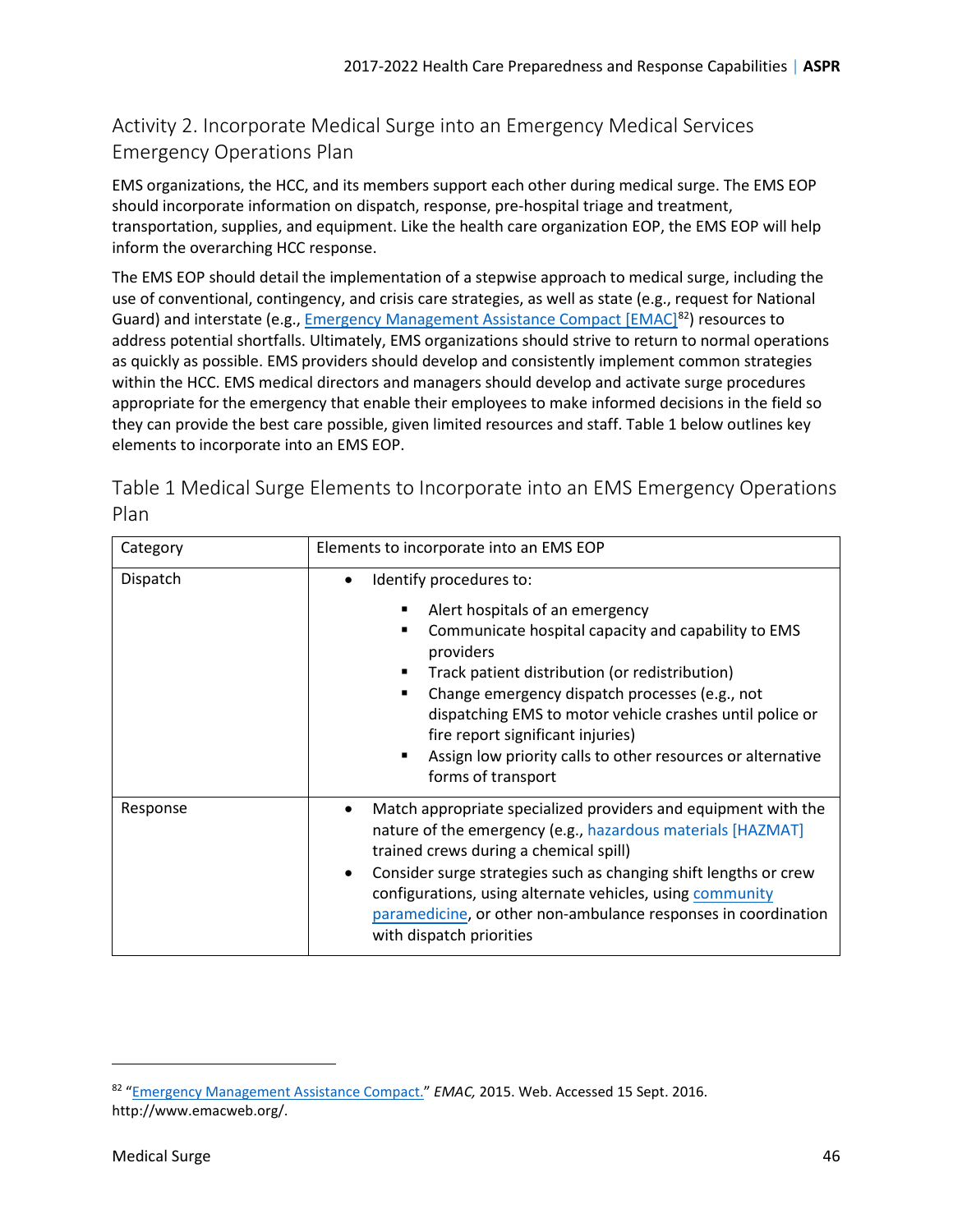## Activity 2. Incorporate Medical Surge into an Emergency Medical Services Emergency Operations Plan

EMS organizations, the HCC, and its members support each other during medical surge. The EMS EOP should incorporate information on dispatch, response, pre-hospital triage and treatment, transportation, supplies, and equipment. Like the health care organization EOP, the EMS EOP will help inform the overarching HCC response.

The EMS EOP should detail the implementation of a stepwise approach to medical surge, including the use of conventional, contingency, and crisis care strategies, as well as state (e.g., request for National Guard) and interstate (e.g., Emergency Management Assistance Compact [EMAC][82]) resources to address potential shortfalls. Ultimately, EMS organizations should strive to return to normal operations as quickly as possible. EMS providers should develop and consistently implement common strategies within the HCC. EMS medical directors and managers should develop and activate surge procedures appropriate for the emergency that enable their employees to make informed decisions in the field so they can provide the best care possible, given limited resources and staff. Table 1 below outlines key elements to incorporate into an EMS EOP.

### Table 1 Medical Surge Elements to Incorporate into an EMS Emergency Operations Plan

| Category | Elements to incorporate into an EMS EOP |
|---|---|
| Dispatch | • Identify procedures to:<br>▪ Alert hospitals of an emergency<br>▪ Communicate hospital capacity and capability to EMS providers<br>▪ Track patient distribution (or redistribution)<br>▪ Change emergency dispatch processes (e.g., not dispatching EMS to motor vehicle crashes until police or fire report significant injuries)<br>▪ Assign low priority calls to other resources or alternative forms of transport |
| Response | • Match appropriate specialized providers and equipment with the nature of the emergency (e.g., hazardous materials [HAZMAT] trained crews during a chemical spill)<br>• Consider surge strategies such as changing shift lengths or crew configurations, using alternate vehicles, using community paramedicine, or other non-ambulance responses in coordination with dispatch priorities |

---

[82] "Emergency Management Assistance Compact." *EMAC,* 2015. Web. Accessed 15 Sept. 2016. http://www.emacweb.org/.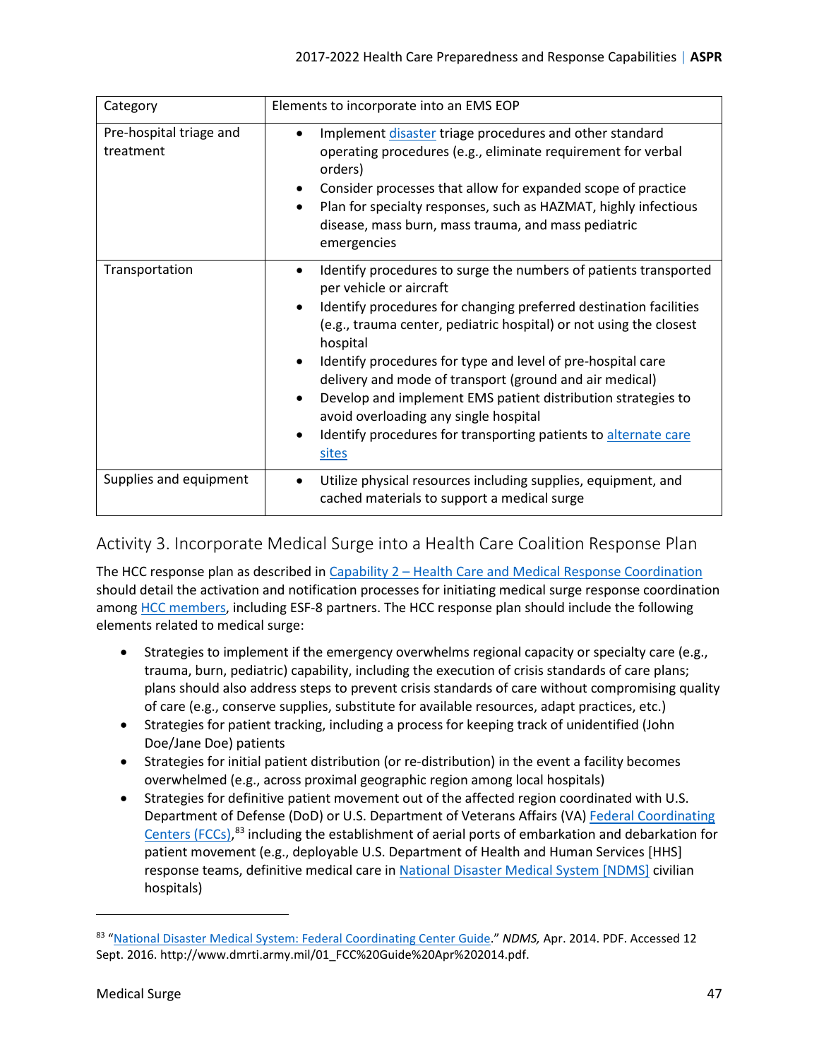| Category | Elements to incorporate into an EMS EOP |
| --- | --- |
| Pre-hospital triage and treatment | • Implement disaster triage procedures and other standard operating procedures (e.g., eliminate requirement for verbal orders)<br>• Consider processes that allow for expanded scope of practice<br>• Plan for specialty responses, such as HAZMAT, highly infectious disease, mass burn, mass trauma, and mass pediatric emergencies |
| Transportation | • Identify procedures to surge the numbers of patients transported per vehicle or aircraft<br>• Identify procedures for changing preferred destination facilities (e.g., trauma center, pediatric hospital) or not using the closest hospital<br>• Identify procedures for type and level of pre-hospital care delivery and mode of transport (ground and air medical)<br>• Develop and implement EMS patient distribution strategies to avoid overloading any single hospital<br>• Identify procedures for transporting patients to alternate care sites |
| Supplies and equipment | • Utilize physical resources including supplies, equipment, and cached materials to support a medical surge |

## Activity 3. Incorporate Medical Surge into a Health Care Coalition Response Plan

The HCC response plan as described in Capability 2 – Health Care and Medical Response Coordination should detail the activation and notification processes for initiating medical surge response coordination among HCC members, including ESF-8 partners. The HCC response plan should include the following elements related to medical surge:

- Strategies to implement if the emergency overwhelms regional capacity or specialty care (e.g., trauma, burn, pediatric) capability, including the execution of crisis standards of care plans; plans should also address steps to prevent crisis standards of care without compromising quality of care (e.g., conserve supplies, substitute for available resources, adapt practices, etc.)
- Strategies for patient tracking, including a process for keeping track of unidentified (John Doe/Jane Doe) patients
- Strategies for initial patient distribution (or re-distribution) in the event a facility becomes overwhelmed (e.g., across proximal geographic region among local hospitals)
- Strategies for definitive patient movement out of the affected region coordinated with U.S. Department of Defense (DoD) or U.S. Department of Veterans Affairs (VA) Federal Coordinating Centers (FCCs),[83] including the establishment of aerial ports of embarkation and debarkation for patient movement (e.g., deployable U.S. Department of Health and Human Services [HHS] response teams, definitive medical care in National Disaster Medical System [NDMS] civilian hospitals)

[83] "National Disaster Medical System: Federal Coordinating Center Guide." *NDMS,* Apr. 2014. PDF. Accessed 12 Sept. 2016. http://www.dmrti.army.mil/01_FCC%20Guide%20Apr%202014.pdf.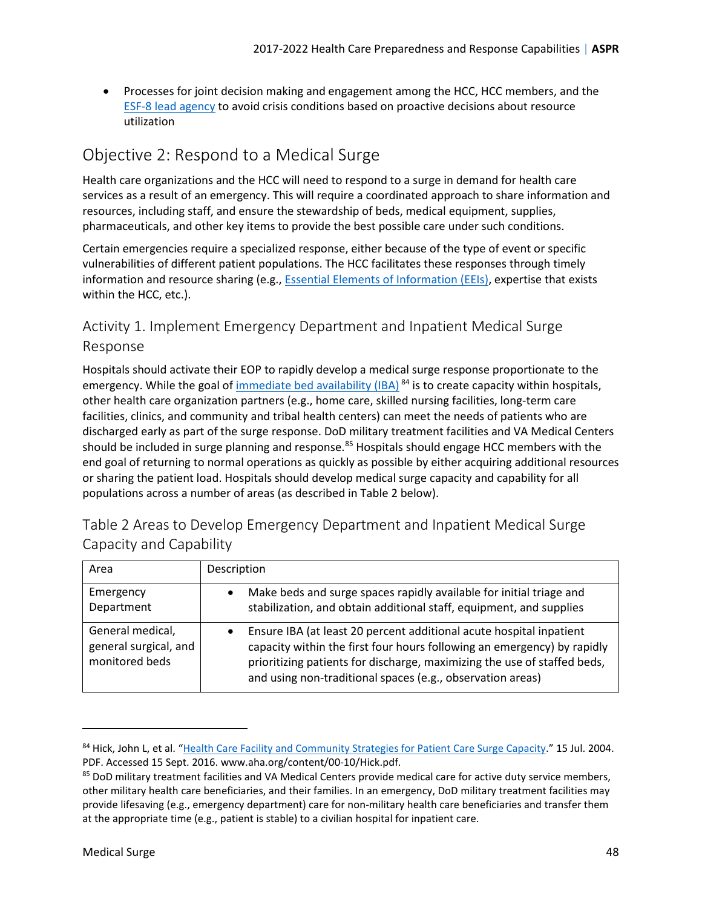- Processes for joint decision making and engagement among the HCC, HCC members, and the ESF-8 lead agency to avoid crisis conditions based on proactive decisions about resource utilization

## Objective 2: Respond to a Medical Surge

Health care organizations and the HCC will need to respond to a surge in demand for health care services as a result of an emergency. This will require a coordinated approach to share information and resources, including staff, and ensure the stewardship of beds, medical equipment, supplies, pharmaceuticals, and other key items to provide the best possible care under such conditions.

Certain emergencies require a specialized response, either because of the type of event or specific vulnerabilities of different patient populations. The HCC facilitates these responses through timely information and resource sharing (e.g., Essential Elements of Information (EEIs), expertise that exists within the HCC, etc.).

### Activity 1. Implement Emergency Department and Inpatient Medical Surge Response

Hospitals should activate their EOP to rapidly develop a medical surge response proportionate to the emergency. While the goal of immediate bed availability (IBA) [84] is to create capacity within hospitals, other health care organization partners (e.g., home care, skilled nursing facilities, long-term care facilities, clinics, and community and tribal health centers) can meet the needs of patients who are discharged early as part of the surge response. DoD military treatment facilities and VA Medical Centers should be included in surge planning and response.[85] Hospitals should engage HCC members with the end goal of returning to normal operations as quickly as possible by either acquiring additional resources or sharing the patient load. Hospitals should develop medical surge capacity and capability for all populations across a number of areas (as described in Table 2 below).

### Table 2 Areas to Develop Emergency Department and Inpatient Medical Surge Capacity and Capability

| Area | Description |
| --- | --- |
| Emergency Department | • Make beds and surge spaces rapidly available for initial triage and stabilization, and obtain additional staff, equipment, and supplies |
| General medical, general surgical, and monitored beds | • Ensure IBA (at least 20 percent additional acute hospital inpatient capacity within the first four hours following an emergency) by rapidly prioritizing patients for discharge, maximizing the use of staffed beds, and using non-traditional spaces (e.g., observation areas) |

[84] Hick, John L, et al. "Health Care Facility and Community Strategies for Patient Care Surge Capacity." 15 Jul. 2004. PDF. Accessed 15 Sept. 2016. www.aha.org/content/00-10/Hick.pdf.

[85] DoD military treatment facilities and VA Medical Centers provide medical care for active duty service members, other military health care beneficiaries, and their families. In an emergency, DoD military treatment facilities may provide lifesaving (e.g., emergency department) care for non-military health care beneficiaries and transfer them at the appropriate time (e.g., patient is stable) to a civilian hospital for inpatient care.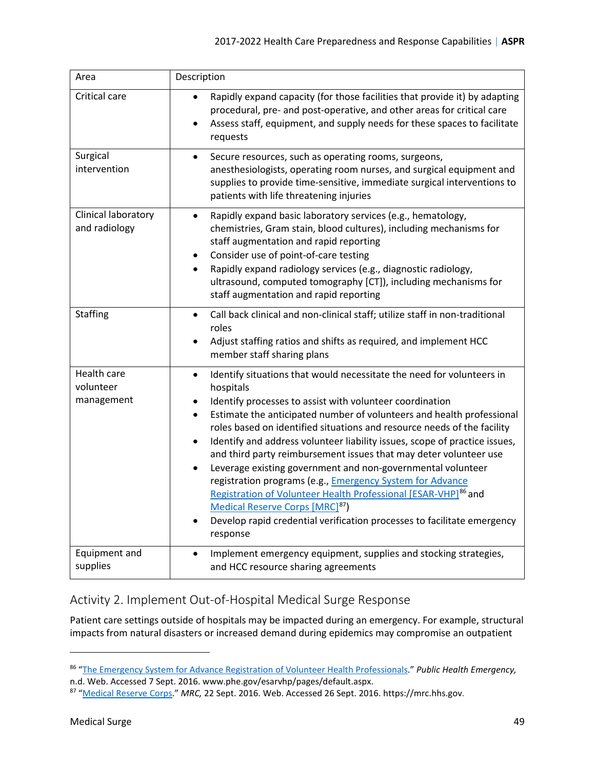| Area | Description |
| --- | --- |
| Critical care | • Rapidly expand capacity (for those facilities that provide it) by adapting procedural, pre- and post-operative, and other areas for critical care<br>• Assess staff, equipment, and supply needs for these spaces to facilitate requests |
| Surgical intervention | • Secure resources, such as operating rooms, surgeons, anesthesiologists, operating room nurses, and surgical equipment and supplies to provide time-sensitive, immediate surgical interventions to patients with life threatening injuries |
| Clinical laboratory and radiology | • Rapidly expand basic laboratory services (e.g., hematology, chemistries, Gram stain, blood cultures), including mechanisms for staff augmentation and rapid reporting<br>• Consider use of point-of-care testing<br>• Rapidly expand radiology services (e.g., diagnostic radiology, ultrasound, computed tomography [CT]), including mechanisms for staff augmentation and rapid reporting |
| Staffing | • Call back clinical and non-clinical staff; utilize staff in non-traditional roles<br>• Adjust staffing ratios and shifts as required, and implement HCC member staff sharing plans |
| Health care volunteer management | • Identify situations that would necessitate the need for volunteers in hospitals<br>• Identify processes to assist with volunteer coordination<br>• Estimate the anticipated number of volunteers and health professional roles based on identified situations and resource needs of the facility<br>• Identify and address volunteer liability issues, scope of practice issues, and third party reimbursement issues that may deter volunteer use<br>• Leverage existing government and non-governmental volunteer registration programs (e.g., Emergency System for Advance Registration of Volunteer Health Professional [ESAR-VHP][86] and Medical Reserve Corps [MRC][87])<br>• Develop rapid credential verification processes to facilitate emergency response |
| Equipment and supplies | • Implement emergency equipment, supplies and stocking strategies, and HCC resource sharing agreements |

## Activity 2. Implement Out-of-Hospital Medical Surge Response

Patient care settings outside of hospitals may be impacted during an emergency. For example, structural impacts from natural disasters or increased demand during epidemics may compromise an outpatient

---

[86] "The Emergency System for Advance Registration of Volunteer Health Professionals." *Public Health Emergency,* n.d. Web. Accessed 7 Sept. 2016. www.phe.gov/esarvhp/pages/default.aspx.

[87] "Medical Reserve Corps." *MRC,* 22 Sept. 2016. Web. Accessed 26 Sept. 2016. https://mrc.hhs.gov.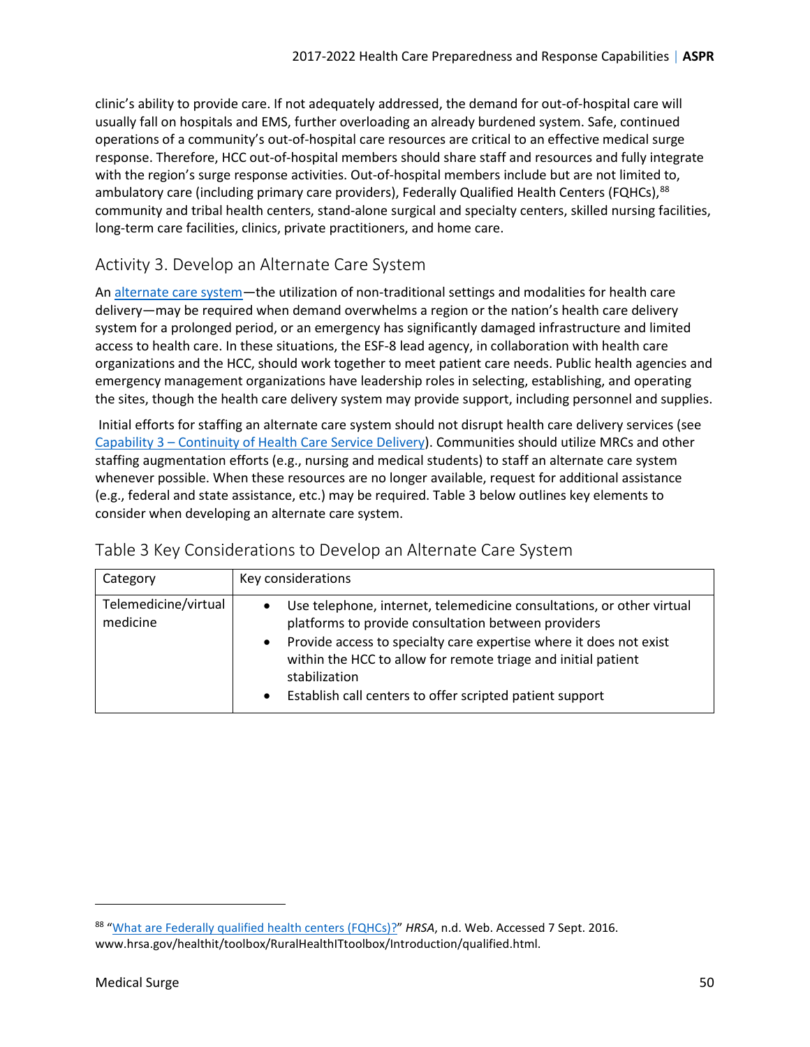clinic's ability to provide care. If not adequately addressed, the demand for out-of-hospital care will usually fall on hospitals and EMS, further overloading an already burdened system. Safe, continued operations of a community's out-of-hospital care resources are critical to an effective medical surge response. Therefore, HCC out-of-hospital members should share staff and resources and fully integrate with the region's surge response activities. Out-of-hospital members include but are not limited to, ambulatory care (including primary care providers), Federally Qualified Health Centers (FQHCs),[88] community and tribal health centers, stand-alone surgical and specialty centers, skilled nursing facilities, long-term care facilities, clinics, private practitioners, and home care.

## Activity 3. Develop an Alternate Care System

An alternate care system—the utilization of non-traditional settings and modalities for health care delivery—may be required when demand overwhelms a region or the nation's health care delivery system for a prolonged period, or an emergency has significantly damaged infrastructure and limited access to health care. In these situations, the ESF-8 lead agency, in collaboration with health care organizations and the HCC, should work together to meet patient care needs. Public health agencies and emergency management organizations have leadership roles in selecting, establishing, and operating the sites, though the health care delivery system may provide support, including personnel and supplies.

Initial efforts for staffing an alternate care system should not disrupt health care delivery services (see Capability 3 – Continuity of Health Care Service Delivery). Communities should utilize MRCs and other staffing augmentation efforts (e.g., nursing and medical students) to staff an alternate care system whenever possible. When these resources are no longer available, request for additional assistance (e.g., federal and state assistance, etc.) may be required. Table 3 below outlines key elements to consider when developing an alternate care system.

### Table 3 Key Considerations to Develop an Alternate Care System

| Category | Key considerations |
|---|---|
| Telemedicine/virtual medicine | • Use telephone, internet, telemedicine consultations, or other virtual platforms to provide consultation between providers<br>• Provide access to specialty care expertise where it does not exist within the HCC to allow for remote triage and initial patient stabilization<br>• Establish call centers to offer scripted patient support |

[88] "What are Federally qualified health centers (FQHCs)?" *HRSA*, n.d. Web. Accessed 7 Sept. 2016. www.hrsa.gov/healthit/toolbox/RuralHealthITtoolbox/Introduction/qualified.html.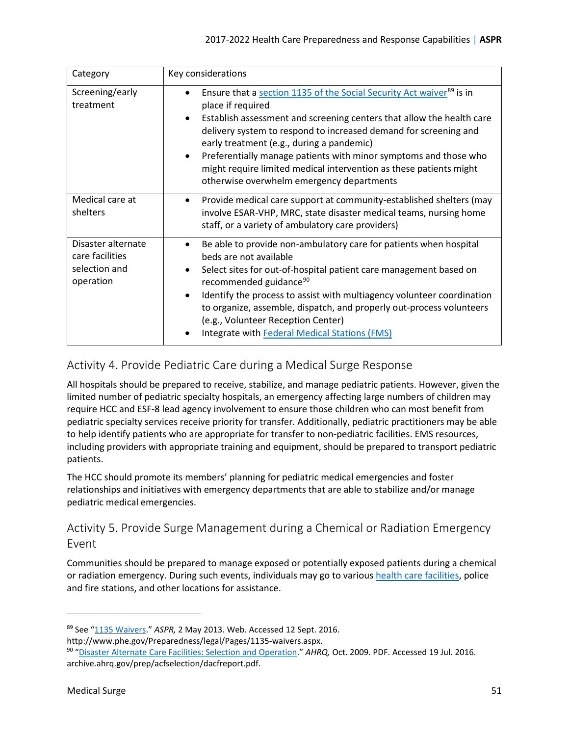| Category | Key considerations |
|---|---|
| Screening/early treatment | • Ensure that a section 1135 of the Social Security Act waiver[89] is in place if required<br>• Establish assessment and screening centers that allow the health care delivery system to respond to increased demand for screening and early treatment (e.g., during a pandemic)<br>• Preferentially manage patients with minor symptoms and those who might require limited medical intervention as these patients might otherwise overwhelm emergency departments |
| Medical care at shelters | • Provide medical care support at community-established shelters (may involve ESAR-VHP, MRC, state disaster medical teams, nursing home staff, or a variety of ambulatory care providers) |
| Disaster alternate care facilities selection and operation | • Be able to provide non-ambulatory care for patients when hospital beds are not available<br>• Select sites for out-of-hospital patient care management based on recommended guidance[90]<br>• Identify the process to assist with multiagency volunteer coordination to organize, assemble, dispatch, and properly out-process volunteers (e.g., Volunteer Reception Center)<br>• Integrate with Federal Medical Stations (FMS) |

## Activity 4. Provide Pediatric Care during a Medical Surge Response

All hospitals should be prepared to receive, stabilize, and manage pediatric patients. However, given the limited number of pediatric specialty hospitals, an emergency affecting large numbers of children may require HCC and ESF-8 lead agency involvement to ensure those children who can most benefit from pediatric specialty services receive priority for transfer. Additionally, pediatric practitioners may be able to help identify patients who are appropriate for transfer to non-pediatric facilities. EMS resources, including providers with appropriate training and equipment, should be prepared to transport pediatric patients.

The HCC should promote its members' planning for pediatric medical emergencies and foster relationships and initiatives with emergency departments that are able to stabilize and/or manage pediatric medical emergencies.

## Activity 5. Provide Surge Management during a Chemical or Radiation Emergency Event

Communities should be prepared to manage exposed or potentially exposed patients during a chemical or radiation emergency. During such events, individuals may go to various health care facilities, police and fire stations, and other locations for assistance.

---

[89] See "1135 Waivers." *ASPR,* 2 May 2013. Web. Accessed 12 Sept. 2016. http://www.phe.gov/Preparedness/legal/Pages/1135-waivers.aspx.

[90] "Disaster Alternate Care Facilities: Selection and Operation." *AHRQ,* Oct. 2009. PDF. Accessed 19 Jul. 2016. archive.ahrq.gov/prep/acfselection/dacfreport.pdf.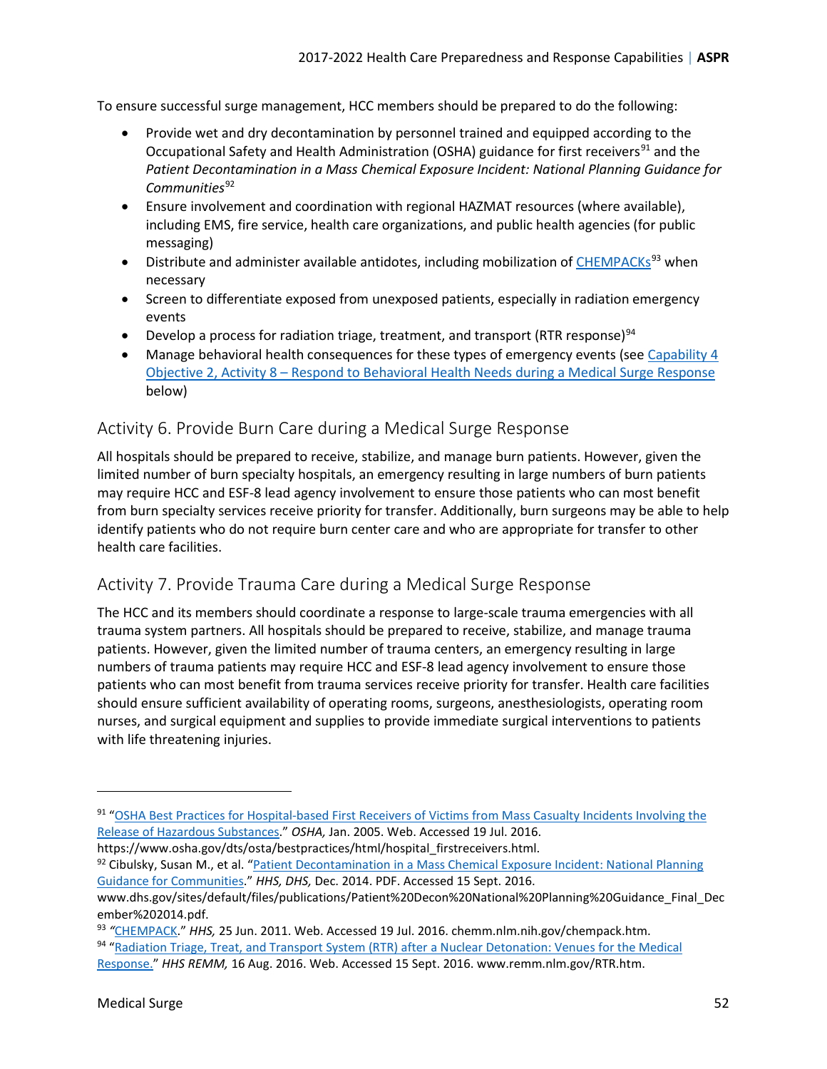To ensure successful surge management, HCC members should be prepared to do the following:

- Provide wet and dry decontamination by personnel trained and equipped according to the Occupational Safety and Health Administration (OSHA) guidance for first receivers[91] and the *Patient Decontamination in a Mass Chemical Exposure Incident: National Planning Guidance for Communities*[92]
- Ensure involvement and coordination with regional HAZMAT resources (where available), including EMS, fire service, health care organizations, and public health agencies (for public messaging)
- Distribute and administer available antidotes, including mobilization of CHEMPACKs[93] when necessary
- Screen to differentiate exposed from unexposed patients, especially in radiation emergency events
- Develop a process for radiation triage, treatment, and transport (RTR response)[94]
- Manage behavioral health consequences for these types of emergency events (see Capability 4 Objective 2, Activity 8 – Respond to Behavioral Health Needs during a Medical Surge Response below)

## Activity 6. Provide Burn Care during a Medical Surge Response

All hospitals should be prepared to receive, stabilize, and manage burn patients. However, given the limited number of burn specialty hospitals, an emergency resulting in large numbers of burn patients may require HCC and ESF-8 lead agency involvement to ensure those patients who can most benefit from burn specialty services receive priority for transfer. Additionally, burn surgeons may be able to help identify patients who do not require burn center care and who are appropriate for transfer to other health care facilities.

## Activity 7. Provide Trauma Care during a Medical Surge Response

The HCC and its members should coordinate a response to large-scale trauma emergencies with all trauma system partners. All hospitals should be prepared to receive, stabilize, and manage trauma patients. However, given the limited number of trauma centers, an emergency resulting in large numbers of trauma patients may require HCC and ESF-8 lead agency involvement to ensure those patients who can most benefit from trauma services receive priority for transfer. Health care facilities should ensure sufficient availability of operating rooms, surgeons, anesthesiologists, operating room nurses, and surgical equipment and supplies to provide immediate surgical interventions to patients with life threatening injuries.

---

[91] "OSHA Best Practices for Hospital-based First Receivers of Victims from Mass Casualty Incidents Involving the Release of Hazardous Substances." *OSHA,* Jan. 2005. Web. Accessed 19 Jul. 2016. https://www.osha.gov/dts/osta/bestpractices/html/hospital_firstreceivers.html.

[92] Cibulsky, Susan M., et al. "Patient Decontamination in a Mass Chemical Exposure Incident: National Planning Guidance for Communities." *HHS, DHS,* Dec. 2014. PDF. Accessed 15 Sept. 2016. www.dhs.gov/sites/default/files/publications/Patient%20Decon%20National%20Planning%20Guidance_Final_December%202014.pdf.

[93] "CHEMPACK." *HHS,* 25 Jun. 2011. Web. Accessed 19 Jul. 2016. chemm.nlm.nih.gov/chempack.htm.

[94] "Radiation Triage, Treat, and Transport System (RTR) after a Nuclear Detonation: Venues for the Medical Response." *HHS REMM,* 16 Aug. 2016. Web. Accessed 15 Sept. 2016. www.remm.nlm.gov/RTR.htm.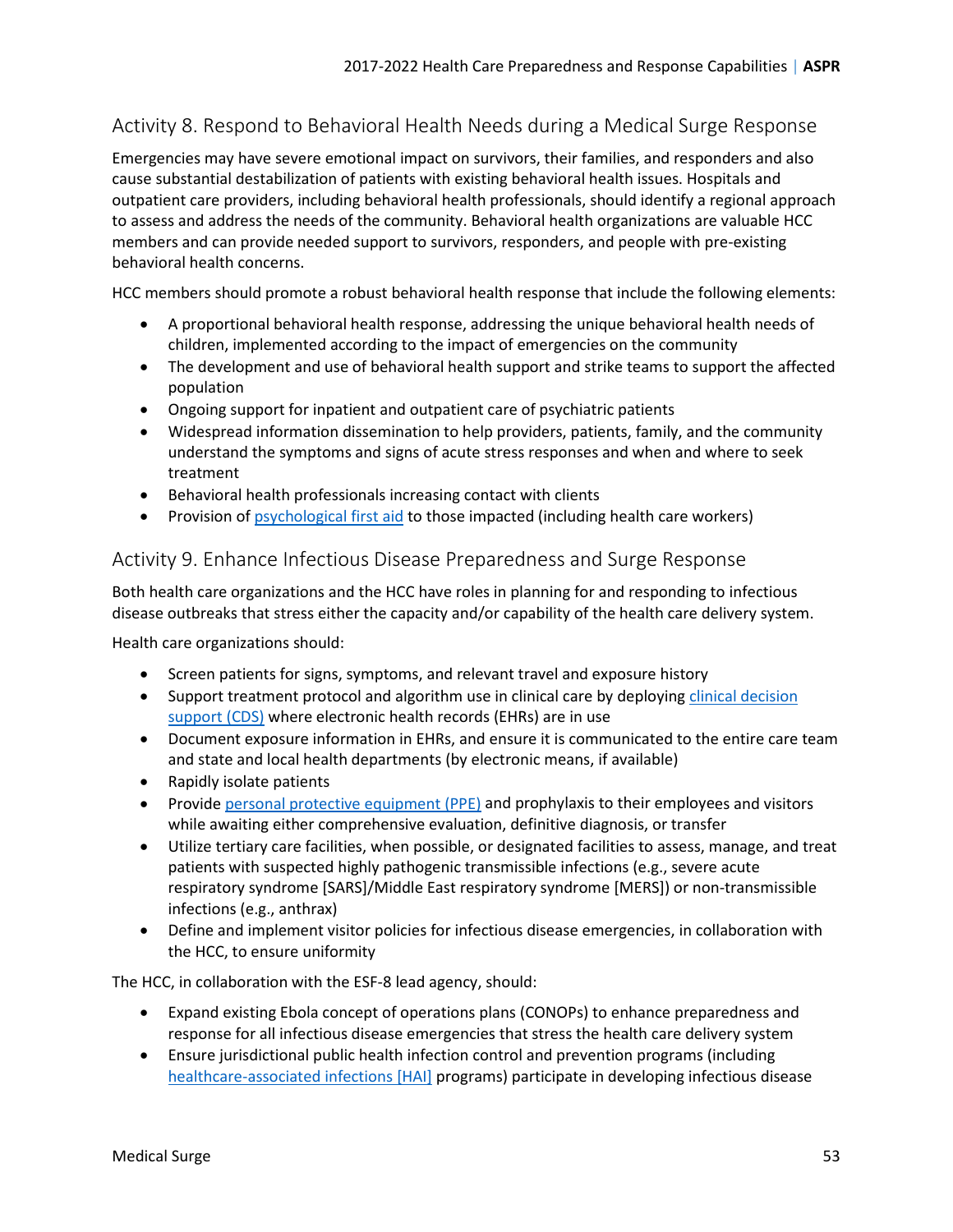### Activity 8. Respond to Behavioral Health Needs during a Medical Surge Response

Emergencies may have severe emotional impact on survivors, their families, and responders and also cause substantial destabilization of patients with existing behavioral health issues. Hospitals and outpatient care providers, including behavioral health professionals, should identify a regional approach to assess and address the needs of the community. Behavioral health organizations are valuable HCC members and can provide needed support to survivors, responders, and people with pre-existing behavioral health concerns.

HCC members should promote a robust behavioral health response that include the following elements:

- A proportional behavioral health response, addressing the unique behavioral health needs of children, implemented according to the impact of emergencies on the community
- The development and use of behavioral health support and strike teams to support the affected population
- Ongoing support for inpatient and outpatient care of psychiatric patients
- Widespread information dissemination to help providers, patients, family, and the community understand the symptoms and signs of acute stress responses and when and where to seek treatment
- Behavioral health professionals increasing contact with clients
- Provision of psychological first aid to those impacted (including health care workers)

### Activity 9. Enhance Infectious Disease Preparedness and Surge Response

Both health care organizations and the HCC have roles in planning for and responding to infectious disease outbreaks that stress either the capacity and/or capability of the health care delivery system.

Health care organizations should:

- Screen patients for signs, symptoms, and relevant travel and exposure history
- Support treatment protocol and algorithm use in clinical care by deploying clinical decision support (CDS) where electronic health records (EHRs) are in use
- Document exposure information in EHRs, and ensure it is communicated to the entire care team and state and local health departments (by electronic means, if available)
- Rapidly isolate patients
- Provide personal protective equipment (PPE) and prophylaxis to their employees and visitors while awaiting either comprehensive evaluation, definitive diagnosis, or transfer
- Utilize tertiary care facilities, when possible, or designated facilities to assess, manage, and treat patients with suspected highly pathogenic transmissible infections (e.g., severe acute respiratory syndrome [SARS]/Middle East respiratory syndrome [MERS]) or non-transmissible infections (e.g., anthrax)
- Define and implement visitor policies for infectious disease emergencies, in collaboration with the HCC, to ensure uniformity

The HCC, in collaboration with the ESF-8 lead agency, should:

- Expand existing Ebola concept of operations plans (CONOPs) to enhance preparedness and response for all infectious disease emergencies that stress the health care delivery system
- Ensure jurisdictional public health infection control and prevention programs (including healthcare-associated infections [HAI] programs) participate in developing infectious disease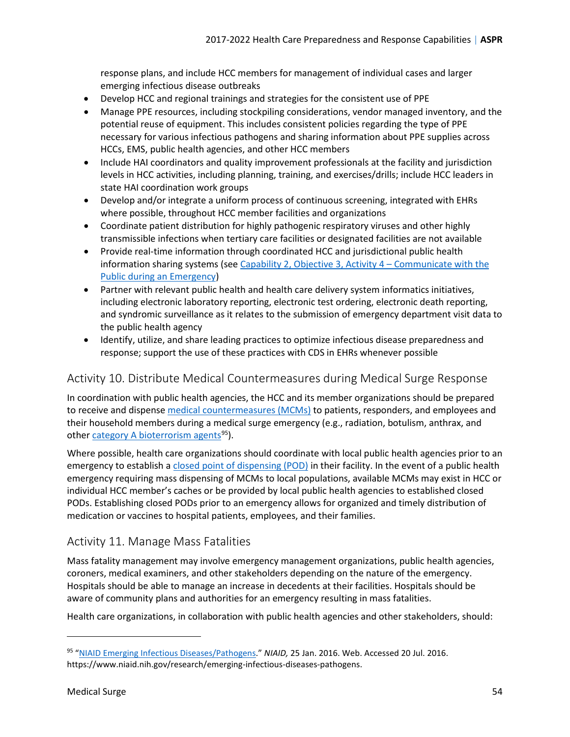response plans, and include HCC members for management of individual cases and larger emerging infectious disease outbreaks

- Develop HCC and regional trainings and strategies for the consistent use of PPE
- Manage PPE resources, including stockpiling considerations, vendor managed inventory, and the potential reuse of equipment. This includes consistent policies regarding the type of PPE necessary for various infectious pathogens and sharing information about PPE supplies across HCCs, EMS, public health agencies, and other HCC members
- Include HAI coordinators and quality improvement professionals at the facility and jurisdiction levels in HCC activities, including planning, training, and exercises/drills; include HCC leaders in state HAI coordination work groups
- Develop and/or integrate a uniform process of continuous screening, integrated with EHRs where possible, throughout HCC member facilities and organizations
- Coordinate patient distribution for highly pathogenic respiratory viruses and other highly transmissible infections when tertiary care facilities or designated facilities are not available
- Provide real-time information through coordinated HCC and jurisdictional public health information sharing systems (see Capability 2, Objective 3, Activity 4 – Communicate with the Public during an Emergency)
- Partner with relevant public health and health care delivery system informatics initiatives, including electronic laboratory reporting, electronic test ordering, electronic death reporting, and syndromic surveillance as it relates to the submission of emergency department visit data to the public health agency
- Identify, utilize, and share leading practices to optimize infectious disease preparedness and response; support the use of these practices with CDS in EHRs whenever possible

## Activity 10. Distribute Medical Countermeasures during Medical Surge Response

In coordination with public health agencies, the HCC and its member organizations should be prepared to receive and dispense medical countermeasures (MCMs) to patients, responders, and employees and their household members during a medical surge emergency (e.g., radiation, botulism, anthrax, and other category A bioterrorism agents[95]).

Where possible, health care organizations should coordinate with local public health agencies prior to an emergency to establish a closed point of dispensing (POD) in their facility. In the event of a public health emergency requiring mass dispensing of MCMs to local populations, available MCMs may exist in HCC or individual HCC member's caches or be provided by local public health agencies to established closed PODs. Establishing closed PODs prior to an emergency allows for organized and timely distribution of medication or vaccines to hospital patients, employees, and their families.

## Activity 11. Manage Mass Fatalities

Mass fatality management may involve emergency management organizations, public health agencies, coroners, medical examiners, and other stakeholders depending on the nature of the emergency. Hospitals should be able to manage an increase in decedents at their facilities. Hospitals should be aware of community plans and authorities for an emergency resulting in mass fatalities.

Health care organizations, in collaboration with public health agencies and other stakeholders, should:

---

[95] "NIAID Emerging Infectious Diseases/Pathogens." *NIAID,* 25 Jan. 2016. Web. Accessed 20 Jul. 2016. https://www.niaid.nih.gov/research/emerging-infectious-diseases-pathogens.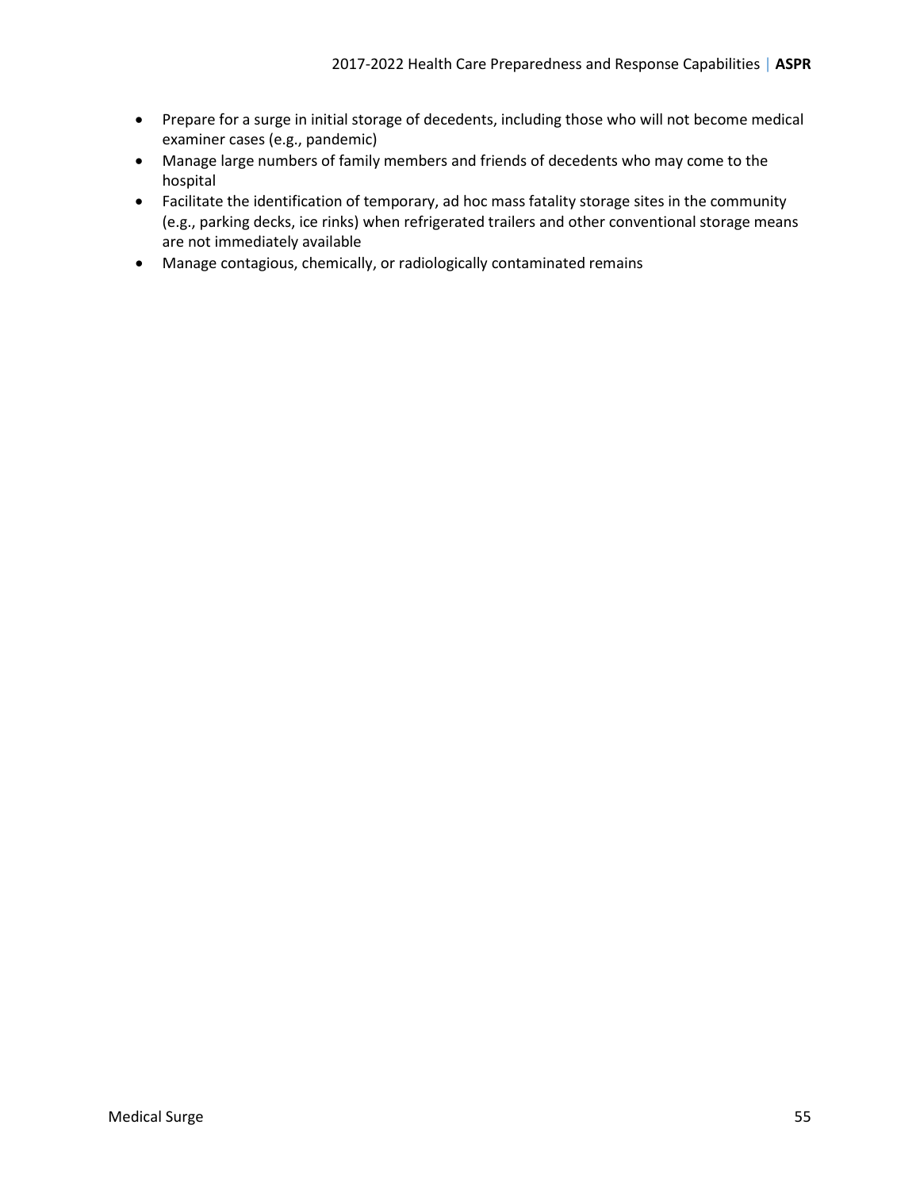- Prepare for a surge in initial storage of decedents, including those who will not become medical examiner cases (e.g., pandemic)
- Manage large numbers of family members and friends of decedents who may come to the hospital
- Facilitate the identification of temporary, ad hoc mass fatality storage sites in the community (e.g., parking decks, ice rinks) when refrigerated trailers and other conventional storage means are not immediately available
- Manage contagious, chemically, or radiologically contaminated remains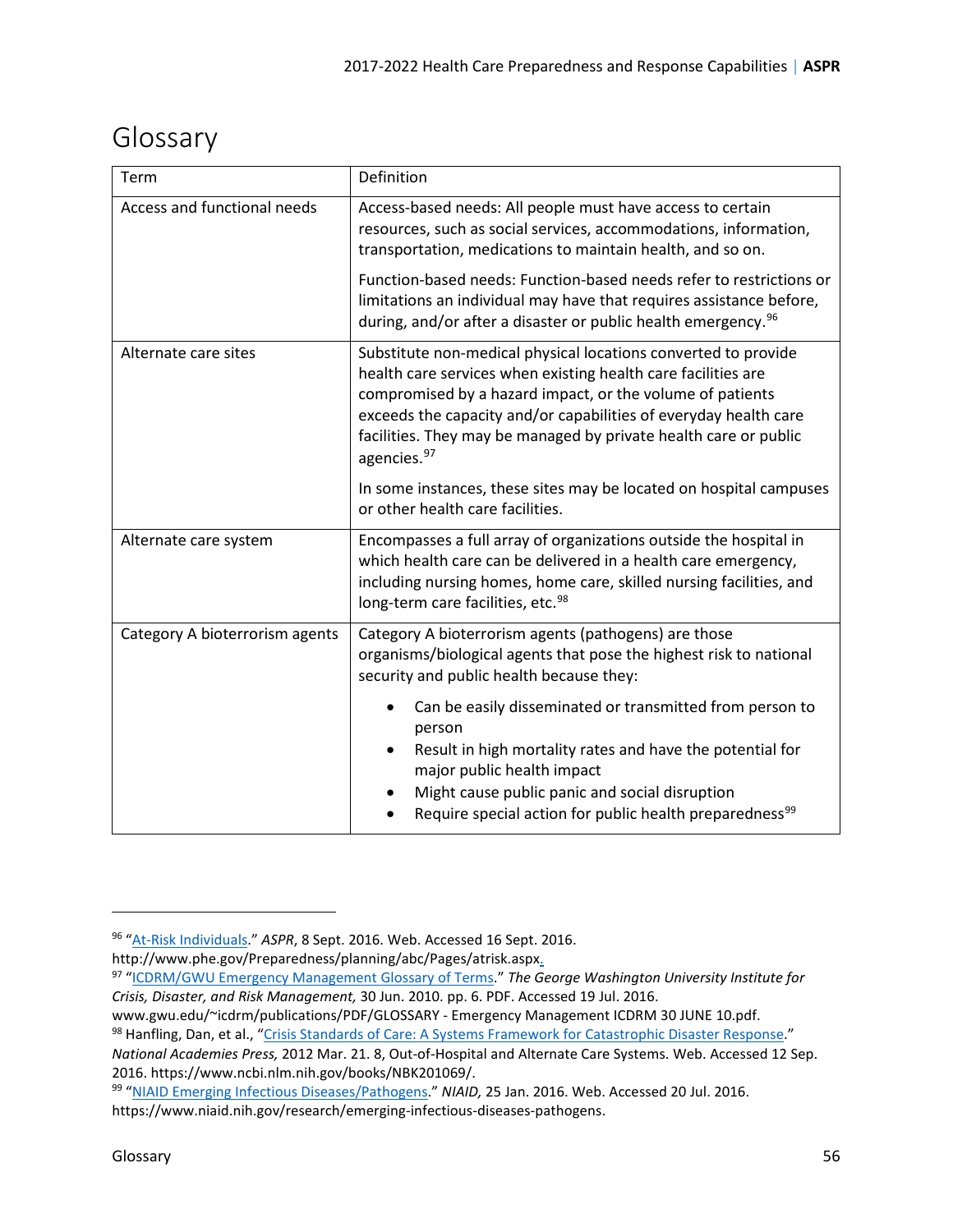# Glossary

| Term | Definition |
|---|---|
| Access and functional needs | Access-based needs: All people must have access to certain resources, such as social services, accommodations, information, transportation, medications to maintain health, and so on.<br><br>Function-based needs: Function-based needs refer to restrictions or limitations an individual may have that requires assistance before, during, and/or after a disaster or public health emergency.[96] |
| Alternate care sites | Substitute non-medical physical locations converted to provide health care services when existing health care facilities are compromised by a hazard impact, or the volume of patients exceeds the capacity and/or capabilities of everyday health care facilities. They may be managed by private health care or public agencies.[97]<br><br>In some instances, these sites may be located on hospital campuses or other health care facilities. |
| Alternate care system | Encompasses a full array of organizations outside the hospital in which health care can be delivered in a health care emergency, including nursing homes, home care, skilled nursing facilities, and long-term care facilities, etc.[98] |
| Category A bioterrorism agents | Category A bioterrorism agents (pathogens) are those organisms/biological agents that pose the highest risk to national security and public health because they:<br><br>• Can be easily disseminated or transmitted from person to person<br>• Result in high mortality rates and have the potential for major public health impact<br>• Might cause public panic and social disruption<br>• Require special action for public health preparedness[99] |

[96] "At-Risk Individuals." *ASPR*, 8 Sept. 2016. Web. Accessed 16 Sept. 2016. http://www.phe.gov/Preparedness/planning/abc/Pages/atrisk.aspx.

[97] "ICDRM/GWU Emergency Management Glossary of Terms." *The George Washington University Institute for Crisis, Disaster, and Risk Management,* 30 Jun. 2010. pp. 6. PDF. Accessed 19 Jul. 2016. www.gwu.edu/~icdrm/publications/PDF/GLOSSARY - Emergency Management ICDRM 30 JUNE 10.pdf.

[98] Hanfling, Dan, et al., "Crisis Standards of Care: A Systems Framework for Catastrophic Disaster Response." *National Academies Press,* 2012 Mar. 21. 8, Out-of-Hospital and Alternate Care Systems. Web. Accessed 12 Sep. 2016. https://www.ncbi.nlm.nih.gov/books/NBK201069/.

[99] "NIAID Emerging Infectious Diseases/Pathogens." *NIAID,* 25 Jan. 2016. Web. Accessed 20 Jul. 2016. https://www.niaid.nih.gov/research/emerging-infectious-diseases-pathogens.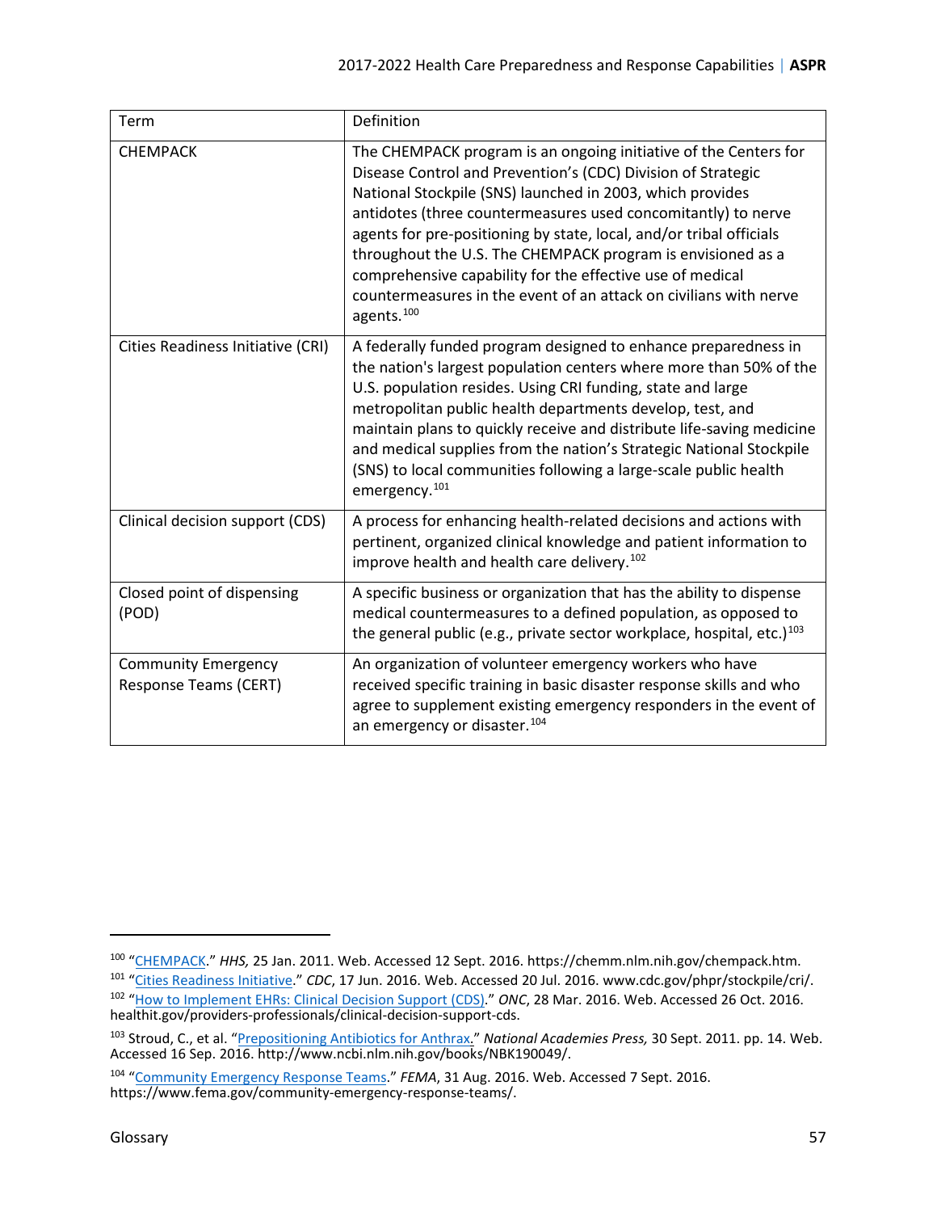| Term | Definition |
|---|---|
| CHEMPACK | The CHEMPACK program is an ongoing initiative of the Centers for Disease Control and Prevention's (CDC) Division of Strategic National Stockpile (SNS) launched in 2003, which provides antidotes (three countermeasures used concomitantly) to nerve agents for pre-positioning by state, local, and/or tribal officials throughout the U.S. The CHEMPACK program is envisioned as a comprehensive capability for the effective use of medical countermeasures in the event of an attack on civilians with nerve agents.[100] |
| Cities Readiness Initiative (CRI) | A federally funded program designed to enhance preparedness in the nation's largest population centers where more than 50% of the U.S. population resides. Using CRI funding, state and large metropolitan public health departments develop, test, and maintain plans to quickly receive and distribute life-saving medicine and medical supplies from the nation's Strategic National Stockpile (SNS) to local communities following a large-scale public health emergency.[101] |
| Clinical decision support (CDS) | A process for enhancing health-related decisions and actions with pertinent, organized clinical knowledge and patient information to improve health and health care delivery.[102] |
| Closed point of dispensing (POD) | A specific business or organization that has the ability to dispense medical countermeasures to a defined population, as opposed to the general public (e.g., private sector workplace, hospital, etc.)[103] |
| Community Emergency Response Teams (CERT) | An organization of volunteer emergency workers who have received specific training in basic disaster response skills and who agree to supplement existing emergency responders in the event of an emergency or disaster.[104] |

[100] "CHEMPACK." *HHS,* 25 Jan. 2011. Web. Accessed 12 Sept. 2016. https://chemm.nlm.nih.gov/chempack.htm.

[101] "Cities Readiness Initiative." *CDC*, 17 Jun. 2016. Web. Accessed 20 Jul. 2016. www.cdc.gov/phpr/stockpile/cri/.

[102] "How to Implement EHRs: Clinical Decision Support (CDS)." *ONC*, 28 Mar. 2016. Web. Accessed 26 Oct. 2016. healthit.gov/providers-professionals/clinical-decision-support-cds.

[103] Stroud, C., et al. "Prepositioning Antibiotics for Anthrax." *National Academies Press,* 30 Sept. 2011. pp. 14. Web. Accessed 16 Sep. 2016. http://www.ncbi.nlm.nih.gov/books/NBK190049/.

[104] "Community Emergency Response Teams." *FEMA*, 31 Aug. 2016. Web. Accessed 7 Sept. 2016. https://www.fema.gov/community-emergency-response-teams/.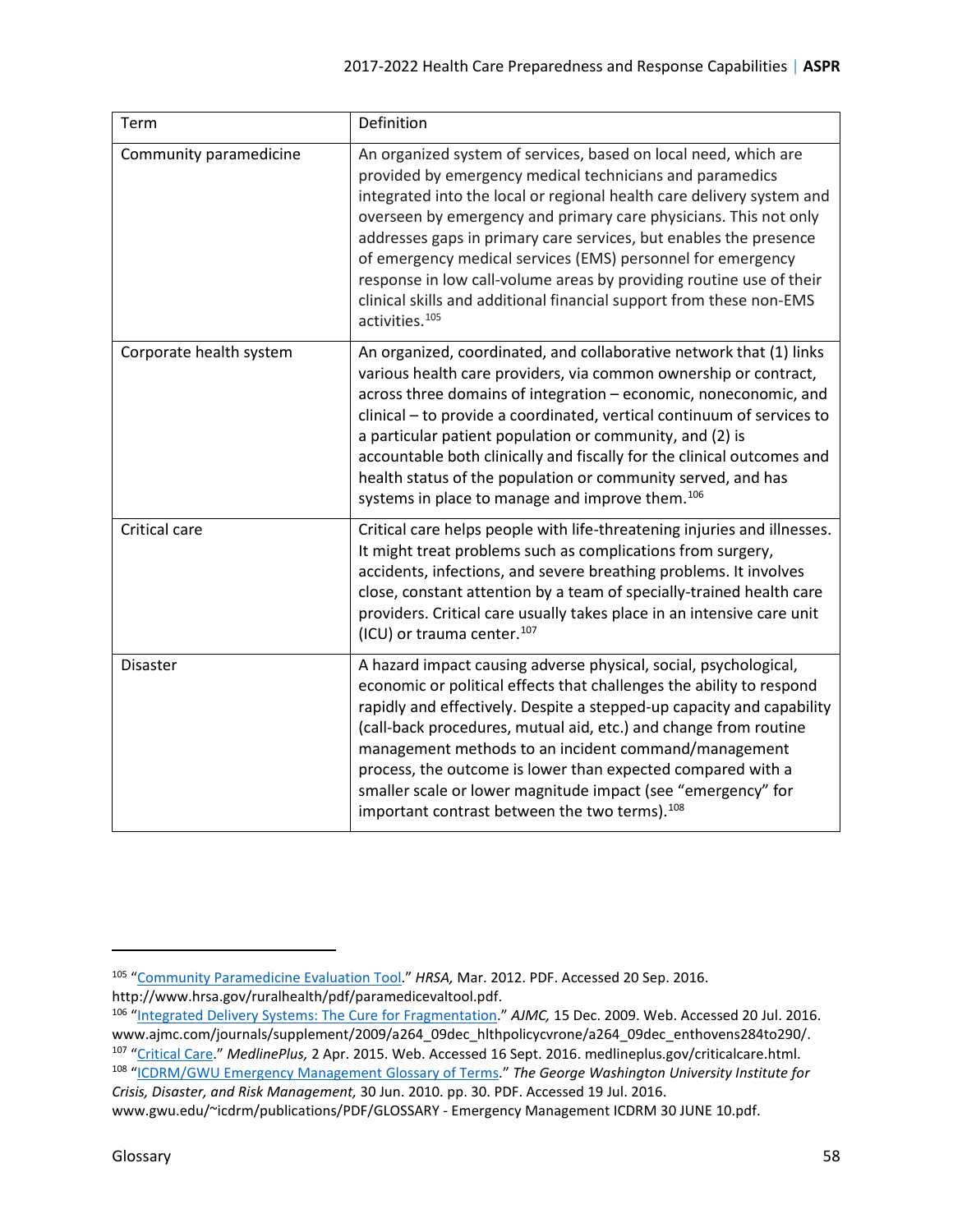| Term | Definition |
| --- | --- |
| Community paramedicine | An organized system of services, based on local need, which are provided by emergency medical technicians and paramedics integrated into the local or regional health care delivery system and overseen by emergency and primary care physicians. This not only addresses gaps in primary care services, but enables the presence of emergency medical services (EMS) personnel for emergency response in low call-volume areas by providing routine use of their clinical skills and additional financial support from these non-EMS activities.[105] |
| Corporate health system | An organized, coordinated, and collaborative network that (1) links various health care providers, via common ownership or contract, across three domains of integration – economic, noneconomic, and clinical – to provide a coordinated, vertical continuum of services to a particular patient population or community, and (2) is accountable both clinically and fiscally for the clinical outcomes and health status of the population or community served, and has systems in place to manage and improve them.[106] |
| Critical care | Critical care helps people with life-threatening injuries and illnesses. It might treat problems such as complications from surgery, accidents, infections, and severe breathing problems. It involves close, constant attention by a team of specially-trained health care providers. Critical care usually takes place in an intensive care unit (ICU) or trauma center.[107] |
| Disaster | A hazard impact causing adverse physical, social, psychological, economic or political effects that challenges the ability to respond rapidly and effectively. Despite a stepped-up capacity and capability (call-back procedures, mutual aid, etc.) and change from routine management methods to an incident command/management process, the outcome is lower than expected compared with a smaller scale or lower magnitude impact (see "emergency" for important contrast between the two terms).[108] |

---

[105] "Community Paramedicine Evaluation Tool." *HRSA,* Mar. 2012. PDF. Accessed 20 Sep. 2016. http://www.hrsa.gov/ruralhealth/pdf/paramedicevaltool.pdf.

[106] "Integrated Delivery Systems: The Cure for Fragmentation." *AJMC,* 15 Dec. 2009. Web. Accessed 20 Jul. 2016. www.ajmc.com/journals/supplement/2009/a264_09dec_hlthpolicycvrone/a264_09dec_enthovens284to290/.

[107] "Critical Care." *MedlinePlus,* 2 Apr. 2015. Web. Accessed 16 Sept. 2016. medlineplus.gov/criticalcare.html.

[108] "ICDRM/GWU Emergency Management Glossary of Terms." *The George Washington University Institute for Crisis, Disaster, and Risk Management,* 30 Jun. 2010. pp. 30. PDF. Accessed 19 Jul. 2016. www.gwu.edu/~icdrm/publications/PDF/GLOSSARY - Emergency Management ICDRM 30 JUNE 10.pdf.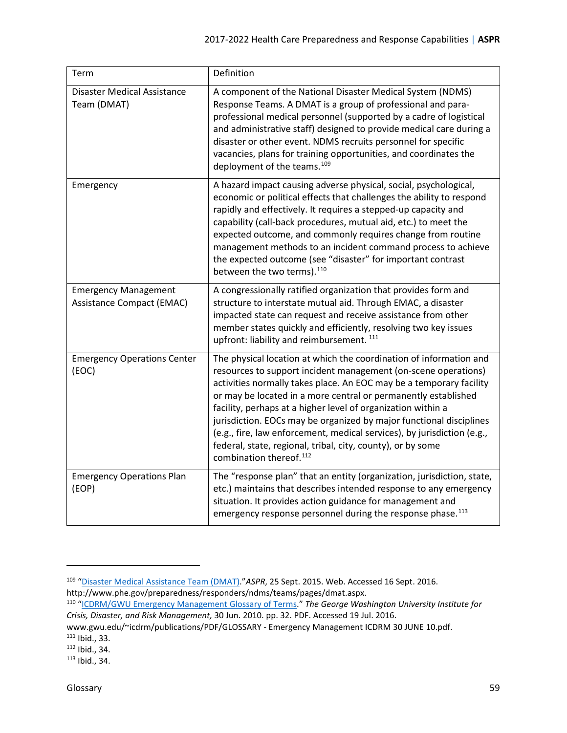| Term | Definition |
|---|---|
| Disaster Medical Assistance Team (DMAT) | A component of the National Disaster Medical System (NDMS) Response Teams. A DMAT is a group of professional and para-professional medical personnel (supported by a cadre of logistical and administrative staff) designed to provide medical care during a disaster or other event. NDMS recruits personnel for specific vacancies, plans for training opportunities, and coordinates the deployment of the teams.[109] |
| Emergency | A hazard impact causing adverse physical, social, psychological, economic or political effects that challenges the ability to respond rapidly and effectively. It requires a stepped-up capacity and capability (call-back procedures, mutual aid, etc.) to meet the expected outcome, and commonly requires change from routine management methods to an incident command process to achieve the expected outcome (see "disaster" for important contrast between the two terms).[110] |
| Emergency Management Assistance Compact (EMAC) | A congressionally ratified organization that provides form and structure to interstate mutual aid. Through EMAC, a disaster impacted state can request and receive assistance from other member states quickly and efficiently, resolving two key issues upfront: liability and reimbursement.[111] |
| Emergency Operations Center (EOC) | The physical location at which the coordination of information and resources to support incident management (on-scene operations) activities normally takes place. An EOC may be a temporary facility or may be located in a more central or permanently established facility, perhaps at a higher level of organization within a jurisdiction. EOCs may be organized by major functional disciplines (e.g., fire, law enforcement, medical services), by jurisdiction (e.g., federal, state, regional, tribal, city, county), or by some combination thereof.[112] |
| Emergency Operations Plan (EOP) | The "response plan" that an entity (organization, jurisdiction, state, etc.) maintains that describes intended response to any emergency situation. It provides action guidance for management and emergency response personnel during the response phase.[113] |

[109] "Disaster Medical Assistance Team (DMAT)." *ASPR*, 25 Sept. 2015. Web. Accessed 16 Sept. 2016. http://www.phe.gov/preparedness/responders/ndms/teams/pages/dmat.aspx.

[110] "ICDRM/GWU Emergency Management Glossary of Terms." *The George Washington University Institute for Crisis, Disaster, and Risk Management,* 30 Jun. 2010. pp. 32. PDF. Accessed 19 Jul. 2016. www.gwu.edu/~icdrm/publications/PDF/GLOSSARY - Emergency Management ICDRM 30 JUNE 10.pdf.

[111] Ibid., 33.

[112] Ibid., 34.

[113] Ibid., 34.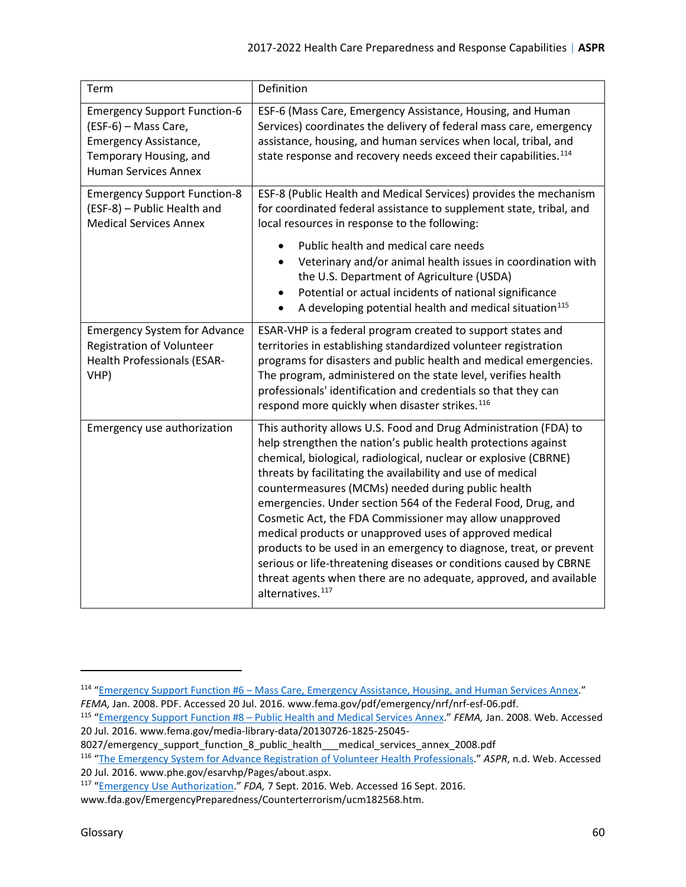| Term | Definition |
|---|---|
| Emergency Support Function-6 (ESF-6) – Mass Care, Emergency Assistance, Temporary Housing, and Human Services Annex | ESF-6 (Mass Care, Emergency Assistance, Housing, and Human Services) coordinates the delivery of federal mass care, emergency assistance, housing, and human services when local, tribal, and state response and recovery needs exceed their capabilities.[114] |
| Emergency Support Function-8 (ESF-8) – Public Health and Medical Services Annex | ESF-8 (Public Health and Medical Services) provides the mechanism for coordinated federal assistance to supplement state, tribal, and local resources in response to the following: <br>• Public health and medical care needs <br>• Veterinary and/or animal health issues in coordination with the U.S. Department of Agriculture (USDA) <br>• Potential or actual incidents of national significance <br>• A developing potential health and medical situation[115] |
| Emergency System for Advance Registration of Volunteer Health Professionals (ESAR-VHP) | ESAR-VHP is a federal program created to support states and territories in establishing standardized volunteer registration programs for disasters and public health and medical emergencies. The program, administered on the state level, verifies health professionals' identification and credentials so that they can respond more quickly when disaster strikes.[116] |
| Emergency use authorization | This authority allows U.S. Food and Drug Administration (FDA) to help strengthen the nation's public health protections against chemical, biological, radiological, nuclear or explosive (CBRNE) threats by facilitating the availability and use of medical countermeasures (MCMs) needed during public health emergencies. Under section 564 of the Federal Food, Drug, and Cosmetic Act, the FDA Commissioner may allow unapproved medical products or unapproved uses of approved medical products to be used in an emergency to diagnose, treat, or prevent serious or life-threatening diseases or conditions caused by CBRNE threat agents when there are no adequate, approved, and available alternatives.[117] |

[114] "Emergency Support Function #6 – Mass Care, Emergency Assistance, Housing, and Human Services Annex." *FEMA,* Jan. 2008. PDF. Accessed 20 Jul. 2016. www.fema.gov/pdf/emergency/nrf/nrf-esf-06.pdf.

[115] "Emergency Support Function #8 – Public Health and Medical Services Annex." *FEMA,* Jan. 2008. Web. Accessed 20 Jul. 2016. www.fema.gov/media-library-data/20130726-1825-25045-8027/emergency_support_function_8_public_health___medical_services_annex_2008.pdf

[116] "The Emergency System for Advance Registration of Volunteer Health Professionals." *ASPR*, n.d. Web. Accessed 20 Jul. 2016. www.phe.gov/esarvhp/Pages/about.aspx.

[117] "Emergency Use Authorization." *FDA,* 7 Sept. 2016. Web. Accessed 16 Sept. 2016. www.fda.gov/EmergencyPreparedness/Counterterrorism/ucm182568.htm.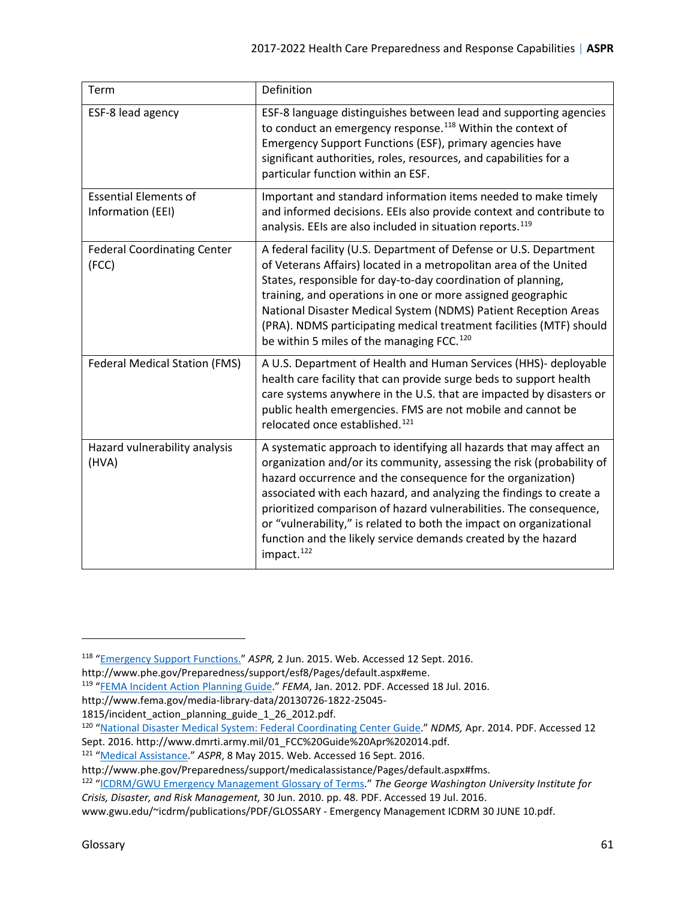| Term | Definition |
|---|---|
| ESF-8 lead agency | ESF-8 language distinguishes between lead and supporting agencies to conduct an emergency response.[118] Within the context of Emergency Support Functions (ESF), primary agencies have significant authorities, roles, resources, and capabilities for a particular function within an ESF. |
| Essential Elements of Information (EEI) | Important and standard information items needed to make timely and informed decisions. EEIs also provide context and contribute to analysis. EEIs are also included in situation reports.[119] |
| Federal Coordinating Center (FCC) | A federal facility (U.S. Department of Defense or U.S. Department of Veterans Affairs) located in a metropolitan area of the United States, responsible for day-to-day coordination of planning, training, and operations in one or more assigned geographic National Disaster Medical System (NDMS) Patient Reception Areas (PRA). NDMS participating medical treatment facilities (MTF) should be within 5 miles of the managing FCC.[120] |
| Federal Medical Station (FMS) | A U.S. Department of Health and Human Services (HHS)- deployable health care facility that can provide surge beds to support health care systems anywhere in the U.S. that are impacted by disasters or public health emergencies. FMS are not mobile and cannot be relocated once established.[121] |
| Hazard vulnerability analysis (HVA) | A systematic approach to identifying all hazards that may affect an organization and/or its community, assessing the risk (probability of hazard occurrence and the consequence for the organization) associated with each hazard, and analyzing the findings to create a prioritized comparison of hazard vulnerabilities. The consequence, or "vulnerability," is related to both the impact on organizational function and the likely service demands created by the hazard impact.[122] |

---

[118] "Emergency Support Functions." *ASPR,* 2 Jun. 2015. Web. Accessed 12 Sept. 2016. http://www.phe.gov/Preparedness/support/esf8/Pages/default.aspx#eme.

[119] "FEMA Incident Action Planning Guide." *FEMA*, Jan. 2012. PDF. Accessed 18 Jul. 2016. http://www.fema.gov/media-library-data/20130726-1822-25045-1815/incident_action_planning_guide_1_26_2012.pdf.

[120] "National Disaster Medical System: Federal Coordinating Center Guide." *NDMS,* Apr. 2014. PDF. Accessed 12 Sept. 2016. http://www.dmrti.army.mil/01_FCC%20Guide%20Apr%202014.pdf.

[121] "Medical Assistance." *ASPR*, 8 May 2015. Web. Accessed 16 Sept. 2016. http://www.phe.gov/Preparedness/support/medicalassistance/Pages/default.aspx#fms.

[122] "ICDRM/GWU Emergency Management Glossary of Terms." *The George Washington University Institute for Crisis, Disaster, and Risk Management,* 30 Jun. 2010. pp. 48. PDF. Accessed 19 Jul. 2016. www.gwu.edu/~icdrm/publications/PDF/GLOSSARY - Emergency Management ICDRM 30 JUNE 10.pdf.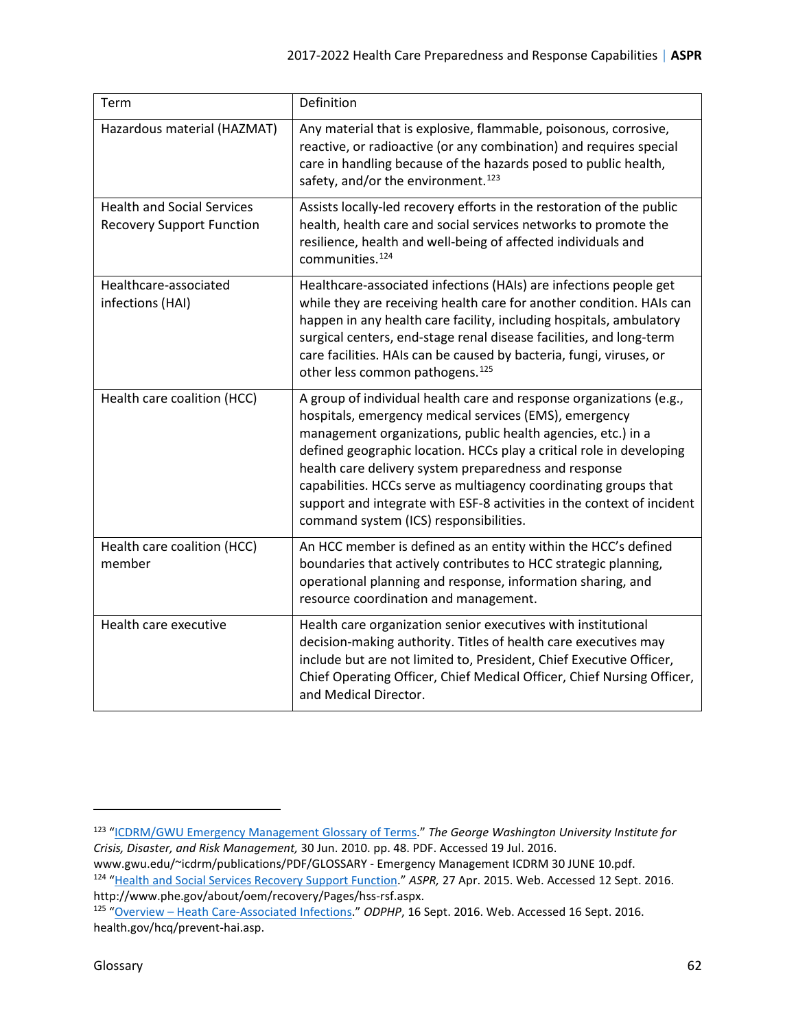| Term | Definition |
|---|---|
| Hazardous material (HAZMAT) | Any material that is explosive, flammable, poisonous, corrosive, reactive, or radioactive (or any combination) and requires special care in handling because of the hazards posed to public health, safety, and/or the environment.[123] |
| Health and Social Services Recovery Support Function | Assists locally-led recovery efforts in the restoration of the public health, health care and social services networks to promote the resilience, health and well-being of affected individuals and communities.[124] |
| Healthcare-associated infections (HAI) | Healthcare-associated infections (HAIs) are infections people get while they are receiving health care for another condition. HAIs can happen in any health care facility, including hospitals, ambulatory surgical centers, end-stage renal disease facilities, and long-term care facilities. HAIs can be caused by bacteria, fungi, viruses, or other less common pathogens.[125] |
| Health care coalition (HCC) | A group of individual health care and response organizations (e.g., hospitals, emergency medical services (EMS), emergency management organizations, public health agencies, etc.) in a defined geographic location. HCCs play a critical role in developing health care delivery system preparedness and response capabilities. HCCs serve as multiagency coordinating groups that support and integrate with ESF-8 activities in the context of incident command system (ICS) responsibilities. |
| Health care coalition (HCC) member | An HCC member is defined as an entity within the HCC's defined boundaries that actively contributes to HCC strategic planning, operational planning and response, information sharing, and resource coordination and management. |
| Health care executive | Health care organization senior executives with institutional decision-making authority. Titles of health care executives may include but are not limited to, President, Chief Executive Officer, Chief Operating Officer, Chief Medical Officer, Chief Nursing Officer, and Medical Director. |

[123] "ICDRM/GWU Emergency Management Glossary of Terms." *The George Washington University Institute for Crisis, Disaster, and Risk Management,* 30 Jun. 2010. pp. 48. PDF. Accessed 19 Jul. 2016. www.gwu.edu/~icdrm/publications/PDF/GLOSSARY - Emergency Management ICDRM 30 JUNE 10.pdf.

[124] "Health and Social Services Recovery Support Function." *ASPR,* 27 Apr. 2015. Web. Accessed 12 Sept. 2016. http://www.phe.gov/about/oem/recovery/Pages/hss-rsf.aspx.

[125] "Overview – Heath Care-Associated Infections." *ODPHP*, 16 Sept. 2016. Web. Accessed 16 Sept. 2016. health.gov/hcq/prevent-hai.asp.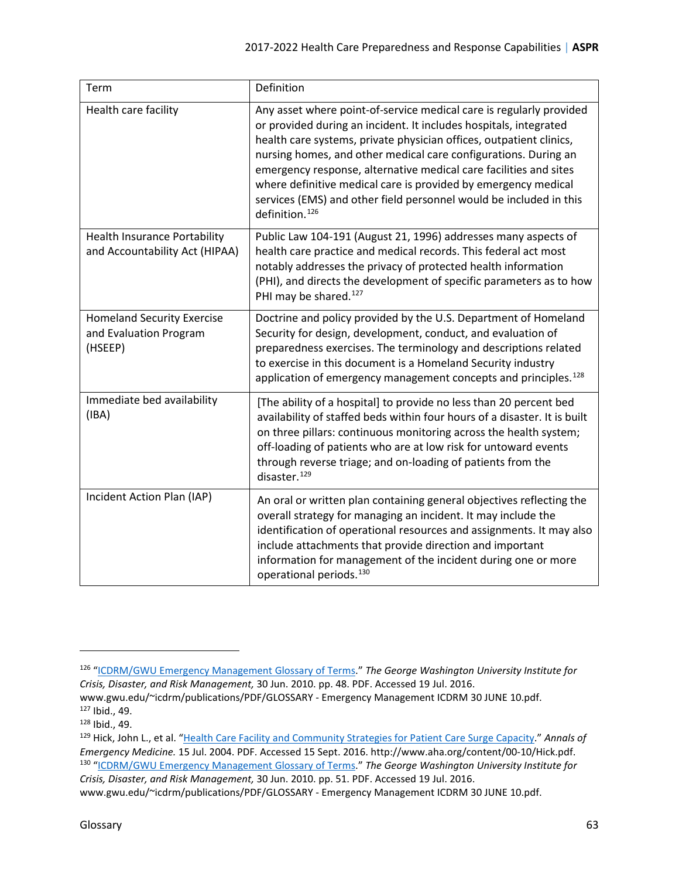| Term | Definition |
|---|---|
| Health care facility | Any asset where point-of-service medical care is regularly provided or provided during an incident. It includes hospitals, integrated health care systems, private physician offices, outpatient clinics, nursing homes, and other medical care configurations. During an emergency response, alternative medical care facilities and sites where definitive medical care is provided by emergency medical services (EMS) and other field personnel would be included in this definition.[126] |
| Health Insurance Portability and Accountability Act (HIPAA) | Public Law 104-191 (August 21, 1996) addresses many aspects of health care practice and medical records. This federal act most notably addresses the privacy of protected health information (PHI), and directs the development of specific parameters as to how PHI may be shared.[127] |
| Homeland Security Exercise and Evaluation Program (HSEEP) | Doctrine and policy provided by the U.S. Department of Homeland Security for design, development, conduct, and evaluation of preparedness exercises. The terminology and descriptions related to exercise in this document is a Homeland Security industry application of emergency management concepts and principles.[128] |
| Immediate bed availability (IBA) | [The ability of a hospital] to provide no less than 20 percent bed availability of staffed beds within four hours of a disaster. It is built on three pillars: continuous monitoring across the health system; off-loading of patients who are at low risk for untoward events through reverse triage; and on-loading of patients from the disaster.[129] |
| Incident Action Plan (IAP) | An oral or written plan containing general objectives reflecting the overall strategy for managing an incident. It may include the identification of operational resources and assignments. It may also include attachments that provide direction and important information for management of the incident during one or more operational periods.[130] |

[126] "ICDRM/GWU Emergency Management Glossary of Terms." *The George Washington University Institute for Crisis, Disaster, and Risk Management,* 30 Jun. 2010. pp. 48. PDF. Accessed 19 Jul. 2016. www.gwu.edu/~icdrm/publications/PDF/GLOSSARY - Emergency Management ICDRM 30 JUNE 10.pdf.

[127] Ibid., 49.

[128] Ibid., 49.

[129] Hick, John L., et al. "Health Care Facility and Community Strategies for Patient Care Surge Capacity." *Annals of Emergency Medicine.* 15 Jul. 2004. PDF. Accessed 15 Sept. 2016. http://www.aha.org/content/00-10/Hick.pdf.

[130] "ICDRM/GWU Emergency Management Glossary of Terms." *The George Washington University Institute for Crisis, Disaster, and Risk Management,* 30 Jun. 2010. pp. 51. PDF. Accessed 19 Jul. 2016. www.gwu.edu/~icdrm/publications/PDF/GLOSSARY - Emergency Management ICDRM 30 JUNE 10.pdf.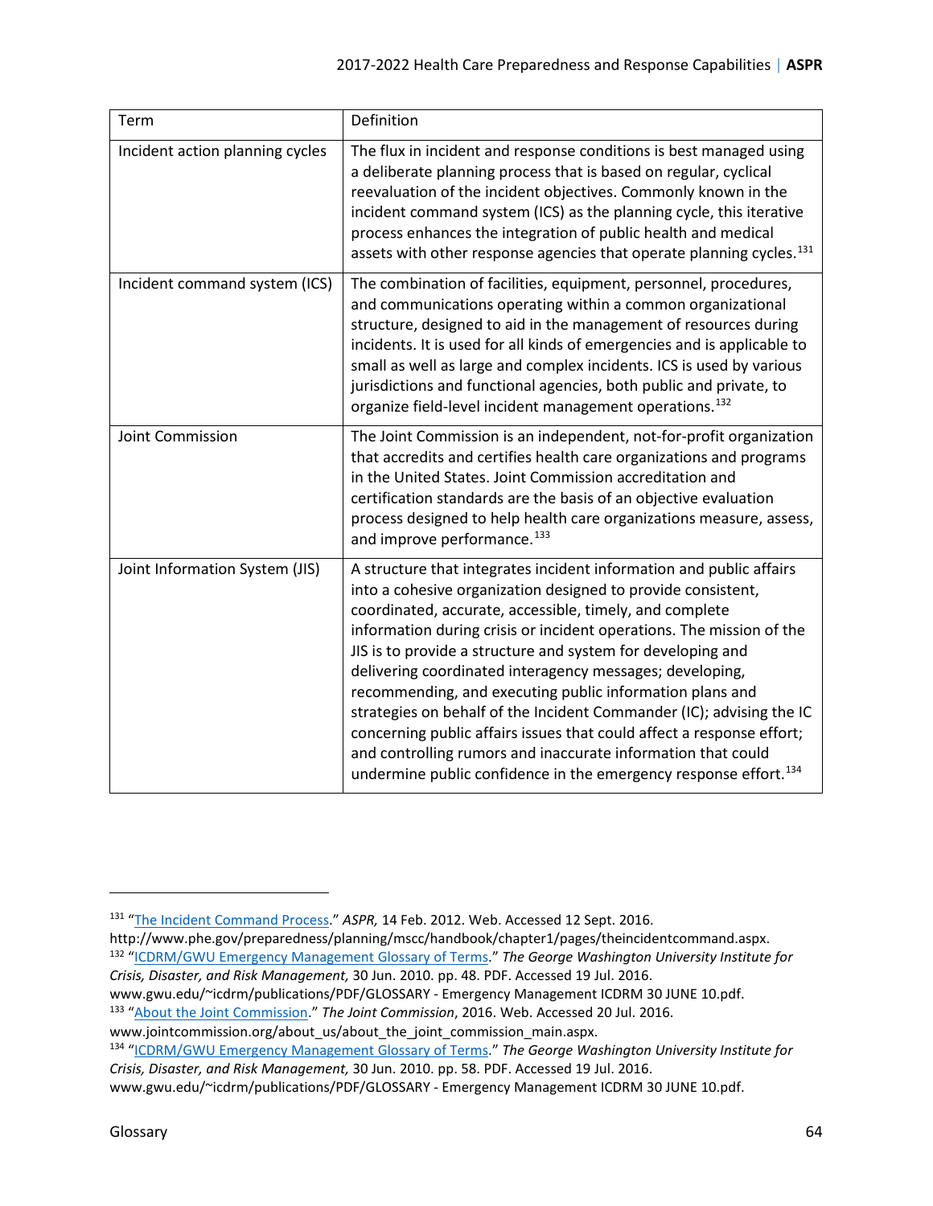| Term | Definition |
|---|---|
| Incident action planning cycles | The flux in incident and response conditions is best managed using a deliberate planning process that is based on regular, cyclical reevaluation of the incident objectives. Commonly known in the incident command system (ICS) as the planning cycle, this iterative process enhances the integration of public health and medical assets with other response agencies that operate planning cycles.[131] |
| Incident command system (ICS) | The combination of facilities, equipment, personnel, procedures, and communications operating within a common organizational structure, designed to aid in the management of resources during incidents. It is used for all kinds of emergencies and is applicable to small as well as large and complex incidents. ICS is used by various jurisdictions and functional agencies, both public and private, to organize field-level incident management operations.[132] |
| Joint Commission | The Joint Commission is an independent, not-for-profit organization that accredits and certifies health care organizations and programs in the United States. Joint Commission accreditation and certification standards are the basis of an objective evaluation process designed to help health care organizations measure, assess, and improve performance.[133] |
| Joint Information System (JIS) | A structure that integrates incident information and public affairs into a cohesive organization designed to provide consistent, coordinated, accurate, accessible, timely, and complete information during crisis or incident operations. The mission of the JIS is to provide a structure and system for developing and delivering coordinated interagency messages; developing, recommending, and executing public information plans and strategies on behalf of the Incident Commander (IC); advising the IC concerning public affairs issues that could affect a response effort; and controlling rumors and inaccurate information that could undermine public confidence in the emergency response effort.[134] |

---

[131] "The Incident Command Process." *ASPR,* 14 Feb. 2012. Web. Accessed 12 Sept. 2016. http://www.phe.gov/preparedness/planning/mscc/handbook/chapter1/pages/theincidentcommand.aspx.

[132] "ICDRM/GWU Emergency Management Glossary of Terms." *The George Washington University Institute for Crisis, Disaster, and Risk Management,* 30 Jun. 2010. pp. 48. PDF. Accessed 19 Jul. 2016. www.gwu.edu/~icdrm/publications/PDF/GLOSSARY - Emergency Management ICDRM 30 JUNE 10.pdf.

[133] "About the Joint Commission." *The Joint Commission*, 2016. Web. Accessed 20 Jul. 2016. www.jointcommission.org/about_us/about_the_joint_commission_main.aspx.

[134] "ICDRM/GWU Emergency Management Glossary of Terms." *The George Washington University Institute for Crisis, Disaster, and Risk Management,* 30 Jun. 2010. pp. 58. PDF. Accessed 19 Jul. 2016. www.gwu.edu/~icdrm/publications/PDF/GLOSSARY - Emergency Management ICDRM 30 JUNE 10.pdf.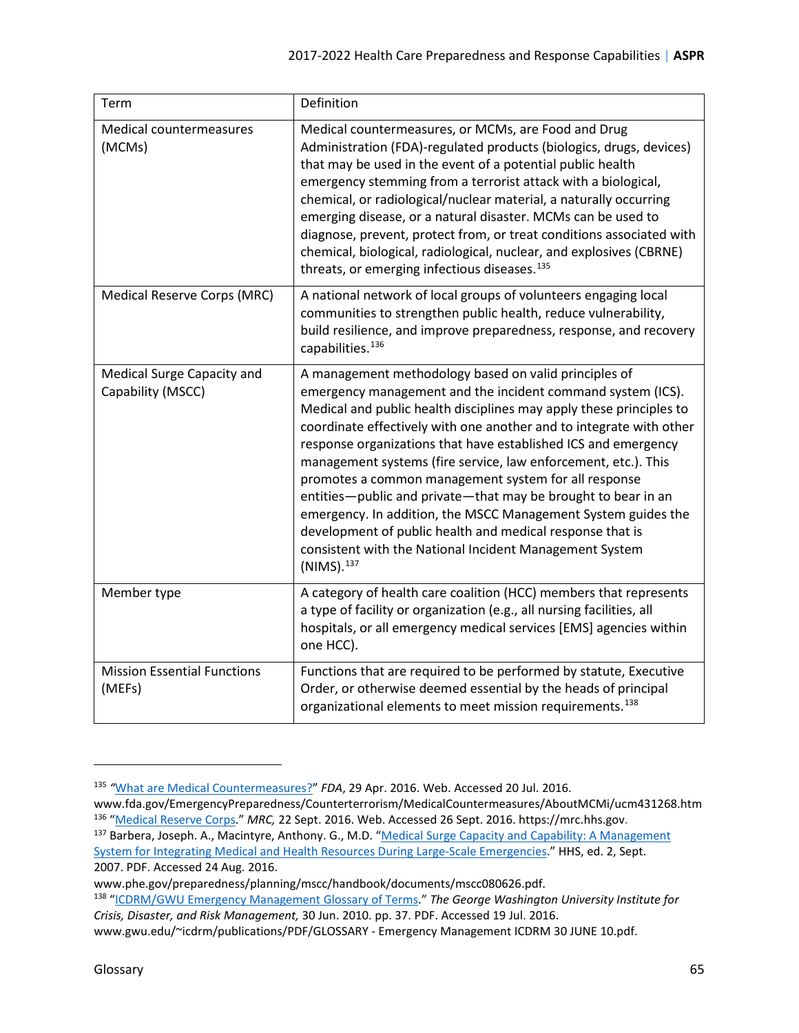| Term | Definition |
| --- | --- |
| Medical countermeasures (MCMs) | Medical countermeasures, or MCMs, are Food and Drug Administration (FDA)-regulated products (biologics, drugs, devices) that may be used in the event of a potential public health emergency stemming from a terrorist attack with a biological, chemical, or radiological/nuclear material, a naturally occurring emerging disease, or a natural disaster. MCMs can be used to diagnose, prevent, protect from, or treat conditions associated with chemical, biological, radiological, nuclear, and explosives (CBRNE) threats, or emerging infectious diseases.[135] |
| Medical Reserve Corps (MRC) | A national network of local groups of volunteers engaging local communities to strengthen public health, reduce vulnerability, build resilience, and improve preparedness, response, and recovery capabilities.[136] |
| Medical Surge Capacity and Capability (MSCC) | A management methodology based on valid principles of emergency management and the incident command system (ICS). Medical and public health disciplines may apply these principles to coordinate effectively with one another and to integrate with other response organizations that have established ICS and emergency management systems (fire service, law enforcement, etc.). This promotes a common management system for all response entities—public and private—that may be brought to bear in an emergency. In addition, the MSCC Management System guides the development of public health and medical response that is consistent with the National Incident Management System (NIMS).[137] |
| Member type | A category of health care coalition (HCC) members that represents a type of facility or organization (e.g., all nursing facilities, all hospitals, or all emergency medical services [EMS] agencies within one HCC). |
| Mission Essential Functions (MEFs) | Functions that are required to be performed by statute, Executive Order, or otherwise deemed essential by the heads of principal organizational elements to meet mission requirements.[138] |

---

[135] "What are Medical Countermeasures?" *FDA*, 29 Apr. 2016. Web. Accessed 20 Jul. 2016. www.fda.gov/EmergencyPreparedness/Counterterrorism/MedicalCountermeasures/AboutMCMi/ucm431268.htm

[136] "Medical Reserve Corps." *MRC,* 22 Sept. 2016. Web. Accessed 26 Sept. 2016. https://mrc.hhs.gov.

[137] Barbera, Joseph. A., Macintyre, Anthony. G., M.D. "Medical Surge Capacity and Capability: A Management System for Integrating Medical and Health Resources During Large-Scale Emergencies." HHS, ed. 2, Sept. 2007. PDF. Accessed 24 Aug. 2016. www.phe.gov/preparedness/planning/mscc/handbook/documents/mscc080626.pdf.

[138] "ICDRM/GWU Emergency Management Glossary of Terms." *The George Washington University Institute for Crisis, Disaster, and Risk Management,* 30 Jun. 2010. pp. 37. PDF. Accessed 19 Jul. 2016. www.gwu.edu/~icdrm/publications/PDF/GLOSSARY - Emergency Management ICDRM 30 JUNE 10.pdf.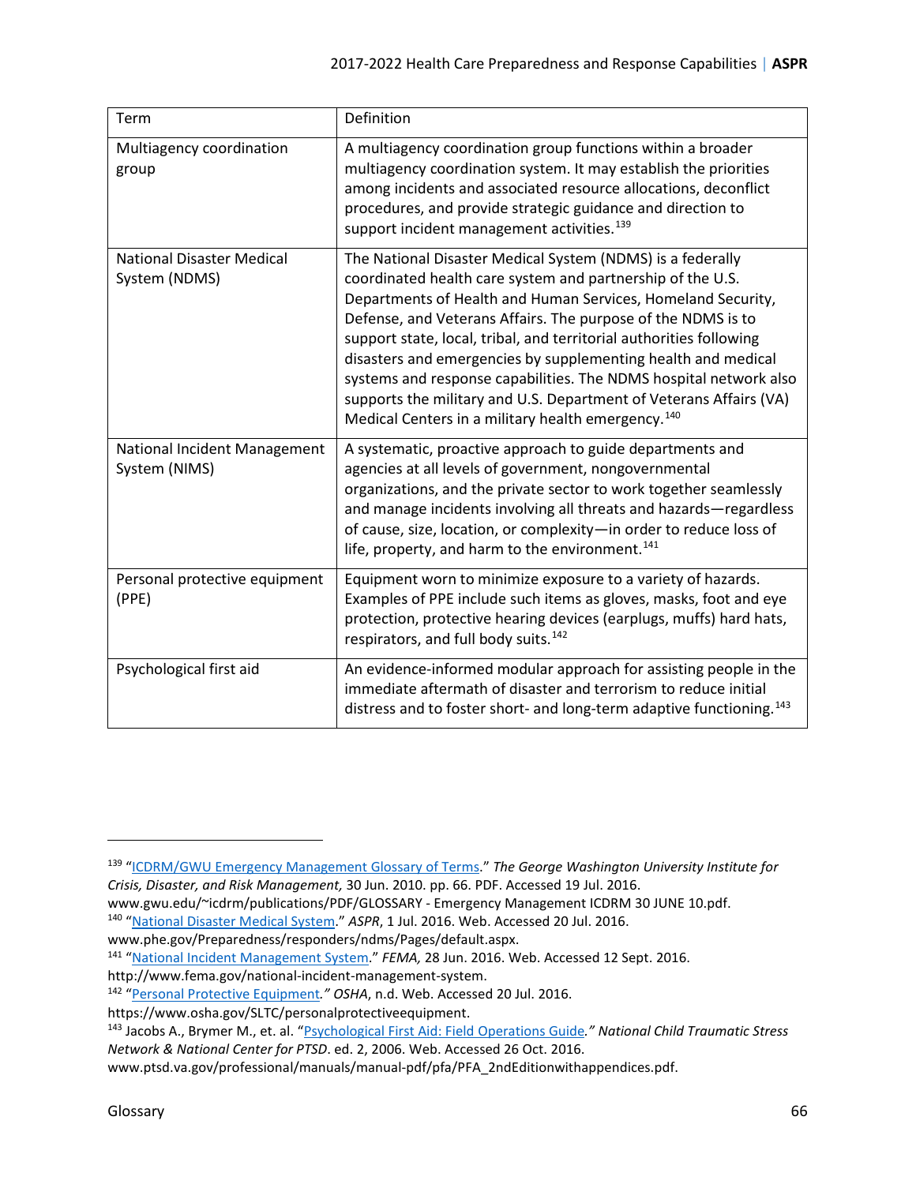| Term | Definition |
|---|---|
| Multiagency coordination group | A multiagency coordination group functions within a broader multiagency coordination system. It may establish the priorities among incidents and associated resource allocations, deconflict procedures, and provide strategic guidance and direction to support incident management activities.[139] |
| National Disaster Medical System (NDMS) | The National Disaster Medical System (NDMS) is a federally coordinated health care system and partnership of the U.S. Departments of Health and Human Services, Homeland Security, Defense, and Veterans Affairs. The purpose of the NDMS is to support state, local, tribal, and territorial authorities following disasters and emergencies by supplementing health and medical systems and response capabilities. The NDMS hospital network also supports the military and U.S. Department of Veterans Affairs (VA) Medical Centers in a military health emergency.[140] |
| National Incident Management System (NIMS) | A systematic, proactive approach to guide departments and agencies at all levels of government, nongovernmental organizations, and the private sector to work together seamlessly and manage incidents involving all threats and hazards—regardless of cause, size, location, or complexity—in order to reduce loss of life, property, and harm to the environment.[141] |
| Personal protective equipment (PPE) | Equipment worn to minimize exposure to a variety of hazards. Examples of PPE include such items as gloves, masks, foot and eye protection, protective hearing devices (earplugs, muffs) hard hats, respirators, and full body suits.[142] |
| Psychological first aid | An evidence-informed modular approach for assisting people in the immediate aftermath of disaster and terrorism to reduce initial distress and to foster short- and long-term adaptive functioning.[143] |

---

[139] "ICDRM/GWU Emergency Management Glossary of Terms." *The George Washington University Institute for Crisis, Disaster, and Risk Management,* 30 Jun. 2010. pp. 66. PDF. Accessed 19 Jul. 2016. www.gwu.edu/~icdrm/publications/PDF/GLOSSARY - Emergency Management ICDRM 30 JUNE 10.pdf.

[140] "National Disaster Medical System." *ASPR*, 1 Jul. 2016. Web. Accessed 20 Jul. 2016. www.phe.gov/Preparedness/responders/ndms/Pages/default.aspx.

[141] "National Incident Management System." *FEMA,* 28 Jun. 2016. Web. Accessed 12 Sept. 2016. http://www.fema.gov/national-incident-management-system.

[142] "Personal Protective Equipment*." OSHA*, n.d. Web. Accessed 20 Jul. 2016. https://www.osha.gov/SLTC/personalprotectiveequipment.

[143] Jacobs A., Brymer M., et. al. "Psychological First Aid: Field Operations Guide*." National Child Traumatic Stress Network & National Center for PTSD*. ed. 2, 2006. Web. Accessed 26 Oct. 2016. www.ptsd.va.gov/professional/manuals/manual-pdf/pfa/PFA_2ndEditionwithappendices.pdf.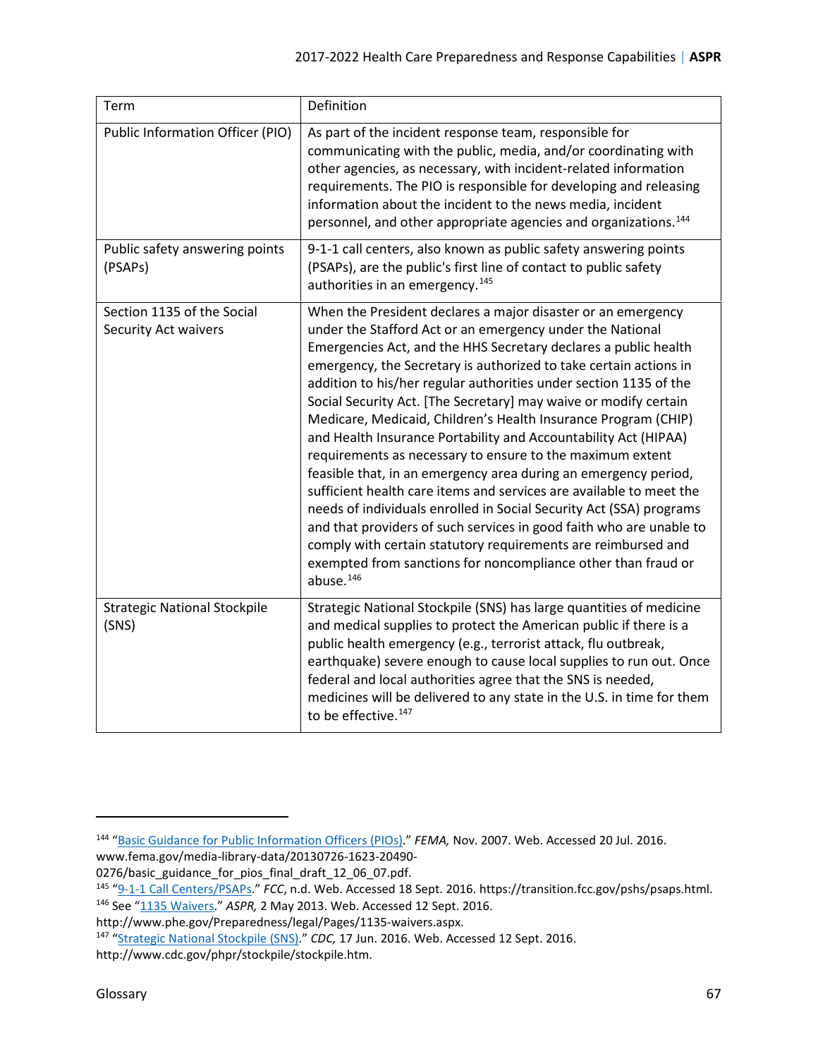| Term | Definition |
|---|---|
| Public Information Officer (PIO) | As part of the incident response team, responsible for communicating with the public, media, and/or coordinating with other agencies, as necessary, with incident-related information requirements. The PIO is responsible for developing and releasing information about the incident to the news media, incident personnel, and other appropriate agencies and organizations.[144] |
| Public safety answering points (PSAPs) | 9-1-1 call centers, also known as public safety answering points (PSAPs), are the public's first line of contact to public safety authorities in an emergency.[145] |
| Section 1135 of the Social Security Act waivers | When the President declares a major disaster or an emergency under the Stafford Act or an emergency under the National Emergencies Act, and the HHS Secretary declares a public health emergency, the Secretary is authorized to take certain actions in addition to his/her regular authorities under section 1135 of the Social Security Act. [The Secretary] may waive or modify certain Medicare, Medicaid, Children's Health Insurance Program (CHIP) and Health Insurance Portability and Accountability Act (HIPAA) requirements as necessary to ensure to the maximum extent feasible that, in an emergency area during an emergency period, sufficient health care items and services are available to meet the needs of individuals enrolled in Social Security Act (SSA) programs and that providers of such services in good faith who are unable to comply with certain statutory requirements are reimbursed and exempted from sanctions for noncompliance other than fraud or abuse.[146] |
| Strategic National Stockpile (SNS) | Strategic National Stockpile (SNS) has large quantities of medicine and medical supplies to protect the American public if there is a public health emergency (e.g., terrorist attack, flu outbreak, earthquake) severe enough to cause local supplies to run out. Once federal and local authorities agree that the SNS is needed, medicines will be delivered to any state in the U.S. in time for them to be effective.[147] |

---

[144] "Basic Guidance for Public Information Officers (PIOs)." *FEMA,* Nov. 2007. Web. Accessed 20 Jul. 2016. www.fema.gov/media-library-data/20130726-1623-20490-0276/basic_guidance_for_pios_final_draft_12_06_07.pdf.

[145] "9-1-1 Call Centers/PSAPs." *FCC*, n.d. Web. Accessed 18 Sept. 2016. https://transition.fcc.gov/pshs/psaps.html.

[146] See "1135 Waivers." *ASPR,* 2 May 2013. Web. Accessed 12 Sept. 2016. http://www.phe.gov/Preparedness/legal/Pages/1135-waivers.aspx.

[147] "Strategic National Stockpile (SNS)." *CDC,* 17 Jun. 2016. Web. Accessed 12 Sept. 2016. http://www.cdc.gov/phpr/stockpile/stockpile.htm.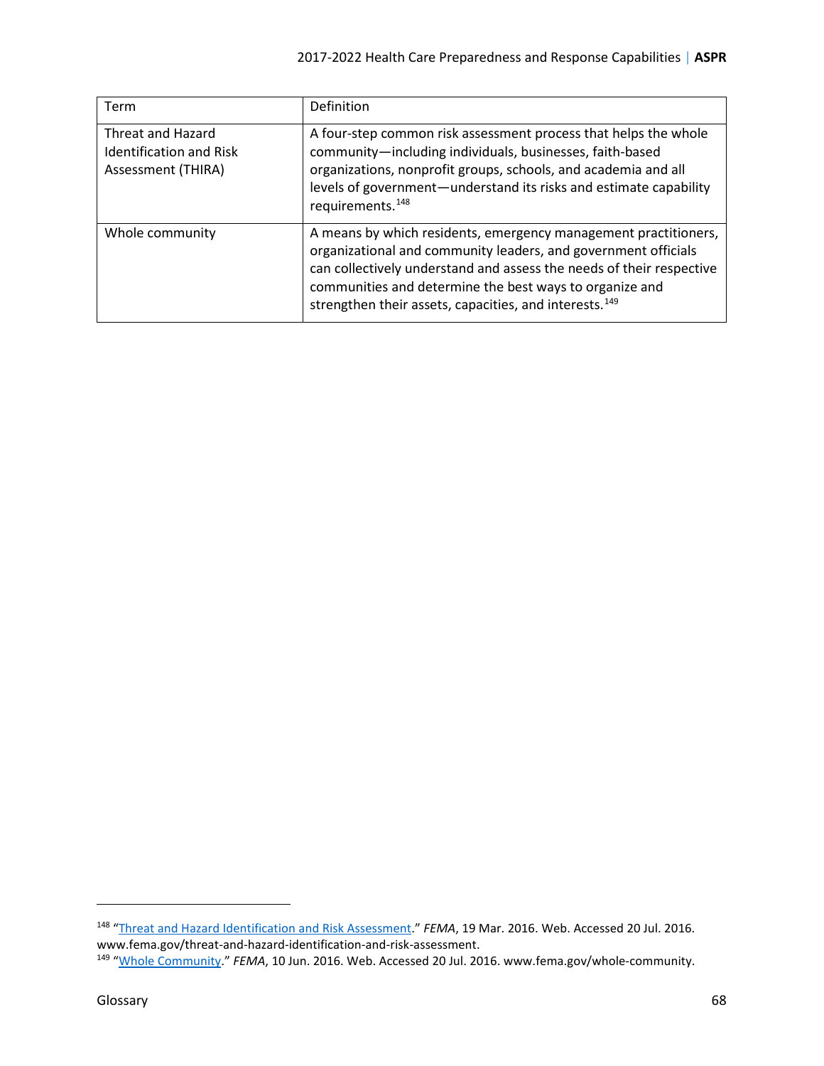| Term | Definition |
|---|---|
| Threat and Hazard Identification and Risk Assessment (THIRA) | A four-step common risk assessment process that helps the whole community—including individuals, businesses, faith-based organizations, nonprofit groups, schools, and academia and all levels of government—understand its risks and estimate capability requirements.[148] |
| Whole community | A means by which residents, emergency management practitioners, organizational and community leaders, and government officials can collectively understand and assess the needs of their respective communities and determine the best ways to organize and strengthen their assets, capacities, and interests.[149] |

[148] "Threat and Hazard Identification and Risk Assessment." *FEMA*, 19 Mar. 2016. Web. Accessed 20 Jul. 2016. www.fema.gov/threat-and-hazard-identification-and-risk-assessment.

[149] "Whole Community." *FEMA*, 10 Jun. 2016. Web. Accessed 20 Jul. 2016. www.fema.gov/whole-community.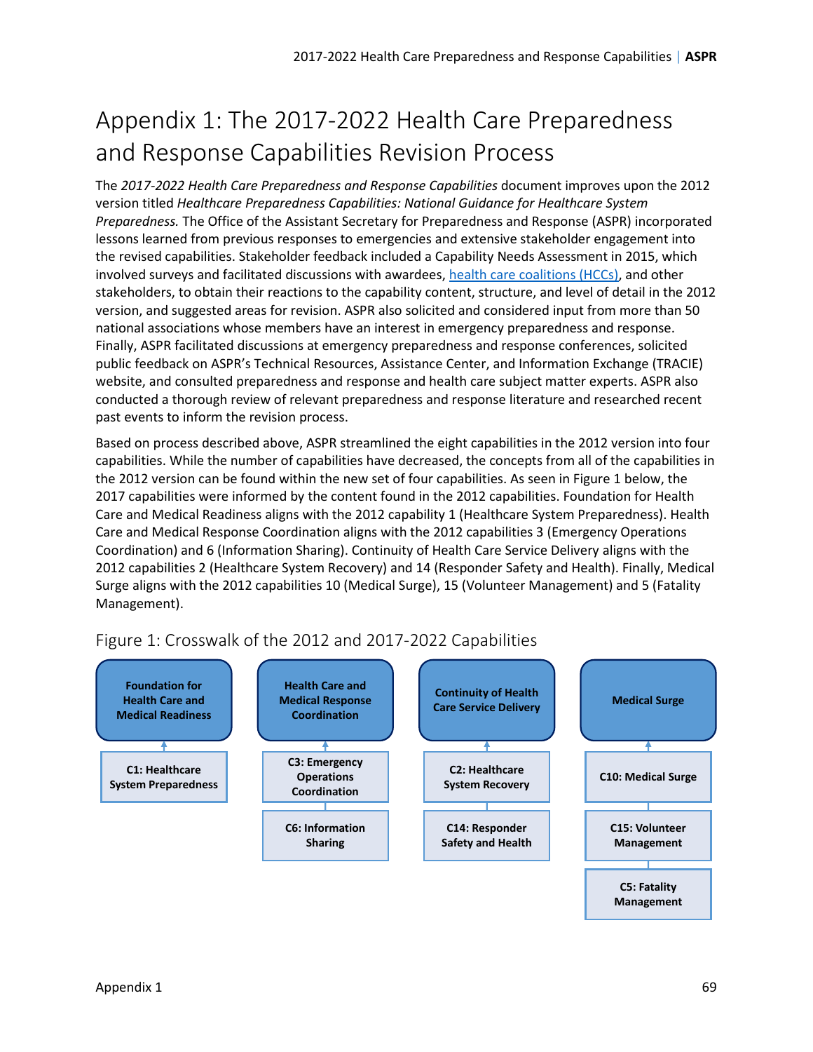# Appendix 1: The 2017-2022 Health Care Preparedness and Response Capabilities Revision Process

The *2017-2022 Health Care Preparedness and Response Capabilities* document improves upon the 2012 version titled *Healthcare Preparedness Capabilities: National Guidance for Healthcare System Preparedness.* The Office of the Assistant Secretary for Preparedness and Response (ASPR) incorporated lessons learned from previous responses to emergencies and extensive stakeholder engagement into the revised capabilities. Stakeholder feedback included a Capability Needs Assessment in 2015, which involved surveys and facilitated discussions with awardees, health care coalitions (HCCs), and other stakeholders, to obtain their reactions to the capability content, structure, and level of detail in the 2012 version, and suggested areas for revision. ASPR also solicited and considered input from more than 50 national associations whose members have an interest in emergency preparedness and response. Finally, ASPR facilitated discussions at emergency preparedness and response conferences, solicited public feedback on ASPR's Technical Resources, Assistance Center, and Information Exchange (TRACIE) website, and consulted preparedness and response and health care subject matter experts. ASPR also conducted a thorough review of relevant preparedness and response literature and researched recent past events to inform the revision process.

Based on process described above, ASPR streamlined the eight capabilities in the 2012 version into four capabilities. While the number of capabilities have decreased, the concepts from all of the capabilities in the 2012 version can be found within the new set of four capabilities. As seen in Figure 1 below, the 2017 capabilities were informed by the content found in the 2012 capabilities. Foundation for Health Care and Medical Readiness aligns with the 2012 capability 1 (Healthcare System Preparedness). Health Care and Medical Response Coordination aligns with the 2012 capabilities 3 (Emergency Operations Coordination) and 6 (Information Sharing). Continuity of Health Care Service Delivery aligns with the 2012 capabilities 2 (Healthcare System Recovery) and 14 (Responder Safety and Health). Finally, Medical Surge aligns with the 2012 capabilities 10 (Medical Surge), 15 (Volunteer Management) and 5 (Fatality Management).

## Figure 1: Crosswalk of the 2012 and 2017-2022 Capabilities

| Foundation for Health Care and Medical Readiness | Health Care and Medical Response Coordination | Continuity of Health Care Service Delivery | Medical Surge |
|---|---|---|---|
| C1: Healthcare System Preparedness | C3: Emergency Operations Coordination | C2: Healthcare System Recovery | C10: Medical Surge |
| | C6: Information Sharing | C14: Responder Safety and Health | C15: Volunteer Management |
| | | | C5: Fatality Management |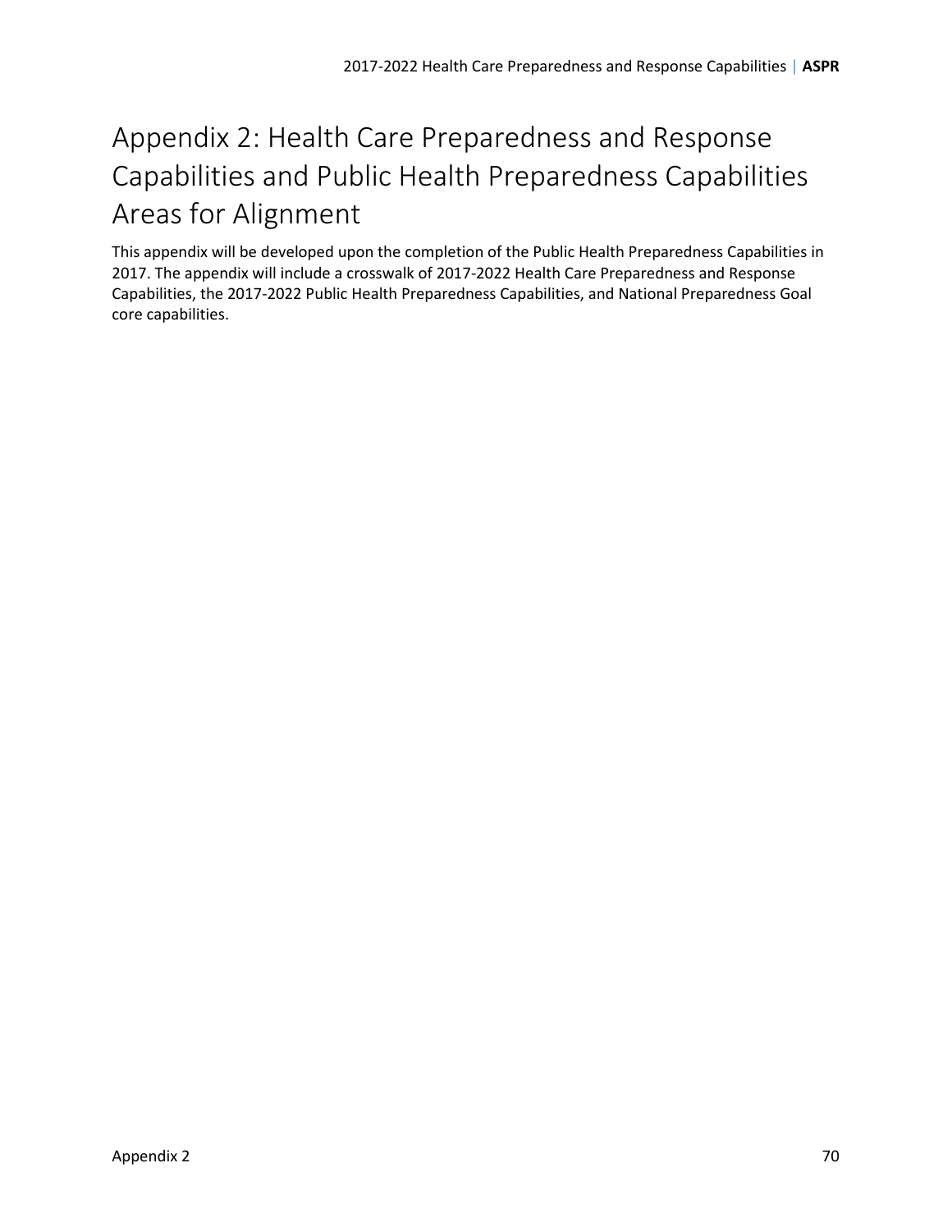# Appendix 2: Health Care Preparedness and Response Capabilities and Public Health Preparedness Capabilities Areas for Alignment

This appendix will be developed upon the completion of the Public Health Preparedness Capabilities in 2017. The appendix will include a crosswalk of 2017-2022 Health Care Preparedness and Response Capabilities, the 2017-2022 Public Health Preparedness Capabilities, and National Preparedness Goal core capabilities.